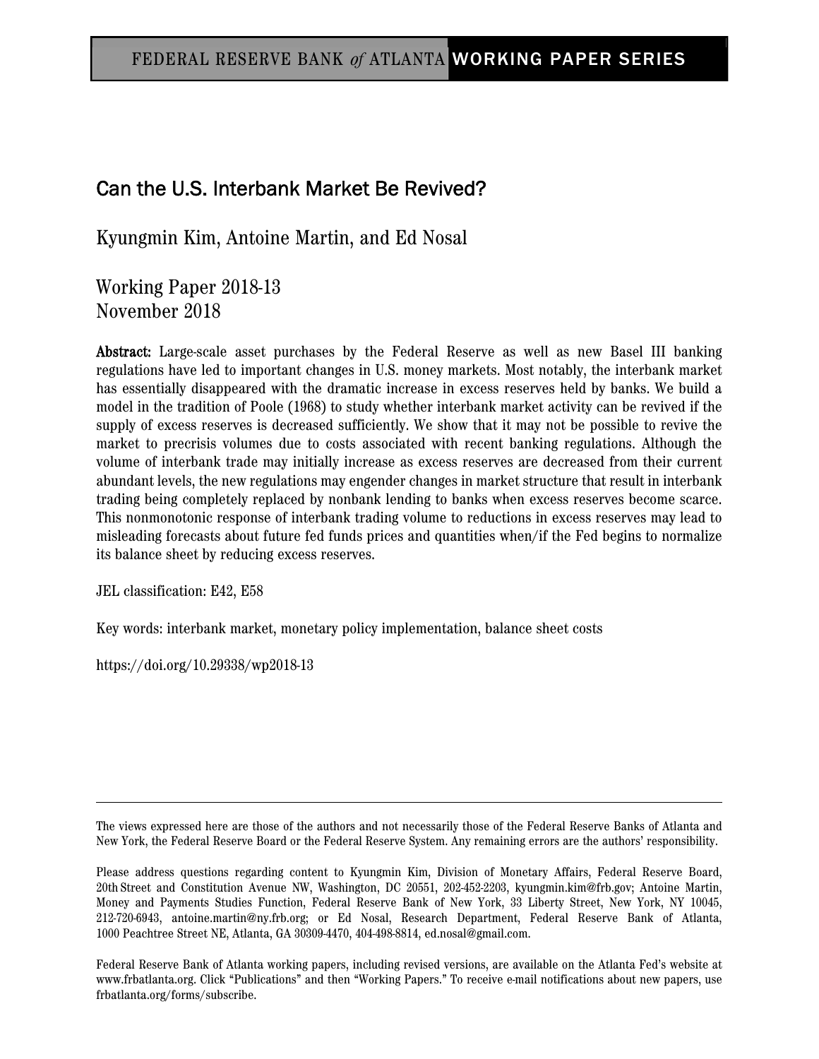FEDERAL RESERVE BANK *of* ATLANTA WORKING PAPER SERIES

# Can the U.S. Interbank Market Be Revived?

Kyungmin Kim, Antoine Martin, and Ed Nosal

Working Paper 2018-13
November 2018

**Abstract:** Large-scale asset purchases by the Federal Reserve as well as new Basel III banking regulations have led to important changes in U.S. money markets. Most notably, the interbank market has essentially disappeared with the dramatic increase in excess reserves held by banks. We build a model in the tradition of Poole (1968) to study whether interbank market activity can be revived if the supply of excess reserves is decreased sufficiently. We show that it may not be possible to revive the market to precrisis volumes due to costs associated with recent banking regulations. Although the volume of interbank trade may initially increase as excess reserves are decreased from their current abundant levels, the new regulations may engender changes in market structure that result in interbank trading being completely replaced by nonbank lending to banks when excess reserves become scarce. This nonmonotonic response of interbank trading volume to reductions in excess reserves may lead to misleading forecasts about future fed funds prices and quantities when/if the Fed begins to normalize its balance sheet by reducing excess reserves.

JEL classification: E42, E58

Key words: interbank market, monetary policy implementation, balance sheet costs

https://doi.org/10.29338/wp2018-13

---

The views expressed here are those of the authors and not necessarily those of the Federal Reserve Banks of Atlanta and New York, the Federal Reserve Board or the Federal Reserve System. Any remaining errors are the authors' responsibility.

Please address questions regarding content to Kyungmin Kim, Division of Monetary Affairs, Federal Reserve Board, 20th Street and Constitution Avenue NW, Washington, DC 20551, 202-452-2203, kyungmin.kim@frb.gov; Antoine Martin, Money and Payments Studies Function, Federal Reserve Bank of New York, 33 Liberty Street, New York, NY 10045, 212-720-6943, antoine.martin@ny.frb.org; or Ed Nosal, Research Department, Federal Reserve Bank of Atlanta, 1000 Peachtree Street NE, Atlanta, GA 30309-4470, 404-498-8814, ed.nosal@gmail.com.

Federal Reserve Bank of Atlanta working papers, including revised versions, are available on the Atlanta Fed's website at www.frbatlanta.org. Click "Publications" and then "Working Papers." To receive e-mail notifications about new papers, use frbatlanta.org/forms/subscribe.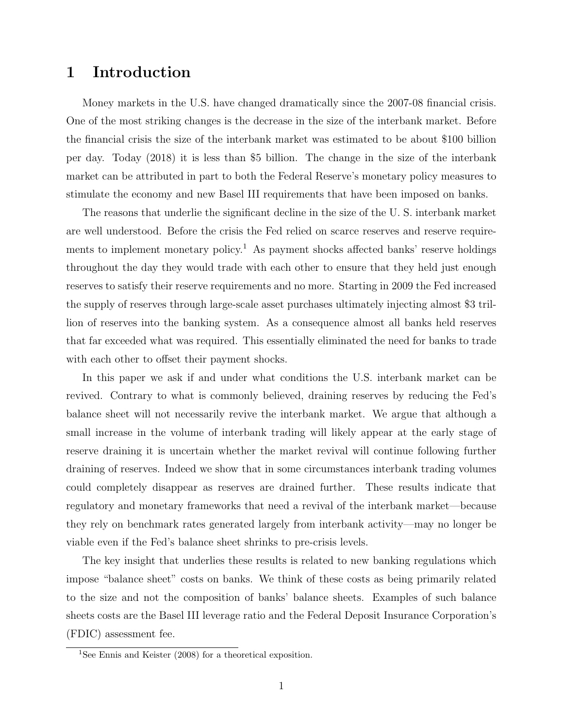# 1 Introduction

Money markets in the U.S. have changed dramatically since the 2007-08 financial crisis. One of the most striking changes is the decrease in the size of the interbank market. Before the financial crisis the size of the interbank market was estimated to be about $100 billion per day. Today (2018) it is less than $5 billion. The change in the size of the interbank market can be attributed in part to both the Federal Reserve's monetary policy measures to stimulate the economy and new Basel III requirements that have been imposed on banks.

The reasons that underlie the significant decline in the size of the U. S. interbank market are well understood. Before the crisis the Fed relied on scarce reserves and reserve requirements to implement monetary policy.[1] As payment shocks affected banks' reserve holdings throughout the day they would trade with each other to ensure that they held just enough reserves to satisfy their reserve requirements and no more. Starting in 2009 the Fed increased the supply of reserves through large-scale asset purchases ultimately injecting almost $3 trillion of reserves into the banking system. As a consequence almost all banks held reserves that far exceeded what was required. This essentially eliminated the need for banks to trade with each other to offset their payment shocks.

In this paper we ask if and under what conditions the U.S. interbank market can be revived. Contrary to what is commonly believed, draining reserves by reducing the Fed's balance sheet will not necessarily revive the interbank market. We argue that although a small increase in the volume of interbank trading will likely appear at the early stage of reserve draining it is uncertain whether the market revival will continue following further draining of reserves. Indeed we show that in some circumstances interbank trading volumes could completely disappear as reserves are drained further. These results indicate that regulatory and monetary frameworks that need a revival of the interbank market—because they rely on benchmark rates generated largely from interbank activity—may no longer be viable even if the Fed's balance sheet shrinks to pre-crisis levels.

The key insight that underlies these results is related to new banking regulations which impose "balance sheet" costs on banks. We think of these costs as being primarily related to the size and not the composition of banks' balance sheets. Examples of such balance sheets costs are the Basel III leverage ratio and the Federal Deposit Insurance Corporation's (FDIC) assessment fee.

[1] See Ennis and Keister (2008) for a theoretical exposition.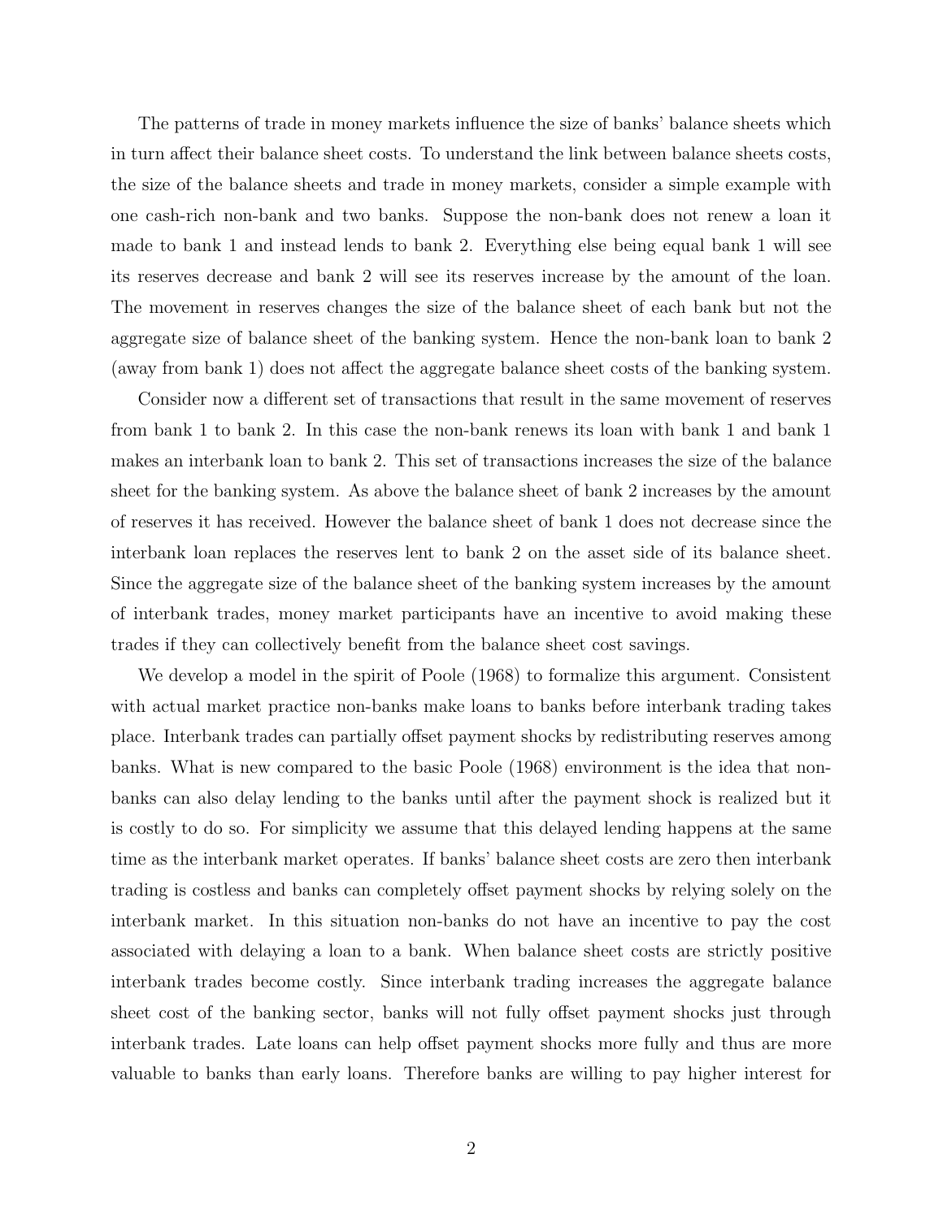The patterns of trade in money markets influence the size of banks' balance sheets which in turn affect their balance sheet costs. To understand the link between balance sheets costs, the size of the balance sheets and trade in money markets, consider a simple example with one cash-rich non-bank and two banks. Suppose the non-bank does not renew a loan it made to bank 1 and instead lends to bank 2. Everything else being equal bank 1 will see its reserves decrease and bank 2 will see its reserves increase by the amount of the loan. The movement in reserves changes the size of the balance sheet of each bank but not the aggregate size of balance sheet of the banking system. Hence the non-bank loan to bank 2 (away from bank 1) does not affect the aggregate balance sheet costs of the banking system.

Consider now a different set of transactions that result in the same movement of reserves from bank 1 to bank 2. In this case the non-bank renews its loan with bank 1 and bank 1 makes an interbank loan to bank 2. This set of transactions increases the size of the balance sheet for the banking system. As above the balance sheet of bank 2 increases by the amount of reserves it has received. However the balance sheet of bank 1 does not decrease since the interbank loan replaces the reserves lent to bank 2 on the asset side of its balance sheet. Since the aggregate size of the balance sheet of the banking system increases by the amount of interbank trades, money market participants have an incentive to avoid making these trades if they can collectively benefit from the balance sheet cost savings.

We develop a model in the spirit of Poole (1968) to formalize this argument. Consistent with actual market practice non-banks make loans to banks before interbank trading takes place. Interbank trades can partially offset payment shocks by redistributing reserves among banks. What is new compared to the basic Poole (1968) environment is the idea that non-banks can also delay lending to the banks until after the payment shock is realized but it is costly to do so. For simplicity we assume that this delayed lending happens at the same time as the interbank market operates. If banks' balance sheet costs are zero then interbank trading is costless and banks can completely offset payment shocks by relying solely on the interbank market. In this situation non-banks do not have an incentive to pay the cost associated with delaying a loan to a bank. When balance sheet costs are strictly positive interbank trades become costly. Since interbank trading increases the aggregate balance sheet cost of the banking sector, banks will not fully offset payment shocks just through interbank trades. Late loans can help offset payment shocks more fully and thus are more valuable to banks than early loans. Therefore banks are willing to pay higher interest for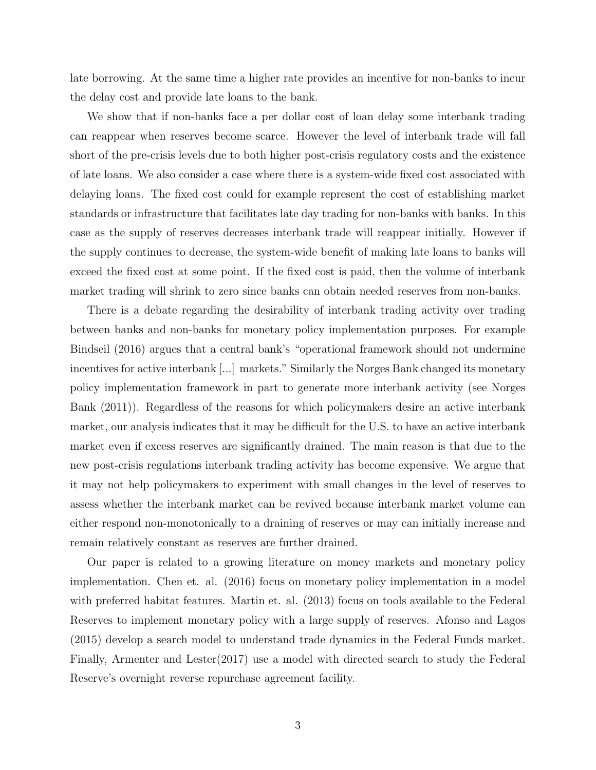late borrowing. At the same time a higher rate provides an incentive for non-banks to incur the delay cost and provide late loans to the bank.

We show that if non-banks face a per dollar cost of loan delay some interbank trading can reappear when reserves become scarce. However the level of interbank trade will fall short of the pre-crisis levels due to both higher post-crisis regulatory costs and the existence of late loans. We also consider a case where there is a system-wide fixed cost associated with delaying loans. The fixed cost could for example represent the cost of establishing market standards or infrastructure that facilitates late day trading for non-banks with banks. In this case as the supply of reserves decreases interbank trade will reappear initially. However if the supply continues to decrease, the system-wide benefit of making late loans to banks will exceed the fixed cost at some point. If the fixed cost is paid, then the volume of interbank market trading will shrink to zero since banks can obtain needed reserves from non-banks.

There is a debate regarding the desirability of interbank trading activity over trading between banks and non-banks for monetary policy implementation purposes. For example Bindseil (2016) argues that a central bank's "operational framework should not undermine incentives for active interbank [...] markets." Similarly the Norges Bank changed its monetary policy implementation framework in part to generate more interbank activity (see Norges Bank (2011)). Regardless of the reasons for which policymakers desire an active interbank market, our analysis indicates that it may be difficult for the U.S. to have an active interbank market even if excess reserves are significantly drained. The main reason is that due to the new post-crisis regulations interbank trading activity has become expensive. We argue that it may not help policymakers to experiment with small changes in the level of reserves to assess whether the interbank market can be revived because interbank market volume can either respond non-monotonically to a draining of reserves or may can initially increase and remain relatively constant as reserves are further drained.

Our paper is related to a growing literature on money markets and monetary policy implementation. Chen et. al. (2016) focus on monetary policy implementation in a model with preferred habitat features. Martin et. al. (2013) focus on tools available to the Federal Reserves to implement monetary policy with a large supply of reserves. Afonso and Lagos (2015) develop a search model to understand trade dynamics in the Federal Funds market. Finally, Armenter and Lester(2017) use a model with directed search to study the Federal Reserve's overnight reverse repurchase agreement facility.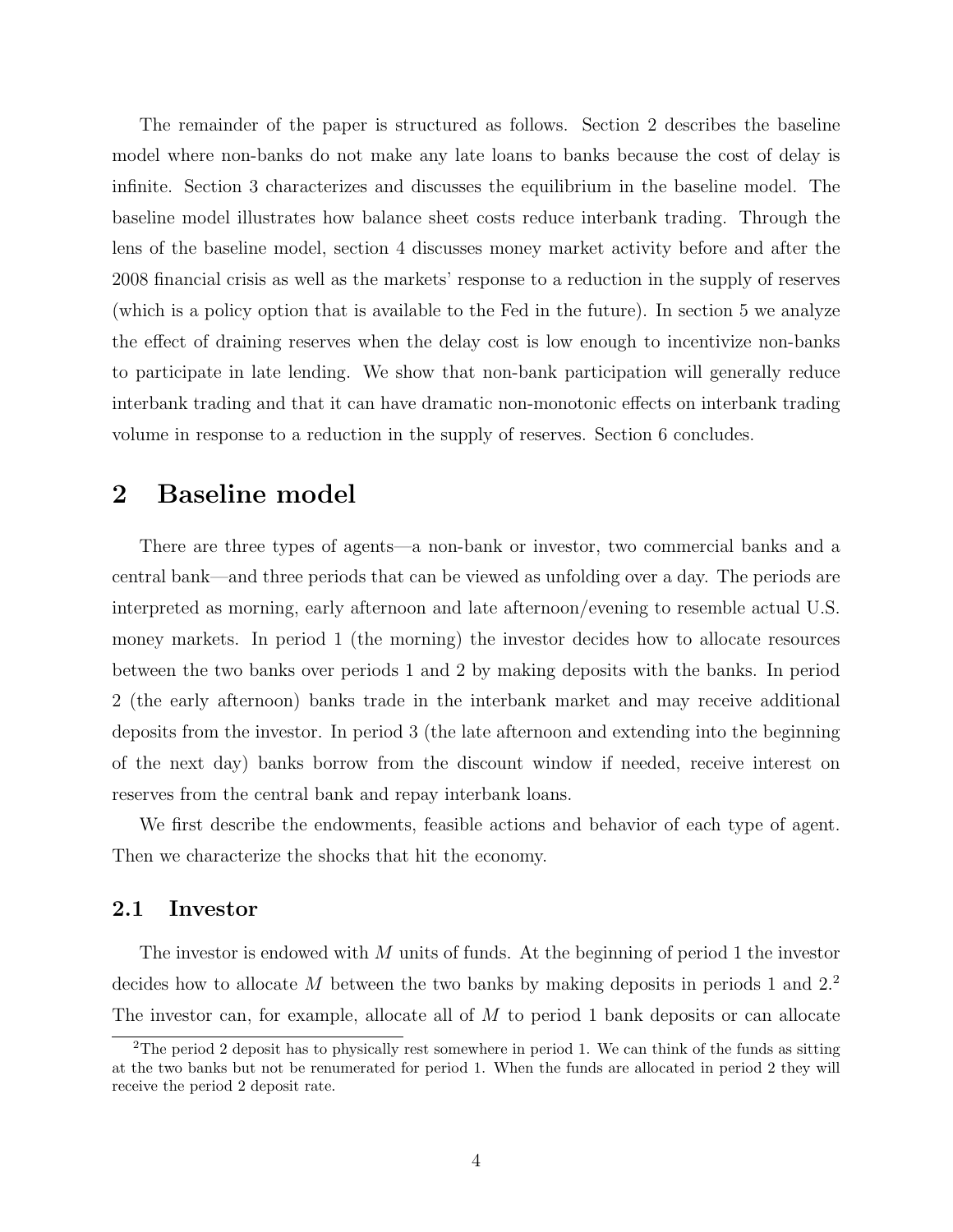The remainder of the paper is structured as follows. Section 2 describes the baseline model where non-banks do not make any late loans to banks because the cost of delay is infinite. Section 3 characterizes and discusses the equilibrium in the baseline model. The baseline model illustrates how balance sheet costs reduce interbank trading. Through the lens of the baseline model, section 4 discusses money market activity before and after the 2008 financial crisis as well as the markets' response to a reduction in the supply of reserves (which is a policy option that is available to the Fed in the future). In section 5 we analyze the effect of draining reserves when the delay cost is low enough to incentivize non-banks to participate in late lending. We show that non-bank participation will generally reduce interbank trading and that it can have dramatic non-monotonic effects on interbank trading volume in response to a reduction in the supply of reserves. Section 6 concludes.

# 2 Baseline model

There are three types of agents—a non-bank or investor, two commercial banks and a central bank—and three periods that can be viewed as unfolding over a day. The periods are interpreted as morning, early afternoon and late afternoon/evening to resemble actual U.S. money markets. In period 1 (the morning) the investor decides how to allocate resources between the two banks over periods 1 and 2 by making deposits with the banks. In period 2 (the early afternoon) banks trade in the interbank market and may receive additional deposits from the investor. In period 3 (the late afternoon and extending into the beginning of the next day) banks borrow from the discount window if needed, receive interest on reserves from the central bank and repay interbank loans.

We first describe the endowments, feasible actions and behavior of each type of agent. Then we characterize the shocks that hit the economy.

## 2.1 Investor

The investor is endowed with $M$ units of funds. At the beginning of period 1 the investor decides how to allocate $M$ between the two banks by making deposits in periods 1 and 2.[2] The investor can, for example, allocate all of $M$ to period 1 bank deposits or can allocate

[2] The period 2 deposit has to physically rest somewhere in period 1. We can think of the funds as sitting at the two banks but not be renumerated for period 1. When the funds are allocated in period 2 they will receive the period 2 deposit rate.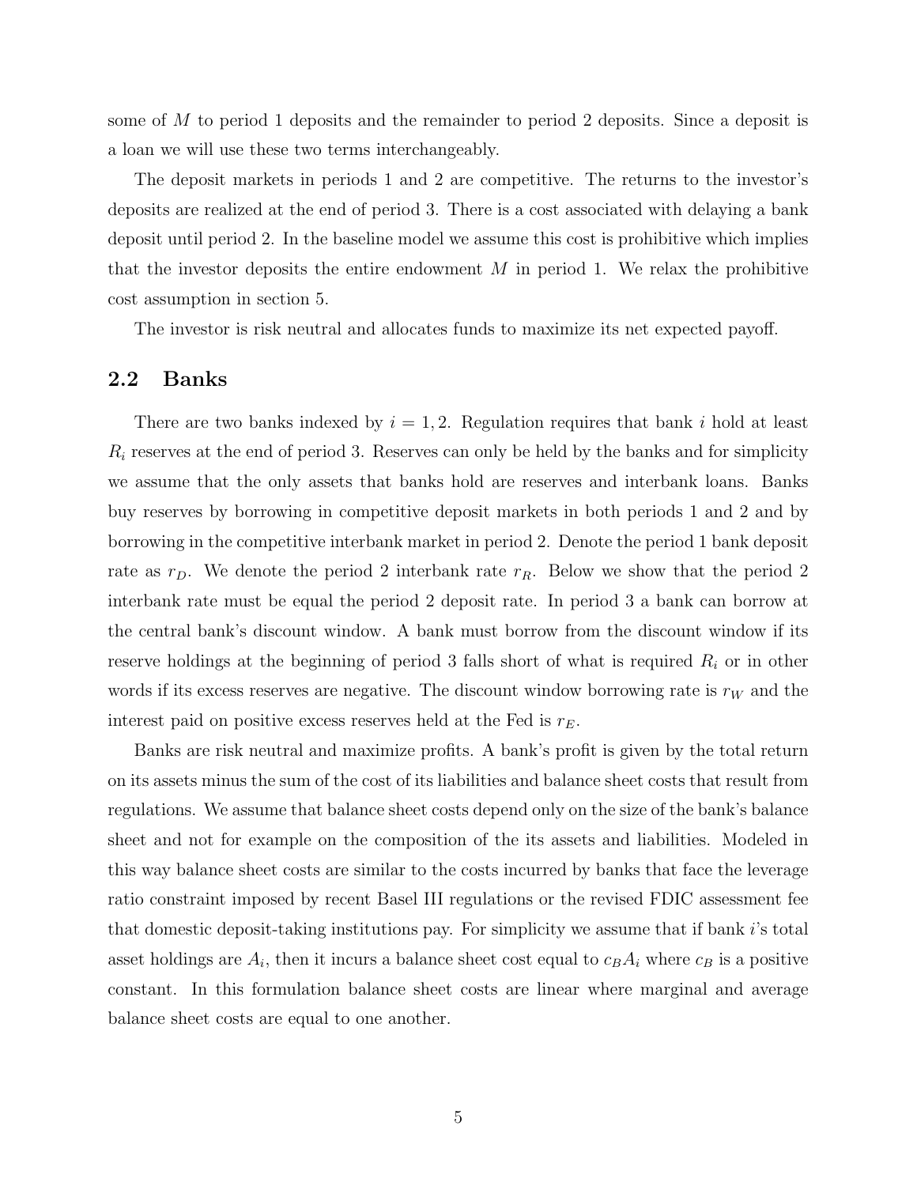some of $M$ to period 1 deposits and the remainder to period 2 deposits. Since a deposit is a loan we will use these two terms interchangeably.

The deposit markets in periods 1 and 2 are competitive. The returns to the investor's deposits are realized at the end of period 3. There is a cost associated with delaying a bank deposit until period 2. In the baseline model we assume this cost is prohibitive which implies that the investor deposits the entire endowment $M$ in period 1. We relax the prohibitive cost assumption in section 5.

The investor is risk neutral and allocates funds to maximize its net expected payoff.

## 2.2 Banks

There are two banks indexed by $i = 1, 2$. Regulation requires that bank $i$ hold at least $R_i$ reserves at the end of period 3. Reserves can only be held by the banks and for simplicity we assume that the only assets that banks hold are reserves and interbank loans. Banks buy reserves by borrowing in competitive deposit markets in both periods 1 and 2 and by borrowing in the competitive interbank market in period 2. Denote the period 1 bank deposit rate as $r_D$. We denote the period 2 interbank rate $r_R$. Below we show that the period 2 interbank rate must be equal the period 2 deposit rate. In period 3 a bank can borrow at the central bank's discount window. A bank must borrow from the discount window if its reserve holdings at the beginning of period 3 falls short of what is required $R_i$ or in other words if its excess reserves are negative. The discount window borrowing rate is $r_W$ and the interest paid on positive excess reserves held at the Fed is $r_E$.

Banks are risk neutral and maximize profits. A bank's profit is given by the total return on its assets minus the sum of the cost of its liabilities and balance sheet costs that result from regulations. We assume that balance sheet costs depend only on the size of the bank's balance sheet and not for example on the composition of the its assets and liabilities. Modeled in this way balance sheet costs are similar to the costs incurred by banks that face the leverage ratio constraint imposed by recent Basel III regulations or the revised FDIC assessment fee that domestic deposit-taking institutions pay. For simplicity we assume that if bank $i$'s total asset holdings are $A_i$, then it incurs a balance sheet cost equal to $c_B A_i$ where $c_B$ is a positive constant. In this formulation balance sheet costs are linear where marginal and average balance sheet costs are equal to one another.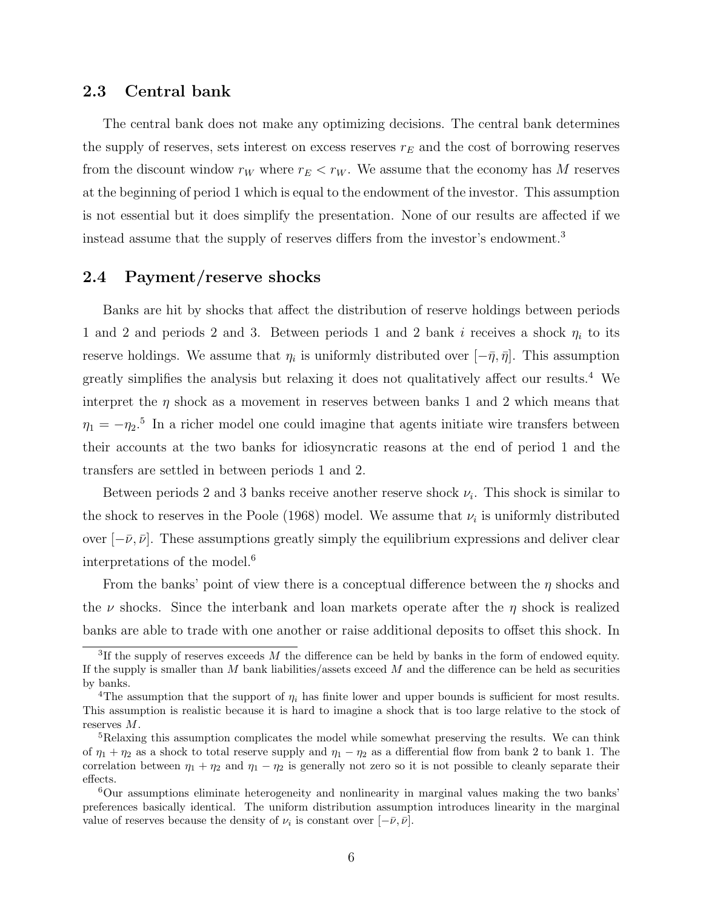## 2.3 Central bank

The central bank does not make any optimizing decisions. The central bank determines the supply of reserves, sets interest on excess reserves $r_E$ and the cost of borrowing reserves from the discount window $r_W$ where $r_E < r_W$. We assume that the economy has $M$ reserves at the beginning of period 1 which is equal to the endowment of the investor. This assumption is not essential but it does simplify the presentation. None of our results are affected if we instead assume that the supply of reserves differs from the investor's endowment.[3]

## 2.4 Payment/reserve shocks

Banks are hit by shocks that affect the distribution of reserve holdings between periods 1 and 2 and periods 2 and 3. Between periods 1 and 2 bank $i$ receives a shock $\eta_i$ to its reserve holdings. We assume that $\eta_i$ is uniformly distributed over $[-\bar{\eta}, \bar{\eta}]$. This assumption greatly simplifies the analysis but relaxing it does not qualitatively affect our results.[4] We interpret the $\eta$ shock as a movement in reserves between banks 1 and 2 which means that $\eta_1 = -\eta_2$.[5] In a richer model one could imagine that agents initiate wire transfers between their accounts at the two banks for idiosyncratic reasons at the end of period 1 and the transfers are settled in between periods 1 and 2.

Between periods 2 and 3 banks receive another reserve shock $\nu_i$. This shock is similar to the shock to reserves in the Poole (1968) model. We assume that $\nu_i$ is uniformly distributed over $[-\bar{\nu}, \bar{\nu}]$. These assumptions greatly simply the equilibrium expressions and deliver clear interpretations of the model.[6]

From the banks' point of view there is a conceptual difference between the $\eta$ shocks and the $\nu$ shocks. Since the interbank and loan markets operate after the $\eta$ shock is realized banks are able to trade with one another or raise additional deposits to offset this shock. In

---

[3] If the supply of reserves exceeds $M$ the difference can be held by banks in the form of endowed equity. If the supply is smaller than $M$ bank liabilities/assets exceed $M$ and the difference can be held as securities by banks.

[4] The assumption that the support of $\eta_i$ has finite lower and upper bounds is sufficient for most results. This assumption is realistic because it is hard to imagine a shock that is too large relative to the stock of reserves $M$.

[5] Relaxing this assumption complicates the model while somewhat preserving the results. We can think of $\eta_1 + \eta_2$ as a shock to total reserve supply and $\eta_1 - \eta_2$ as a differential flow from bank 2 to bank 1. The correlation between $\eta_1 + \eta_2$ and $\eta_1 - \eta_2$ is generally not zero so it is not possible to cleanly separate their effects.

[6] Our assumptions eliminate heterogeneity and nonlinearity in marginal values making the two banks' preferences basically identical. The uniform distribution assumption introduces linearity in the marginal value of reserves because the density of $\nu_i$ is constant over $[-\bar{\nu}, \bar{\nu}]$.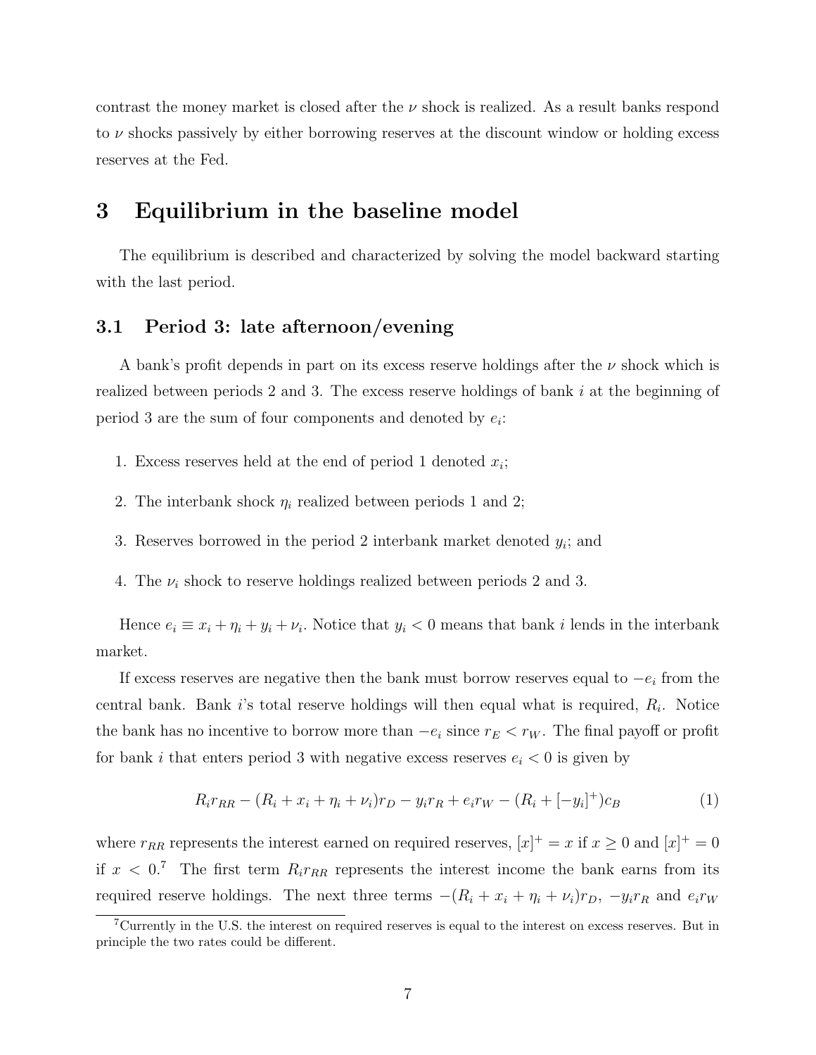contrast the money market is closed after the $\nu$ shock is realized. As a result banks respond to $\nu$ shocks passively by either borrowing reserves at the discount window or holding excess reserves at the Fed.

# 3 Equilibrium in the baseline model

The equilibrium is described and characterized by solving the model backward starting with the last period.

## 3.1 Period 3: late afternoon/evening

A bank's profit depends in part on its excess reserve holdings after the $\nu$ shock which is realized between periods 2 and 3. The excess reserve holdings of bank $i$ at the beginning of period 3 are the sum of four components and denoted by $e_i$:

1. Excess reserves held at the end of period 1 denoted $x_i$;
2. The interbank shock $\eta_i$ realized between periods 1 and 2;
3. Reserves borrowed in the period 2 interbank market denoted $y_i$; and
4. The $\nu_i$ shock to reserve holdings realized between periods 2 and 3.

Hence $e_i \equiv x_i + \eta_i + y_i + \nu_i$. Notice that $y_i < 0$ means that bank $i$ lends in the interbank market.

If excess reserves are negative then the bank must borrow reserves equal to $-e_i$ from the central bank. Bank $i$'s total reserve holdings will then equal what is required, $R_i$. Notice the bank has no incentive to borrow more than $-e_i$ since $r_E < r_W$. The final payoff or profit for bank $i$ that enters period 3 with negative excess reserves $e_i < 0$ is given by

$$R_i r_{RR} - (R_i + x_i + \eta_i + \nu_i)r_D - y_i r_R + e_i r_W - (R_i + [-y_i]^+)c_B \tag{1}$$

where $r_{RR}$ represents the interest earned on required reserves, $[x]^+ = x$ if $x \geq 0$ and $[x]^+ = 0$ if $x < 0$.[7] The first term $R_i r_{RR}$ represents the interest income the bank earns from its required reserve holdings. The next three terms $-(R_i + x_i + \eta_i + \nu_i)r_D$, $-y_i r_R$ and $e_i r_W$

[7] Currently in the U.S. the interest on required reserves is equal to the interest on excess reserves. But in principle the two rates could be different.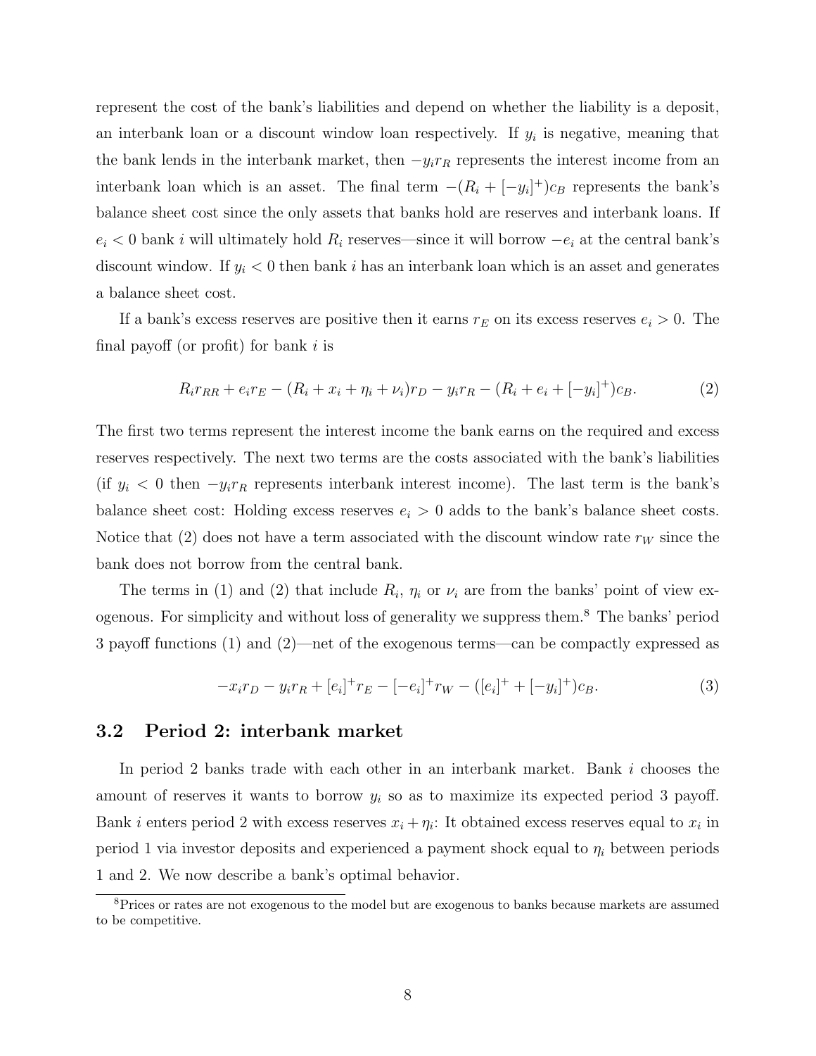represent the cost of the bank's liabilities and depend on whether the liability is a deposit, an interbank loan or a discount window loan respectively. If $y_i$ is negative, meaning that the bank lends in the interbank market, then $-y_i r_R$ represents the interest income from an interbank loan which is an asset. The final term $-(R_i + [-y_i]^+)c_B$ represents the bank's balance sheet cost since the only assets that banks hold are reserves and interbank loans. If $e_i < 0$ bank $i$ will ultimately hold $R_i$ reserves—since it will borrow $-e_i$ at the central bank's discount window. If $y_i < 0$ then bank $i$ has an interbank loan which is an asset and generates a balance sheet cost.

If a bank's excess reserves are positive then it earns $r_E$ on its excess reserves $e_i > 0$. The final payoff (or profit) for bank $i$ is

$$R_i r_{RR} + e_i r_E - (R_i + x_i + \eta_i + \nu_i) r_D - y_i r_R - (R_i + e_i + [-y_i]^+) c_B. \tag{2}$$

The first two terms represent the interest income the bank earns on the required and excess reserves respectively. The next two terms are the costs associated with the bank's liabilities (if $y_i < 0$ then $-y_i r_R$ represents interbank interest income). The last term is the bank's balance sheet cost: Holding excess reserves $e_i > 0$ adds to the bank's balance sheet costs. Notice that (2) does not have a term associated with the discount window rate $r_W$ since the bank does not borrow from the central bank.

The terms in (1) and (2) that include $R_i$, $\eta_i$ or $\nu_i$ are from the banks' point of view exogenous. For simplicity and without loss of generality we suppress them.[8] The banks' period 3 payoff functions (1) and (2)—net of the exogenous terms—can be compactly expressed as

$$-x_i r_D - y_i r_R + [e_i]^+ r_E - [-e_i]^+ r_W - ([e_i]^+ + [-y_i]^+) c_B. \tag{3}$$

### 3.2 Period 2: interbank market

In period 2 banks trade with each other in an interbank market. Bank $i$ chooses the amount of reserves it wants to borrow $y_i$ so as to maximize its expected period 3 payoff. Bank $i$ enters period 2 with excess reserves $x_i + \eta_i$: It obtained excess reserves equal to $x_i$ in period 1 via investor deposits and experienced a payment shock equal to $\eta_i$ between periods 1 and 2. We now describe a bank's optimal behavior.

[8] Prices or rates are not exogenous to the model but are exogenous to banks because markets are assumed to be competitive.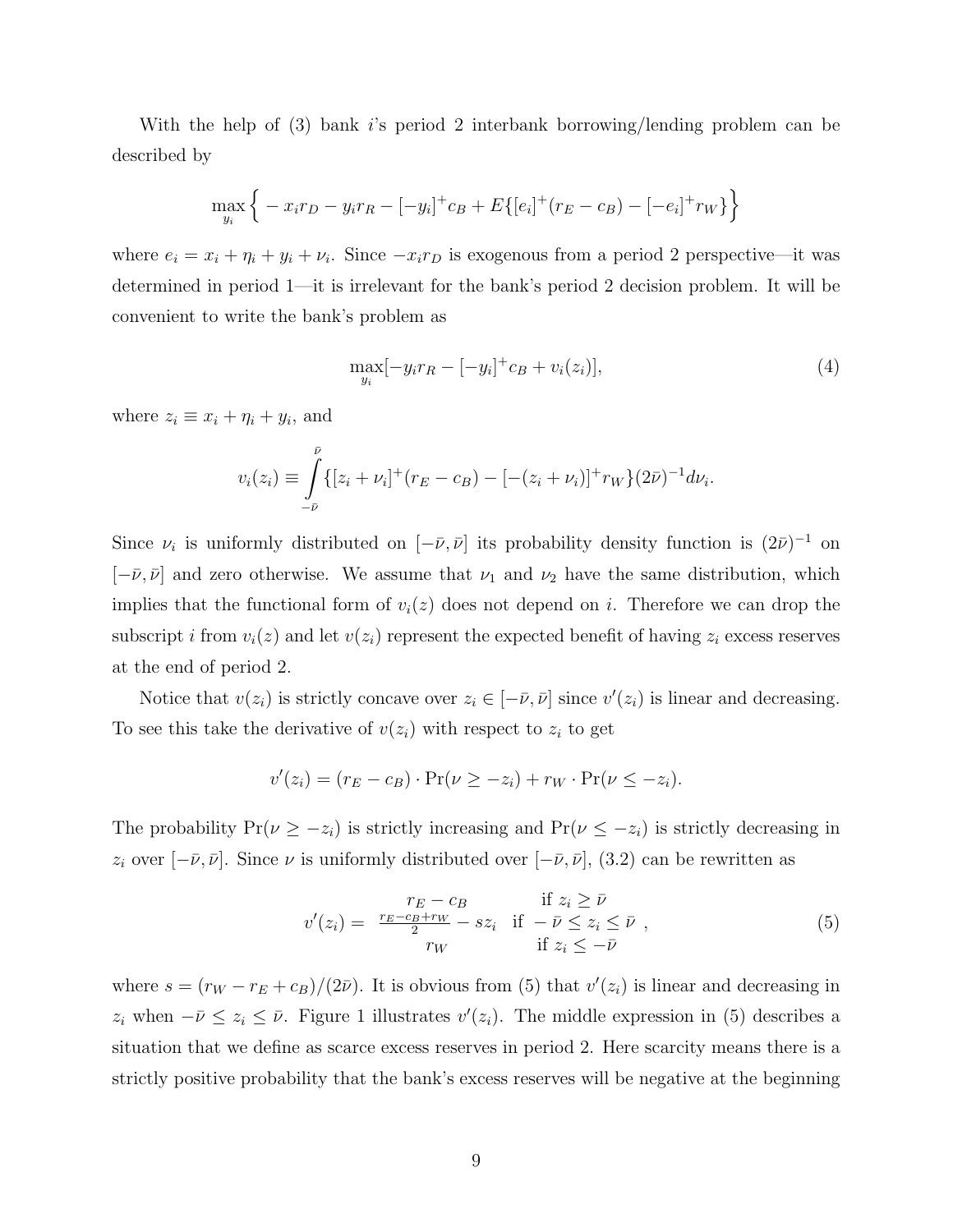With the help of (3) bank $i$'s period 2 interbank borrowing/lending problem can be described by

$$\max_{y_i} \Big\{ -x_i r_D - y_i r_R - [-y_i]^+ c_B + E\{[e_i]^+(r_E - c_B) - [-e_i]^+ r_W\}\Big\}$$

where $e_i = x_i + \eta_i + y_i + \nu_i$. Since $-x_i r_D$ is exogenous from a period 2 perspective—it was determined in period 1—it is irrelevant for the bank's period 2 decision problem. It will be convenient to write the bank's problem as

$$\max_{y_i}[-y_i r_R - [-y_i]^+ c_B + v_i(z_i)], \tag{4}$$

where $z_i \equiv x_i + \eta_i + y_i$, and

$$v_i(z_i) \equiv \int_{-\bar{\nu}}^{\bar{\nu}} \{[z_i + \nu_i]^+(r_E - c_B) - [-(z_i + \nu_i)]^+ r_W\}(2\bar{\nu})^{-1} d\nu_i.$$

Since $\nu_i$ is uniformly distributed on $[-\bar{\nu}, \bar{\nu}]$ its probability density function is $(2\bar{\nu})^{-1}$ on $[-\bar{\nu}, \bar{\nu}]$ and zero otherwise. We assume that $\nu_1$ and $\nu_2$ have the same distribution, which implies that the functional form of $v_i(z)$ does not depend on $i$. Therefore we can drop the subscript $i$ from $v_i(z)$ and let $v(z_i)$ represent the expected benefit of having $z_i$ excess reserves at the end of period 2.

Notice that $v(z_i)$ is strictly concave over $z_i \in [-\bar{\nu}, \bar{\nu}]$ since $v'(z_i)$ is linear and decreasing. To see this take the derivative of $v(z_i)$ with respect to $z_i$ to get

$$v'(z_i) = (r_E - c_B) \cdot \Pr(\nu \geq -z_i) + r_W \cdot \Pr(\nu \leq -z_i).$$

The probability $\Pr(\nu \geq -z_i)$ is strictly increasing and $\Pr(\nu \leq -z_i)$ is strictly decreasing in $z_i$ over $[-\bar{\nu}, \bar{\nu}]$. Since $\nu$ is uniformly distributed over $[-\bar{\nu}, \bar{\nu}]$, (3.2) can be rewritten as

$$v'(z_i) = \begin{array}{cl} r_E - c_B & \text{if } z_i \geq \bar{\nu} \\ \frac{r_E - c_B + r_W}{2} - s z_i & \text{if } -\bar{\nu} \leq z_i \leq \bar{\nu} \\ r_W & \text{if } z_i \leq -\bar{\nu} \end{array}, \tag{5}$$

where $s = (r_W - r_E + c_B)/(2\bar{\nu})$. It is obvious from (5) that $v'(z_i)$ is linear and decreasing in $z_i$ when $-\bar{\nu} \leq z_i \leq \bar{\nu}$. Figure 1 illustrates $v'(z_i)$. The middle expression in (5) describes a situation that we define as scarce excess reserves in period 2. Here scarcity means there is a strictly positive probability that the bank's excess reserves will be negative at the beginning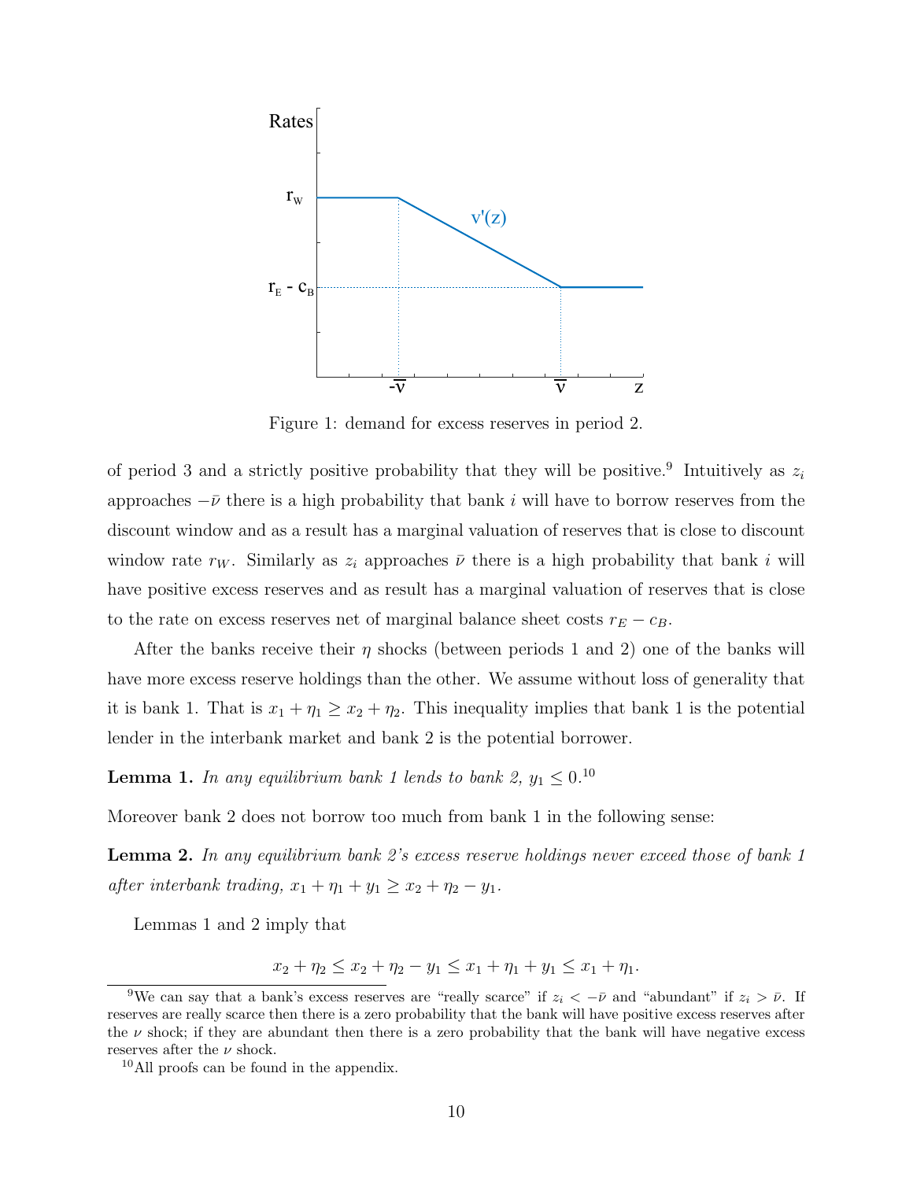Figure 1: demand for excess reserves in period 2.

of period 3 and a strictly positive probability that they will be positive.[9] Intuitively as $z_i$ approaches $-\bar{\nu}$ there is a high probability that bank $i$ will have to borrow reserves from the discount window and as a result has a marginal valuation of reserves that is close to discount window rate $r_W$. Similarly as $z_i$ approaches $\bar{\nu}$ there is a high probability that bank $i$ will have positive excess reserves and as result has a marginal valuation of reserves that is close to the rate on excess reserves net of marginal balance sheet costs $r_E - c_B$.

After the banks receive their $\eta$ shocks (between periods 1 and 2) one of the banks will have more excess reserve holdings than the other. We assume without loss of generality that it is bank 1. That is $x_1 + \eta_1 \geq x_2 + \eta_2$. This inequality implies that bank 1 is the potential lender in the interbank market and bank 2 is the potential borrower.

**Lemma 1.** *In any equilibrium bank 1 lends to bank 2,* $y_1 \leq 0$.[10]

Moreover bank 2 does not borrow too much from bank 1 in the following sense:

**Lemma 2.** *In any equilibrium bank 2's excess reserve holdings never exceed those of bank 1 after interbank trading,* $x_1 + \eta_1 + y_1 \geq x_2 + \eta_2 - y_1$.

Lemmas 1 and 2 imply that

$$x_2 + \eta_2 \leq x_2 + \eta_2 - y_1 \leq x_1 + \eta_1 + y_1 \leq x_1 + \eta_1.$$

[9] We can say that a bank's excess reserves are "really scarce" if $z_i < -\bar{\nu}$ and "abundant" if $z_i > \bar{\nu}$. If reserves are really scarce then there is a zero probability that the bank will have positive excess reserves after the $\nu$ shock; if they are abundant then there is a zero probability that the bank will have negative excess reserves after the $\nu$ shock.

[10] All proofs can be found in the appendix.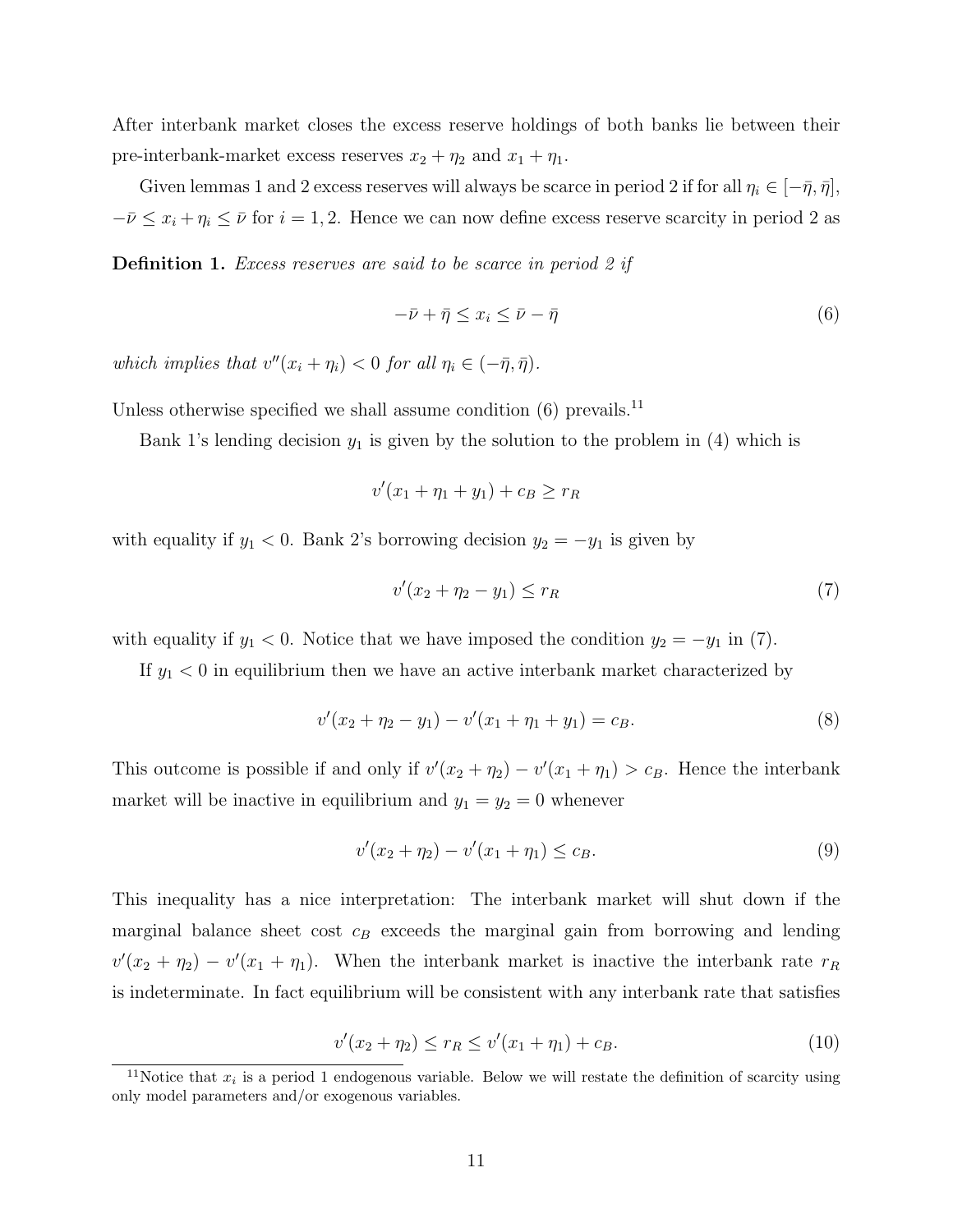After interbank market closes the excess reserve holdings of both banks lie between their pre-interbank-market excess reserves $x_2 + \eta_2$ and $x_1 + \eta_1$.

Given lemmas 1 and 2 excess reserves will always be scarce in period 2 if for all $\eta_i \in [-\bar{\eta}, \bar{\eta}]$, $-\bar{\nu} \leq x_i + \eta_i \leq \bar{\nu}$ for $i = 1, 2$. Hence we can now define excess reserve scarcity in period 2 as

**Definition 1.** *Excess reserves are said to be scarce in period 2 if*

$$-\bar{\nu} + \bar{\eta} \leq x_i \leq \bar{\nu} - \bar{\eta} \tag{6}$$

*which implies that $v''(x_i + \eta_i) < 0$ for all $\eta_i \in (-\bar{\eta}, \bar{\eta})$.*

Unless otherwise specified we shall assume condition (6) prevails.[11]

Bank 1's lending decision $y_1$ is given by the solution to the problem in (4) which is

$$v'(x_1 + \eta_1 + y_1) + c_B \geq r_R$$

with equality if $y_1 < 0$. Bank 2's borrowing decision $y_2 = -y_1$ is given by

$$v'(x_2 + \eta_2 - y_1) \leq r_R \tag{7}$$

with equality if $y_1 < 0$. Notice that we have imposed the condition $y_2 = -y_1$ in (7).

If $y_1 < 0$ in equilibrium then we have an active interbank market characterized by

$$v'(x_2 + \eta_2 - y_1) - v'(x_1 + \eta_1 + y_1) = c_B. \tag{8}$$

This outcome is possible if and only if $v'(x_2 + \eta_2) - v'(x_1 + \eta_1) > c_B$. Hence the interbank market will be inactive in equilibrium and $y_1 = y_2 = 0$ whenever

$$v'(x_2 + \eta_2) - v'(x_1 + \eta_1) \leq c_B. \tag{9}$$

This inequality has a nice interpretation: The interbank market will shut down if the marginal balance sheet cost $c_B$ exceeds the marginal gain from borrowing and lending $v'(x_2 + \eta_2) - v'(x_1 + \eta_1)$. When the interbank market is inactive the interbank rate $r_R$ is indeterminate. In fact equilibrium will be consistent with any interbank rate that satisfies

$$v'(x_2 + \eta_2) \leq r_R \leq v'(x_1 + \eta_1) + c_B. \tag{10}$$

[11] Notice that $x_i$ is a period 1 endogenous variable. Below we will restate the definition of scarcity using only model parameters and/or exogenous variables.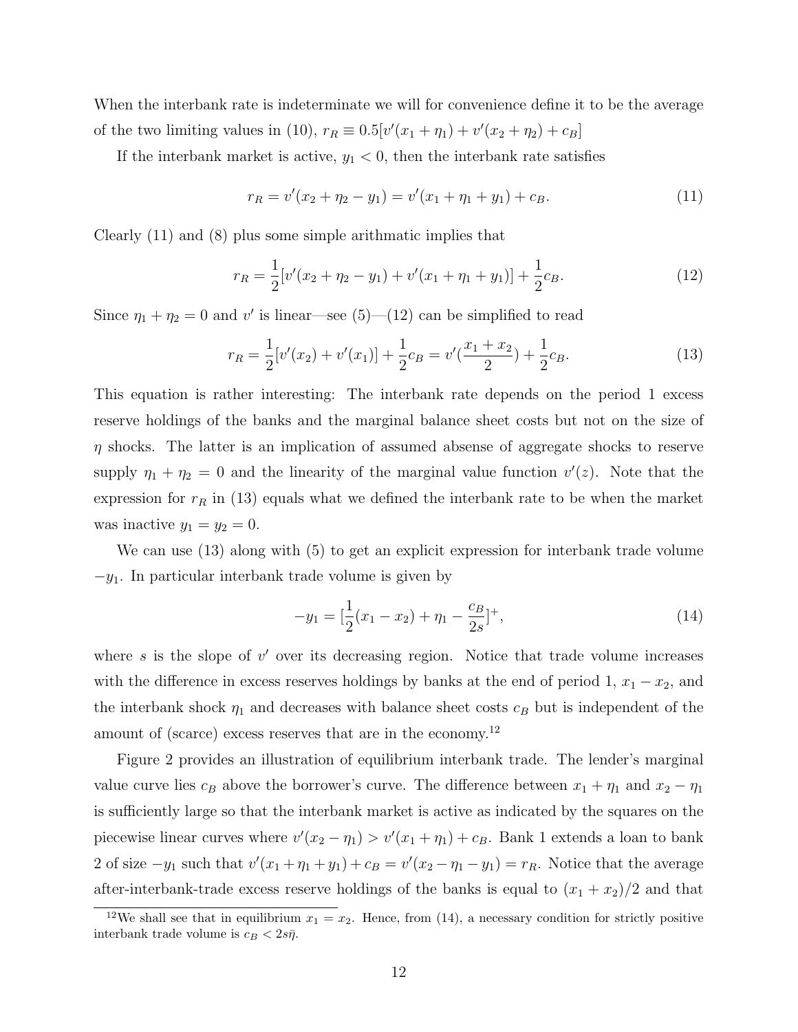When the interbank rate is indeterminate we will for convenience define it to be the average of the two limiting values in (10), $r_R \equiv 0.5[v'(x_1+\eta_1) + v'(x_2+\eta_2) + c_B]$

If the interbank market is active, $y_1 < 0$, then the interbank rate satisfies

$$r_R = v'(x_2 + \eta_2 - y_1) = v'(x_1 + \eta_1 + y_1) + c_B. \tag{11}$$

Clearly (11) and (8) plus some simple arithmatic implies that

$$r_R = \frac{1}{2}[v'(x_2 + \eta_2 - y_1) + v'(x_1 + \eta_1 + y_1)] + \frac{1}{2}c_B. \tag{12}$$

Since $\eta_1 + \eta_2 = 0$ and $v'$ is linear—see (5)—(12) can be simplified to read

$$r_R = \frac{1}{2}[v'(x_2) + v'(x_1)] + \frac{1}{2}c_B = v'(\frac{x_1 + x_2}{2}) + \frac{1}{2}c_B. \tag{13}$$

This equation is rather interesting: The interbank rate depends on the period 1 excess reserve holdings of the banks and the marginal balance sheet costs but not on the size of $\eta$ shocks. The latter is an implication of assumed absense of aggregate shocks to reserve supply $\eta_1 + \eta_2 = 0$ and the linearity of the marginal value function $v'(z)$. Note that the expression for $r_R$ in (13) equals what we defined the interbank rate to be when the market was inactive $y_1 = y_2 = 0$.

We can use (13) along with (5) to get an explicit expression for interbank trade volume $-y_1$. In particular interbank trade volume is given by

$$-y_1 = [\frac{1}{2}(x_1 - x_2) + \eta_1 - \frac{c_B}{2s}]^+, \tag{14}$$

where $s$ is the slope of $v'$ over its decreasing region. Notice that trade volume increases with the difference in excess reserves holdings by banks at the end of period 1, $x_1 - x_2$, and the interbank shock $\eta_1$ and decreases with balance sheet costs $c_B$ but is independent of the amount of (scarce) excess reserves that are in the economy.[12]

Figure 2 provides an illustration of equilibrium interbank trade. The lender's marginal value curve lies $c_B$ above the borrower's curve. The difference between $x_1 + \eta_1$ and $x_2 - \eta_1$ is sufficiently large so that the interbank market is active as indicated by the squares on the piecewise linear curves where $v'(x_2 - \eta_1) > v'(x_1 + \eta_1) + c_B$. Bank 1 extends a loan to bank 2 of size $-y_1$ such that $v'(x_1 + \eta_1 + y_1) + c_B = v'(x_2 - \eta_1 - y_1) = r_R$. Notice that the average after-interbank-trade excess reserve holdings of the banks is equal to $(x_1 + x_2)/2$ and that

[12] We shall see that in equilibrium $x_1 = x_2$. Hence, from (14), a necessary condition for strictly positive interbank trade volume is $c_B < 2s\bar{\eta}$.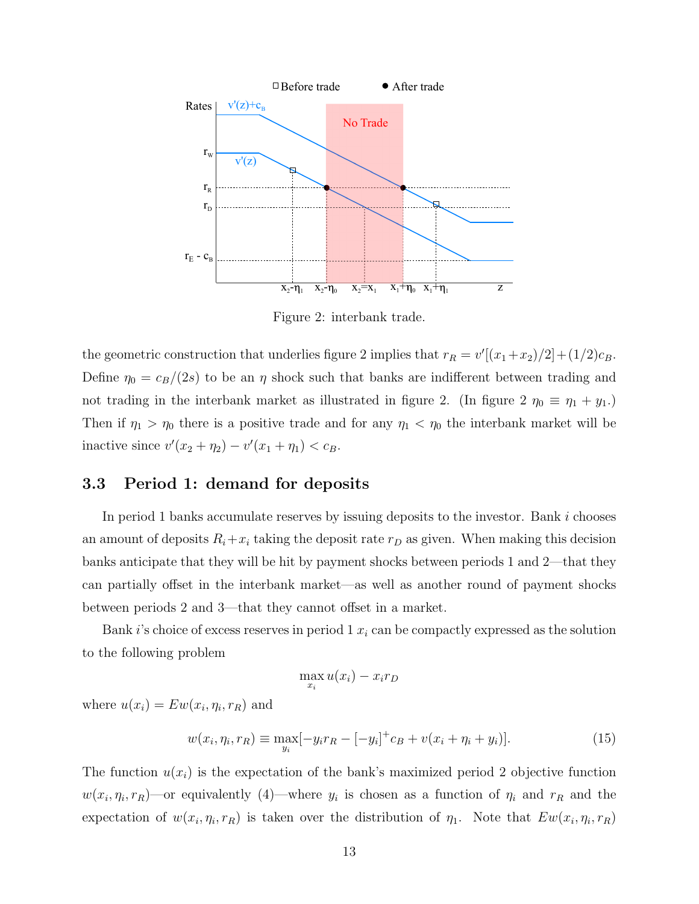Figure 2: interbank trade.

the geometric construction that underlies figure 2 implies that $r_R = v'[(x_1+x_2)/2] + (1/2)c_B$. Define $\eta_0 = c_B/(2s)$ to be an $\eta$ shock such that banks are indifferent between trading and not trading in the interbank market as illustrated in figure 2. (In figure 2 $\eta_0 \equiv \eta_1 + y_1$.) Then if $\eta_1 > \eta_0$ there is a positive trade and for any $\eta_1 < \eta_0$ the interbank market will be inactive since $v'(x_2 + \eta_2) - v'(x_1 + \eta_1) < c_B$.

## 3.3 Period 1: demand for deposits

In period 1 banks accumulate reserves by issuing deposits to the investor. Bank $i$ chooses an amount of deposits $R_i + x_i$ taking the deposit rate $r_D$ as given. When making this decision banks anticipate that they will be hit by payment shocks between periods 1 and 2—that they can partially offset in the interbank market—as well as another round of payment shocks between periods 2 and 3—that they cannot offset in a market.

Bank $i$'s choice of excess reserves in period 1 $x_i$ can be compactly expressed as the solution to the following problem

$$\max_{x_i} u(x_i) - x_i r_D$$

where $u(x_i) = Ew(x_i, \eta_i, r_R)$ and

$$w(x_i, \eta_i, r_R) \equiv \max_{y_i}[-y_i r_R - [-y_i]^+ c_B + v(x_i + \eta_i + y_i)]. \tag{15}$$

The function $u(x_i)$ is the expectation of the bank's maximized period 2 objective function $w(x_i, \eta_i, r_R)$—or equivalently (4)—where $y_i$ is chosen as a function of $\eta_i$ and $r_R$ and the expectation of $w(x_i, \eta_i, r_R)$ is taken over the distribution of $\eta_1$. Note that $Ew(x_i, \eta_i, r_R)$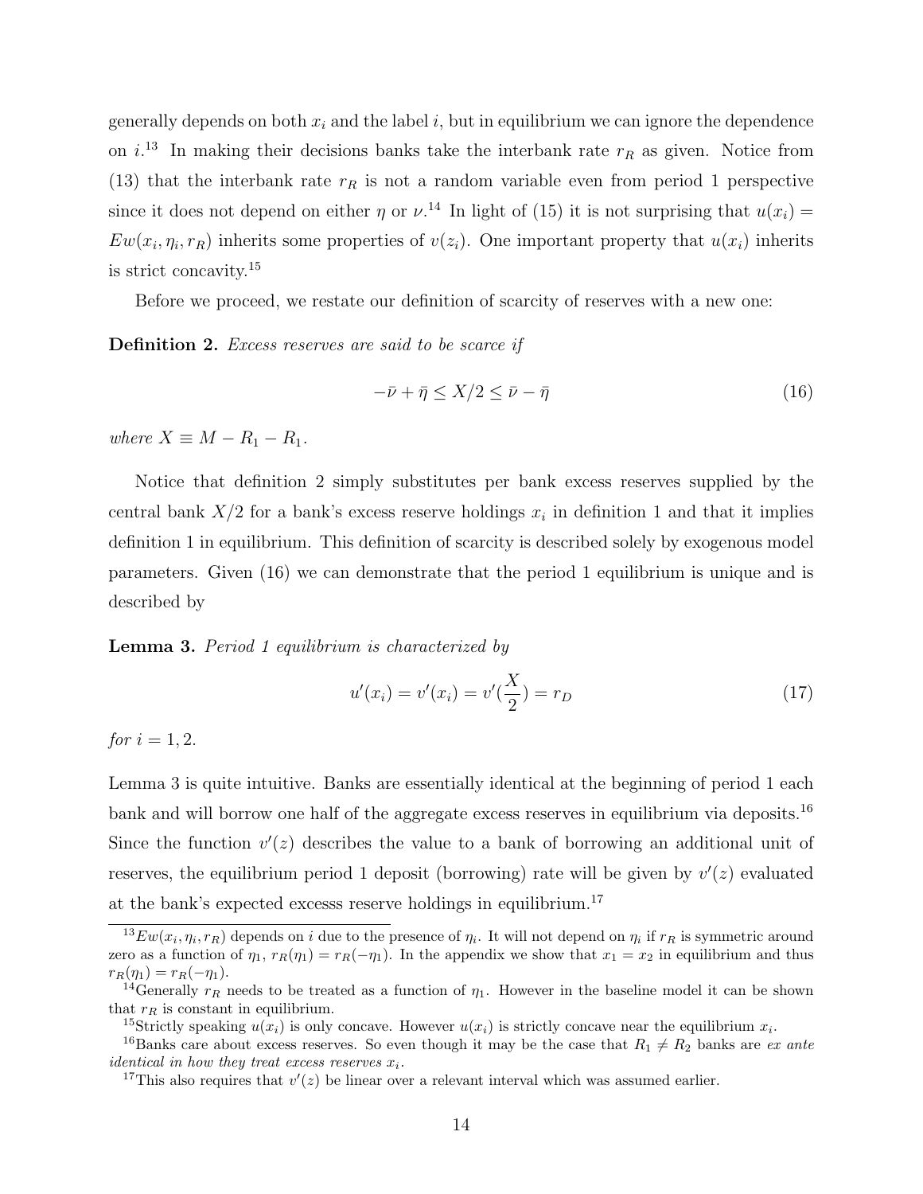generally depends on both $x_i$ and the label $i$, but in equilibrium we can ignore the dependence on $i$.[13] In making their decisions banks take the interbank rate $r_R$ as given. Notice from (13) that the interbank rate $r_R$ is not a random variable even from period 1 perspective since it does not depend on either $\eta$ or $\nu$.[14] In light of (15) it is not surprising that $u(x_i) = Ew(x_i, \eta_i, r_R)$ inherits some properties of $v(z_i)$. One important property that $u(x_i)$ inherits is strict concavity.[15]

Before we proceed, we restate our definition of scarcity of reserves with a new one:

**Definition 2.** *Excess reserves are said to be scarce if*

$$-\bar{\nu} + \bar{\eta} \leq X/2 \leq \bar{\nu} - \bar{\eta} \tag{16}$$

*where* $X \equiv M - R_1 - R_1$.

Notice that definition 2 simply substitutes per bank excess reserves supplied by the central bank $X/2$ for a bank's excess reserve holdings $x_i$ in definition 1 and that it implies definition 1 in equilibrium. This definition of scarcity is described solely by exogenous model parameters. Given (16) we can demonstrate that the period 1 equilibrium is unique and is described by

**Lemma 3.** *Period 1 equilibrium is characterized by*

$$u'(x_i) = v'(x_i) = v'(\frac{X}{2}) = r_D \tag{17}$$

*for* $i = 1, 2$.

Lemma 3 is quite intuitive. Banks are essentially identical at the beginning of period 1 each bank and will borrow one half of the aggregate excess reserves in equilibrium via deposits.[16] Since the function $v'(z)$ describes the value to a bank of borrowing an additional unit of reserves, the equilibrium period 1 deposit (borrowing) rate will be given by $v'(z)$ evaluated at the bank's expected excesss reserve holdings in equilibrium.[17]

---

[13] $Ew(x_i, \eta_i, r_R)$ depends on $i$ due to the presence of $\eta_i$. It will not depend on $\eta_i$ if $r_R$ is symmetric around zero as a function of $\eta_1$, $r_R(\eta_1) = r_R(-\eta_1)$. In the appendix we show that $x_1 = x_2$ in equilibrium and thus $r_R(\eta_1) = r_R(-\eta_1)$.

[14] Generally $r_R$ needs to be treated as a function of $\eta_1$. However in the baseline model it can be shown that $r_R$ is constant in equilibrium.

[15] Strictly speaking $u(x_i)$ is only concave. However $u(x_i)$ is strictly concave near the equilibrium $x_i$.

[16] Banks care about excess reserves. So even though it may be the case that $R_1 \neq R_2$ banks are *ex ante identical* in how they treat excess reserves $x_i$.

[17] This also requires that $v'(z)$ be linear over a relevant interval which was assumed earlier.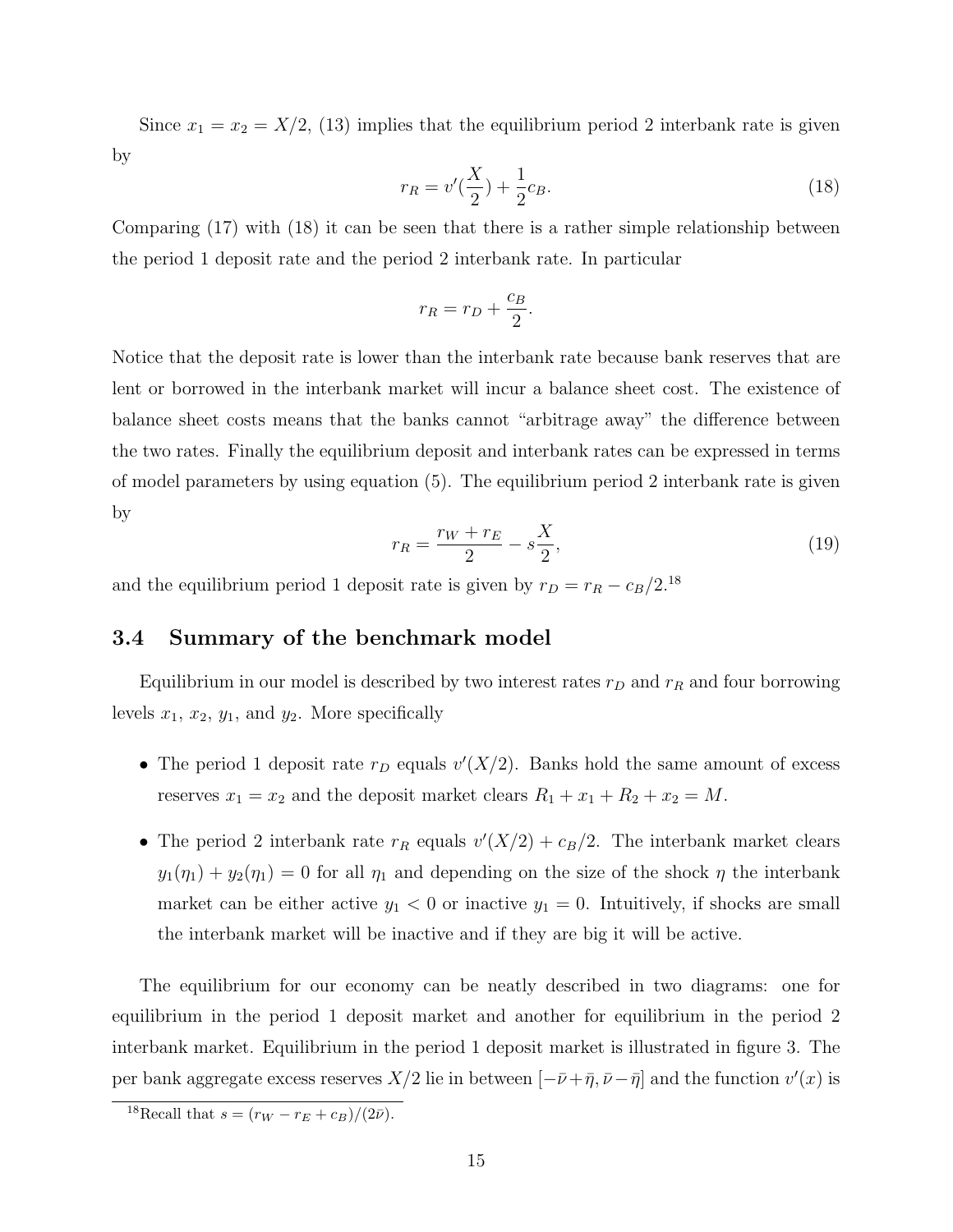Since $x_1 = x_2 = X/2$, (13) implies that the equilibrium period 2 interbank rate is given by

$$r_R = v'(\frac{X}{2}) + \frac{1}{2}c_B. \tag{18}$$

Comparing (17) with (18) it can be seen that there is a rather simple relationship between the period 1 deposit rate and the period 2 interbank rate. In particular

$$r_R = r_D + \frac{c_B}{2}.$$

Notice that the deposit rate is lower than the interbank rate because bank reserves that are lent or borrowed in the interbank market will incur a balance sheet cost. The existence of balance sheet costs means that the banks cannot "arbitrage away" the difference between the two rates. Finally the equilibrium deposit and interbank rates can be expressed in terms of model parameters by using equation (5). The equilibrium period 2 interbank rate is given by

$$r_R = \frac{r_W + r_E}{2} - s\frac{X}{2}, \tag{19}$$

and the equilibrium period 1 deposit rate is given by $r_D = r_R - c_B/2$.[18]

### 3.4 Summary of the benchmark model

Equilibrium in our model is described by two interest rates $r_D$ and $r_R$ and four borrowing levels $x_1$, $x_2$, $y_1$, and $y_2$. More specifically

- The period 1 deposit rate $r_D$ equals $v'(X/2)$. Banks hold the same amount of excess reserves $x_1 = x_2$ and the deposit market clears $R_1 + x_1 + R_2 + x_2 = M$.
- The period 2 interbank rate $r_R$ equals $v'(X/2) + c_B/2$. The interbank market clears $y_1(\eta_1) + y_2(\eta_1) = 0$ for all $\eta_1$ and depending on the size of the shock $\eta$ the interbank market can be either active $y_1 < 0$ or inactive $y_1 = 0$. Intuitively, if shocks are small the interbank market will be inactive and if they are big it will be active.

The equilibrium for our economy can be neatly described in two diagrams: one for equilibrium in the period 1 deposit market and another for equilibrium in the period 2 interbank market. Equilibrium in the period 1 deposit market is illustrated in figure 3. The per bank aggregate excess reserves $X/2$ lie in between $[-\bar{\nu}+\bar{\eta}, \bar{\nu}-\bar{\eta}]$ and the function $v'(x)$ is

[18] Recall that $s = (r_W - r_E + c_B)/(2\bar{\nu})$.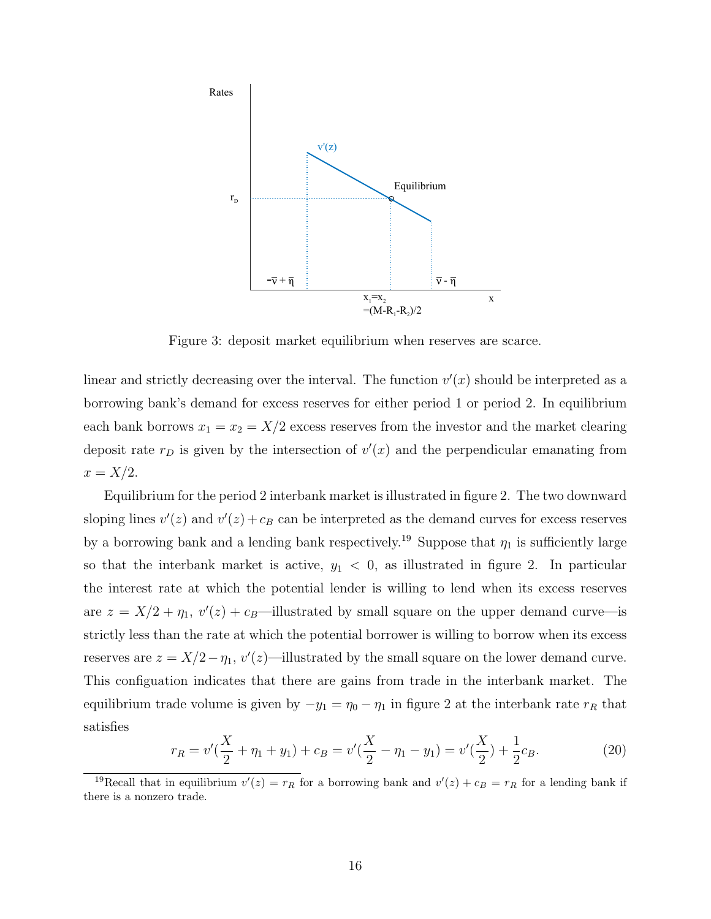Figure 3: deposit market equilibrium when reserves are scarce.

linear and strictly decreasing over the interval. The function $v'(x)$ should be interpreted as a borrowing bank's demand for excess reserves for either period 1 or period 2. In equilibrium each bank borrows $x_1 = x_2 = X/2$ excess reserves from the investor and the market clearing deposit rate $r_D$ is given by the intersection of $v'(x)$ and the perpendicular emanating from $x = X/2$.

Equilibrium for the period 2 interbank market is illustrated in figure 2. The two downward sloping lines $v'(z)$ and $v'(z) + c_B$ can be interpreted as the demand curves for excess reserves by a borrowing bank and a lending bank respectively.[19] Suppose that $\eta_1$ is sufficiently large so that the interbank market is active, $y_1 < 0$, as illustrated in figure 2. In particular the interest rate at which the potential lender is willing to lend when its excess reserves are $z = X/2 + \eta_1$, $v'(z) + c_B$—illustrated by small square on the upper demand curve—is strictly less than the rate at which the potential borrower is willing to borrow when its excess reserves are $z = X/2 - \eta_1$, $v'(z)$—illustrated by the small square on the lower demand curve. This configuation indicates that there are gains from trade in the interbank market. The equilibrium trade volume is given by $-y_1 = \eta_0 - \eta_1$ in figure 2 at the interbank rate $r_R$ that satisfies

$$r_R = v'(\frac{X}{2} + \eta_1 + y_1) + c_B = v'(\frac{X}{2} - \eta_1 - y_1) = v'(\frac{X}{2}) + \frac{1}{2}c_B. \tag{20}$$

[19] Recall that in equilibrium $v'(z) = r_R$ for a borrowing bank and $v'(z) + c_B = r_R$ for a lending bank if there is a nonzero trade.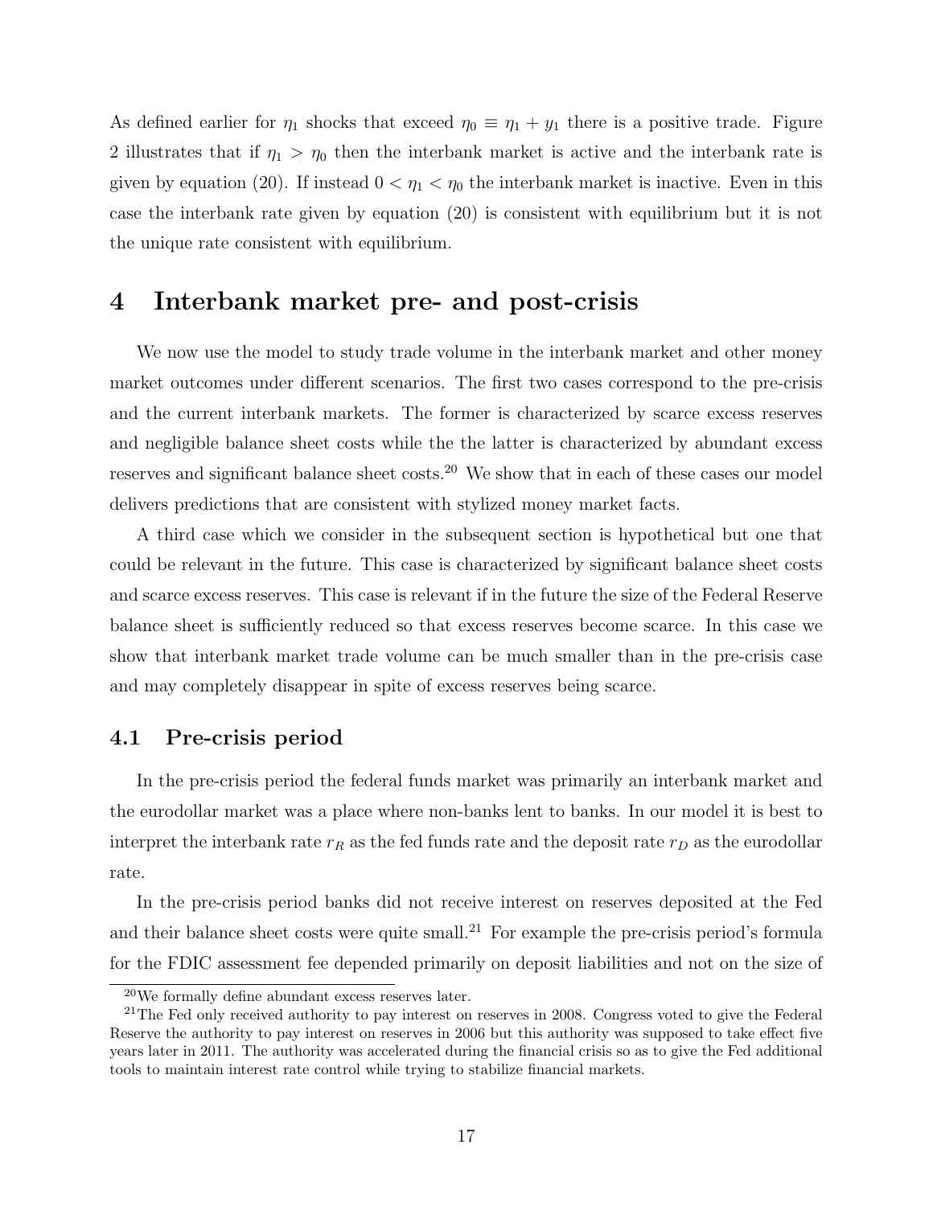As defined earlier for $\eta_1$ shocks that exceed $\eta_0 \equiv \eta_1 + y_1$ there is a positive trade. Figure 2 illustrates that if $\eta_1 > \eta_0$ then the interbank market is active and the interbank rate is given by equation (20). If instead $0 < \eta_1 < \eta_0$ the interbank market is inactive. Even in this case the interbank rate given by equation (20) is consistent with equilibrium but it is not the unique rate consistent with equilibrium.

# 4 Interbank market pre- and post-crisis

We now use the model to study trade volume in the interbank market and other money market outcomes under different scenarios. The first two cases correspond to the pre-crisis and the current interbank markets. The former is characterized by scarce excess reserves and negligible balance sheet costs while the the latter is characterized by abundant excess reserves and significant balance sheet costs.[20] We show that in each of these cases our model delivers predictions that are consistent with stylized money market facts.

A third case which we consider in the subsequent section is hypothetical but one that could be relevant in the future. This case is characterized by significant balance sheet costs and scarce excess reserves. This case is relevant if in the future the size of the Federal Reserve balance sheet is sufficiently reduced so that excess reserves become scarce. In this case we show that interbank market trade volume can be much smaller than in the pre-crisis case and may completely disappear in spite of excess reserves being scarce.

## 4.1 Pre-crisis period

In the pre-crisis period the federal funds market was primarily an interbank market and the eurodollar market was a place where non-banks lent to banks. In our model it is best to interpret the interbank rate $r_R$ as the fed funds rate and the deposit rate $r_D$ as the eurodollar rate.

In the pre-crisis period banks did not receive interest on reserves deposited at the Fed and their balance sheet costs were quite small.[21] For example the pre-crisis period's formula for the FDIC assessment fee depended primarily on deposit liabilities and not on the size of

[20] We formally define abundant excess reserves later.

[21] The Fed only received authority to pay interest on reserves in 2008. Congress voted to give the Federal Reserve the authority to pay interest on reserves in 2006 but this authority was supposed to take effect five years later in 2011. The authority was accelerated during the financial crisis so as to give the Fed additional tools to maintain interest rate control while trying to stabilize financial markets.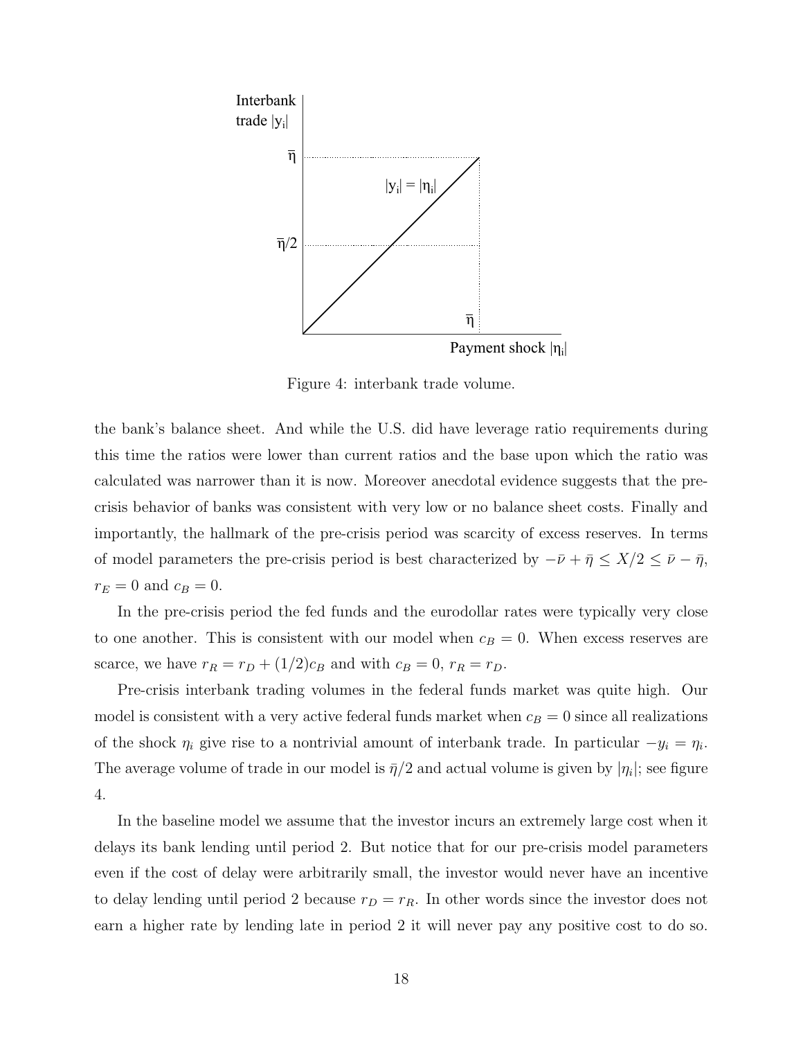Figure 4: interbank trade volume.

the bank's balance sheet. And while the U.S. did have leverage ratio requirements during this time the ratios were lower than current ratios and the base upon which the ratio was calculated was narrower than it is now. Moreover anecdotal evidence suggests that the pre-crisis behavior of banks was consistent with very low or no balance sheet costs. Finally and importantly, the hallmark of the pre-crisis period was scarcity of excess reserves. In terms of model parameters the pre-crisis period is best characterized by $-\bar{\nu} + \bar{\eta} \leq X/2 \leq \bar{\nu} - \bar{\eta}$, $r_E = 0$ and $c_B = 0$.

In the pre-crisis period the fed funds and the eurodollar rates were typically very close to one another. This is consistent with our model when $c_B = 0$. When excess reserves are scarce, we have $r_R = r_D + (1/2)c_B$ and with $c_B = 0$, $r_R = r_D$.

Pre-crisis interbank trading volumes in the federal funds market was quite high. Our model is consistent with a very active federal funds market when $c_B = 0$ since all realizations of the shock $\eta_i$ give rise to a nontrivial amount of interbank trade. In particular $-y_i = \eta_i$. The average volume of trade in our model is $\bar{\eta}/2$ and actual volume is given by $|\eta_i|$; see figure 4.

In the baseline model we assume that the investor incurs an extremely large cost when it delays its bank lending until period 2. But notice that for our pre-crisis model parameters even if the cost of delay were arbitrarily small, the investor would never have an incentive to delay lending until period 2 because $r_D = r_R$. In other words since the investor does not earn a higher rate by lending late in period 2 it will never pay any positive cost to do so.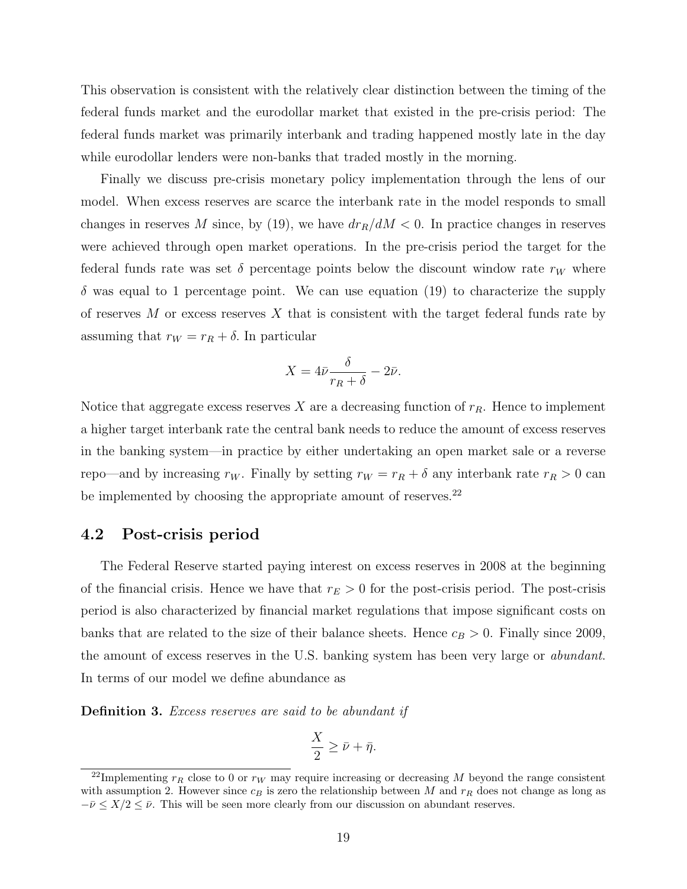This observation is consistent with the relatively clear distinction between the timing of the federal funds market and the eurodollar market that existed in the pre-crisis period: The federal funds market was primarily interbank and trading happened mostly late in the day while eurodollar lenders were non-banks that traded mostly in the morning.

Finally we discuss pre-crisis monetary policy implementation through the lens of our model. When excess reserves are scarce the interbank rate in the model responds to small changes in reserves $M$ since, by (19), we have $dr_R/dM < 0$. In practice changes in reserves were achieved through open market operations. In the pre-crisis period the target for the federal funds rate was set $\delta$ percentage points below the discount window rate $r_W$ where $\delta$ was equal to 1 percentage point. We can use equation (19) to characterize the supply of reserves $M$ or excess reserves $X$ that is consistent with the target federal funds rate by assuming that $r_W = r_R + \delta$. In particular

$$X = 4\bar{\nu}\frac{\delta}{r_R + \delta} - 2\bar{\nu}.$$

Notice that aggregate excess reserves $X$ are a decreasing function of $r_R$. Hence to implement a higher target interbank rate the central bank needs to reduce the amount of excess reserves in the banking system—in practice by either undertaking an open market sale or a reverse repo—and by increasing $r_W$. Finally by setting $r_W = r_R + \delta$ any interbank rate $r_R > 0$ can be implemented by choosing the appropriate amount of reserves.[22]

## 4.2 Post-crisis period

The Federal Reserve started paying interest on excess reserves in 2008 at the beginning of the financial crisis. Hence we have that $r_E > 0$ for the post-crisis period. The post-crisis period is also characterized by financial market regulations that impose significant costs on banks that are related to the size of their balance sheets. Hence $c_B > 0$. Finally since 2009, the amount of excess reserves in the U.S. banking system has been very large or *abundant*. In terms of our model we define abundance as

**Definition 3.** *Excess reserves are said to be abundant if*

$$\frac{X}{2} \geq \bar{\nu} + \bar{\eta}.$$

[22]Implementing $r_R$ close to 0 or $r_W$ may require increasing or decreasing $M$ beyond the range consistent with assumption 2. However since $c_B$ is zero the relationship between $M$ and $r_R$ does not change as long as $-\bar{\nu} \leq X/2 \leq \bar{\nu}$. This will be seen more clearly from our discussion on abundant reserves.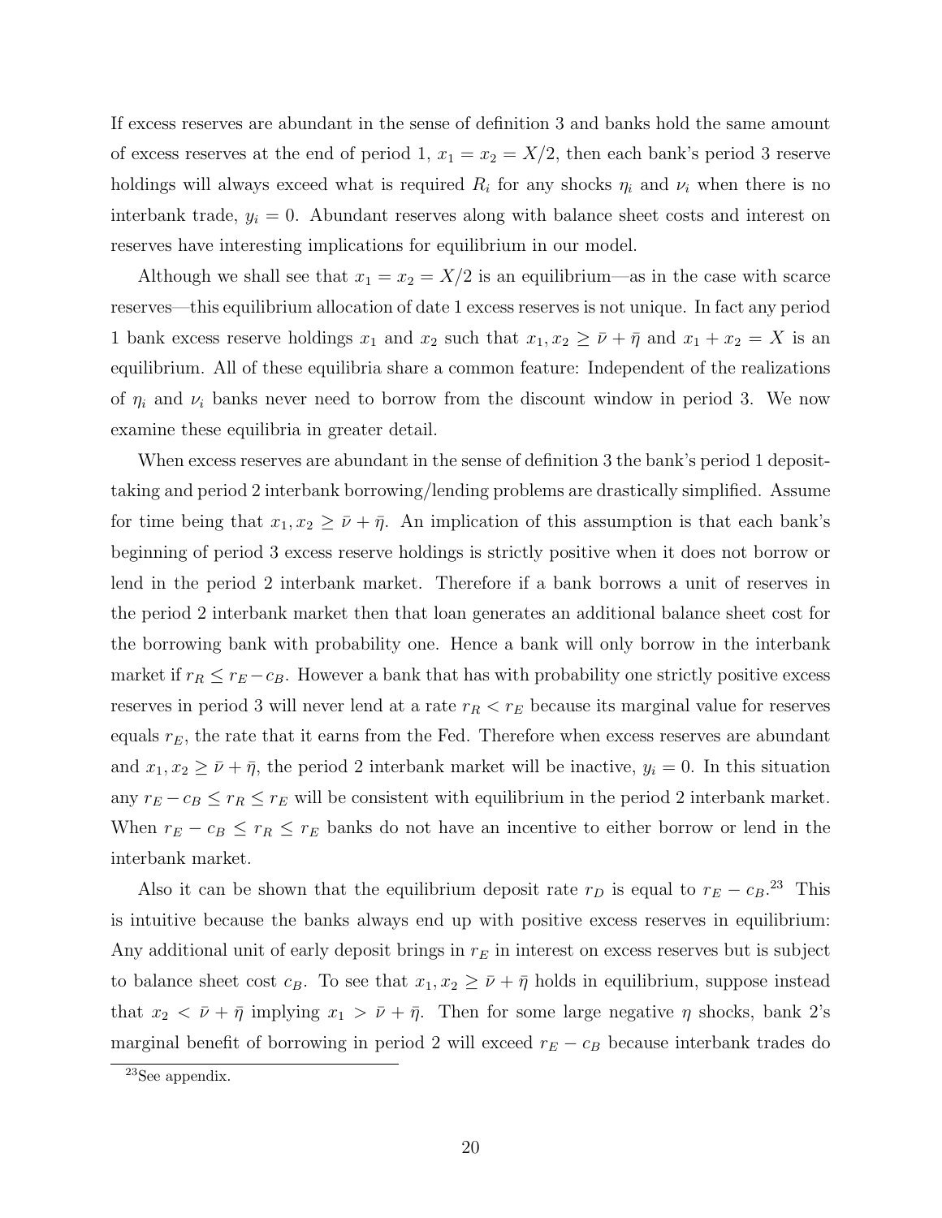If excess reserves are abundant in the sense of definition 3 and banks hold the same amount of excess reserves at the end of period 1, $x_1 = x_2 = X/2$, then each bank's period 3 reserve holdings will always exceed what is required $R_i$ for any shocks $\eta_i$ and $\nu_i$ when there is no interbank trade, $y_i = 0$. Abundant reserves along with balance sheet costs and interest on reserves have interesting implications for equilibrium in our model.

Although we shall see that $x_1 = x_2 = X/2$ is an equilibrium—as in the case with scarce reserves—this equilibrium allocation of date 1 excess reserves is not unique. In fact any period 1 bank excess reserve holdings $x_1$ and $x_2$ such that $x_1, x_2 \geq \bar{\nu} + \bar{\eta}$ and $x_1 + x_2 = X$ is an equilibrium. All of these equilibria share a common feature: Independent of the realizations of $\eta_i$ and $\nu_i$ banks never need to borrow from the discount window in period 3. We now examine these equilibria in greater detail.

When excess reserves are abundant in the sense of definition 3 the bank's period 1 deposit-taking and period 2 interbank borrowing/lending problems are drastically simplified. Assume for time being that $x_1, x_2 \geq \bar{\nu} + \bar{\eta}$. An implication of this assumption is that each bank's beginning of period 3 excess reserve holdings is strictly positive when it does not borrow or lend in the period 2 interbank market. Therefore if a bank borrows a unit of reserves in the period 2 interbank market then that loan generates an additional balance sheet cost for the borrowing bank with probability one. Hence a bank will only borrow in the interbank market if $r_R \leq r_E - c_B$. However a bank that has with probability one strictly positive excess reserves in period 3 will never lend at a rate $r_R < r_E$ because its marginal value for reserves equals $r_E$, the rate that it earns from the Fed. Therefore when excess reserves are abundant and $x_1, x_2 \geq \bar{\nu} + \bar{\eta}$, the period 2 interbank market will be inactive, $y_i = 0$. In this situation any $r_E - c_B \leq r_R \leq r_E$ will be consistent with equilibrium in the period 2 interbank market. When $r_E - c_B \leq r_R \leq r_E$ banks do not have an incentive to either borrow or lend in the interbank market.

Also it can be shown that the equilibrium deposit rate $r_D$ is equal to $r_E - c_B$.[23] This is intuitive because the banks always end up with positive excess reserves in equilibrium: Any additional unit of early deposit brings in $r_E$ in interest on excess reserves but is subject to balance sheet cost $c_B$. To see that $x_1, x_2 \geq \bar{\nu} + \bar{\eta}$ holds in equilibrium, suppose instead that $x_2 < \bar{\nu} + \bar{\eta}$ implying $x_1 > \bar{\nu} + \bar{\eta}$. Then for some large negative $\eta$ shocks, bank 2's marginal benefit of borrowing in period 2 will exceed $r_E - c_B$ because interbank trades do

[23]See appendix.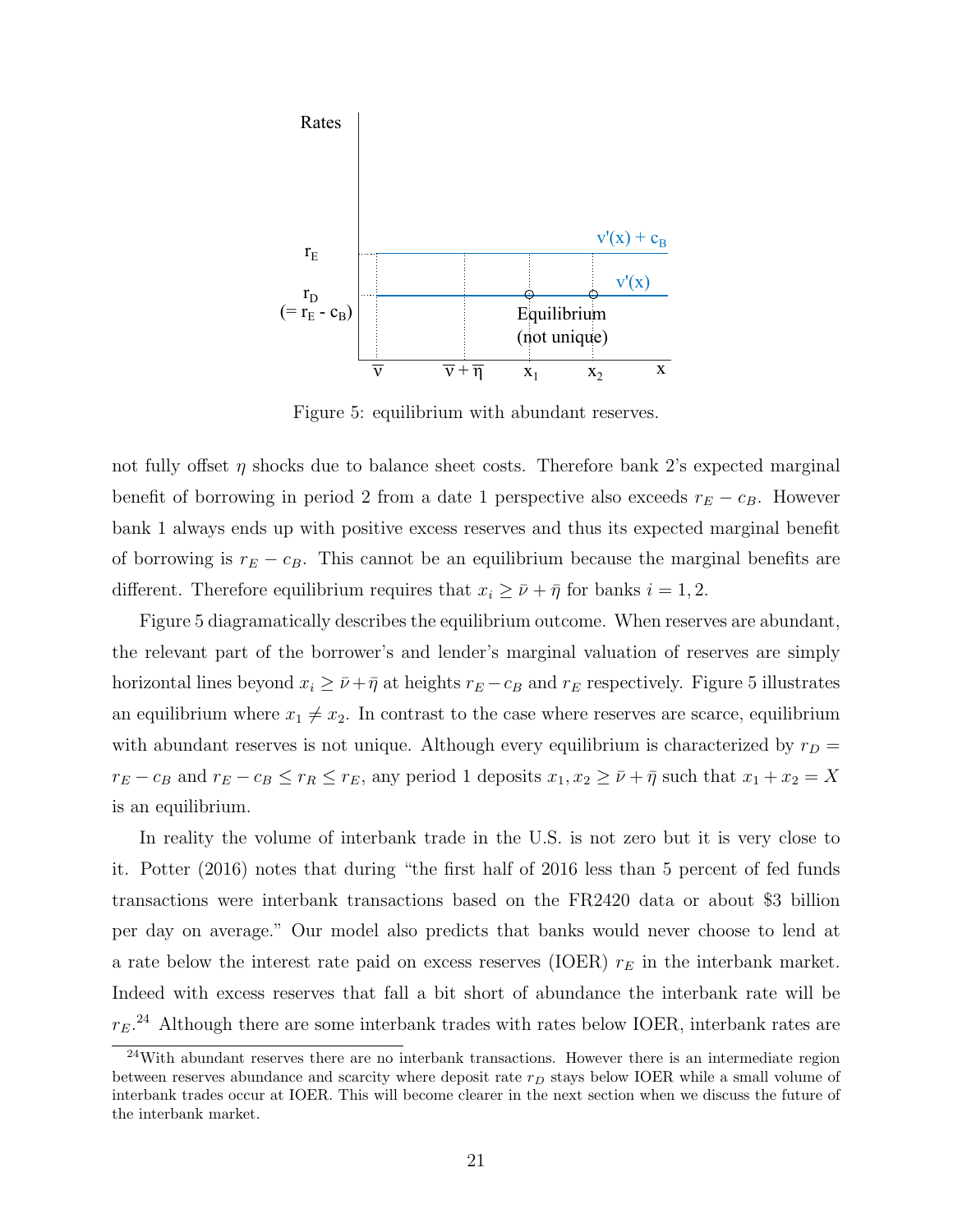Figure 5: equilibrium with abundant reserves.

not fully offset $\eta$ shocks due to balance sheet costs. Therefore bank 2's expected marginal benefit of borrowing in period 2 from a date 1 perspective also exceeds $r_E - c_B$. However bank 1 always ends up with positive excess reserves and thus its expected marginal benefit of borrowing is $r_E - c_B$. This cannot be an equilibrium because the marginal benefits are different. Therefore equilibrium requires that $x_i \geq \bar{\nu} + \bar{\eta}$ for banks $i = 1, 2$.

Figure 5 diagramatically describes the equilibrium outcome. When reserves are abundant, the relevant part of the borrower's and lender's marginal valuation of reserves are simply horizontal lines beyond $x_i \geq \bar{\nu} + \bar{\eta}$ at heights $r_E - c_B$ and $r_E$ respectively. Figure 5 illustrates an equilibrium where $x_1 \neq x_2$. In contrast to the case where reserves are scarce, equilibrium with abundant reserves is not unique. Although every equilibrium is characterized by $r_D = r_E - c_B$ and $r_E - c_B \leq r_R \leq r_E$, any period 1 deposits $x_1, x_2 \geq \bar{\nu} + \bar{\eta}$ such that $x_1 + x_2 = X$ is an equilibrium.

In reality the volume of interbank trade in the U.S. is not zero but it is very close to it. Potter (2016) notes that during "the first half of 2016 less than 5 percent of fed funds transactions were interbank transactions based on the FR2420 data or about \$3 billion per day on average." Our model also predicts that banks would never choose to lend at a rate below the interest rate paid on excess reserves (IOER) $r_E$ in the interbank market. Indeed with excess reserves that fall a bit short of abundance the interbank rate will be $r_E$.[24] Although there are some interbank trades with rates below IOER, interbank rates are

[24] With abundant reserves there are no interbank transactions. However there is an intermediate region between reserves abundance and scarcity where deposit rate $r_D$ stays below IOER while a small volume of interbank trades occur at IOER. This will become clearer in the next section when we discuss the future of the interbank market.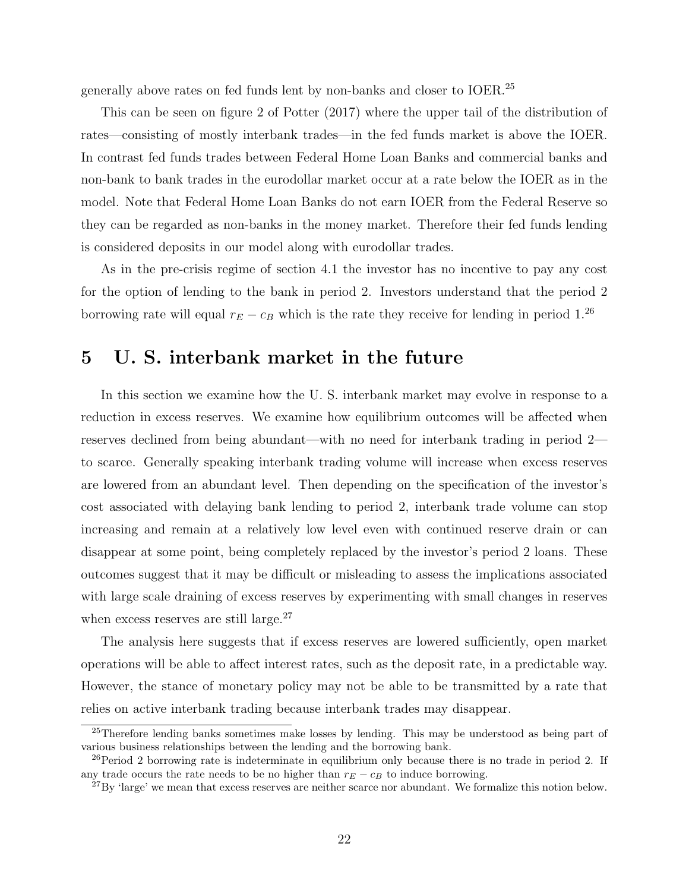generally above rates on fed funds lent by non-banks and closer to IOER.[25]

This can be seen on figure 2 of Potter (2017) where the upper tail of the distribution of rates—consisting of mostly interbank trades—in the fed funds market is above the IOER. In contrast fed funds trades between Federal Home Loan Banks and commercial banks and non-bank to bank trades in the eurodollar market occur at a rate below the IOER as in the model. Note that Federal Home Loan Banks do not earn IOER from the Federal Reserve so they can be regarded as non-banks in the money market. Therefore their fed funds lending is considered deposits in our model along with eurodollar trades.

As in the pre-crisis regime of section 4.1 the investor has no incentive to pay any cost for the option of lending to the bank in period 2. Investors understand that the period 2 borrowing rate will equal $r_E - c_B$ which is the rate they receive for lending in period 1.[26]

## 5 U. S. interbank market in the future

In this section we examine how the U. S. interbank market may evolve in response to a reduction in excess reserves. We examine how equilibrium outcomes will be affected when reserves declined from being abundant—with no need for interbank trading in period 2—to scarce. Generally speaking interbank trading volume will increase when excess reserves are lowered from an abundant level. Then depending on the specification of the investor's cost associated with delaying bank lending to period 2, interbank trade volume can stop increasing and remain at a relatively low level even with continued reserve drain or can disappear at some point, being completely replaced by the investor's period 2 loans. These outcomes suggest that it may be difficult or misleading to assess the implications associated with large scale draining of excess reserves by experimenting with small changes in reserves when excess reserves are still large.[27]

The analysis here suggests that if excess reserves are lowered sufficiently, open market operations will be able to affect interest rates, such as the deposit rate, in a predictable way. However, the stance of monetary policy may not be able to be transmitted by a rate that relies on active interbank trading because interbank trades may disappear.

[25] Therefore lending banks sometimes make losses by lending. This may be understood as being part of various business relationships between the lending and the borrowing bank.

[26] Period 2 borrowing rate is indeterminate in equilibrium only because there is no trade in period 2. If any trade occurs the rate needs to be no higher than $r_E - c_B$ to induce borrowing.

[27] By 'large' we mean that excess reserves are neither scarce nor abundant. We formalize this notion below.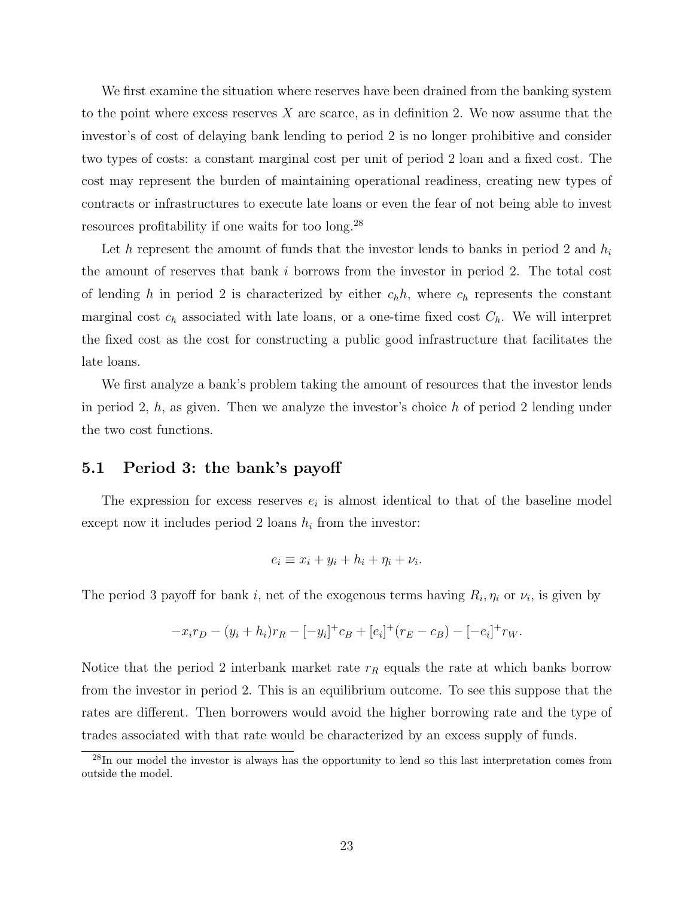We first examine the situation where reserves have been drained from the banking system to the point where excess reserves $X$ are scarce, as in definition 2. We now assume that the investor's of cost of delaying bank lending to period 2 is no longer prohibitive and consider two types of costs: a constant marginal cost per unit of period 2 loan and a fixed cost. The cost may represent the burden of maintaining operational readiness, creating new types of contracts or infrastructures to execute late loans or even the fear of not being able to invest resources profitability if one waits for too long.[28]

Let $h$ represent the amount of funds that the investor lends to banks in period 2 and $h_i$ the amount of reserves that bank $i$ borrows from the investor in period 2. The total cost of lending $h$ in period 2 is characterized by either $c_h h$, where $c_h$ represents the constant marginal cost $c_h$ associated with late loans, or a one-time fixed cost $C_h$. We will interpret the fixed cost as the cost for constructing a public good infrastructure that facilitates the late loans.

We first analyze a bank's problem taking the amount of resources that the investor lends in period 2, $h$, as given. Then we analyze the investor's choice $h$ of period 2 lending under the two cost functions.

## 5.1 Period 3: the bank's payoff

The expression for excess reserves $e_i$ is almost identical to that of the baseline model except now it includes period 2 loans $h_i$ from the investor:

$$e_i \equiv x_i + y_i + h_i + \eta_i + \nu_i.$$

The period 3 payoff for bank $i$, net of the exogenous terms having $R_i, \eta_i$ or $\nu_i$, is given by

$$-x_i r_D - (y_i + h_i) r_R - [-y_i]^+ c_B + [e_i]^+ (r_E - c_B) - [-e_i]^+ r_W.$$

Notice that the period 2 interbank market rate $r_R$ equals the rate at which banks borrow from the investor in period 2. This is an equilibrium outcome. To see this suppose that the rates are different. Then borrowers would avoid the higher borrowing rate and the type of trades associated with that rate would be characterized by an excess supply of funds.

[28]In our model the investor is always has the opportunity to lend so this last interpretation comes from outside the model.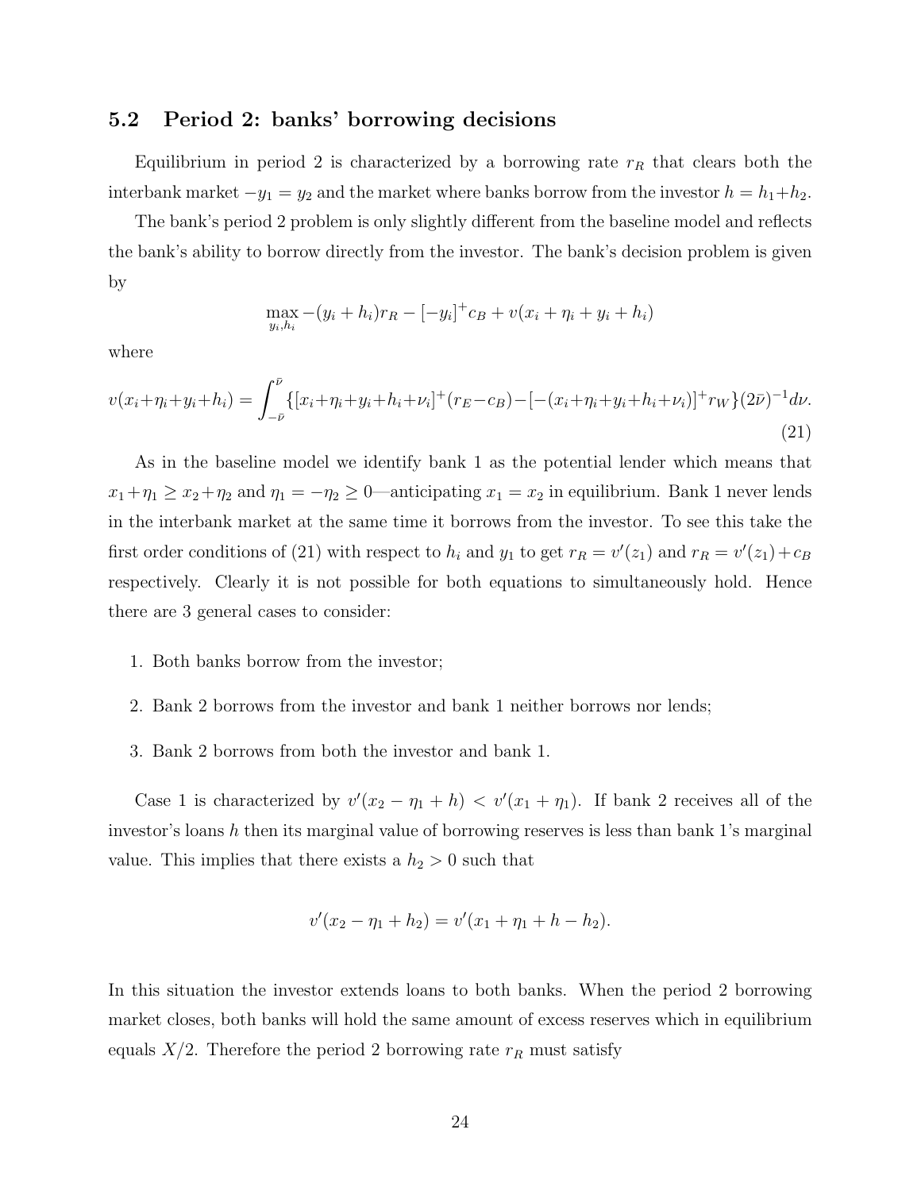### 5.2 Period 2: banks' borrowing decisions

Equilibrium in period 2 is characterized by a borrowing rate $r_R$ that clears both the interbank market $-y_1 = y_2$ and the market where banks borrow from the investor $h = h_1 + h_2$.

The bank's period 2 problem is only slightly different from the baseline model and reflects the bank's ability to borrow directly from the investor. The bank's decision problem is given by

$$\max_{y_i, h_i} -(y_i + h_i)r_R - [-y_i]^+ c_B + v(x_i + \eta_i + y_i + h_i)$$

where

$$v(x_i + \eta_i + y_i + h_i) = \int_{-\bar{\nu}}^{\bar{\nu}} \{[x_i + \eta_i + y_i + h_i + \nu_i]^+ (r_E - c_B) - [-(x_i + \eta_i + y_i + h_i + \nu_i)]^+ r_W\} (2\bar{\nu})^{-1} d\nu. \tag{21}$$

As in the baseline model we identify bank 1 as the potential lender which means that $x_1 + \eta_1 \geq x_2 + \eta_2$ and $\eta_1 = -\eta_2 \geq 0$—anticipating $x_1 = x_2$ in equilibrium. Bank 1 never lends in the interbank market at the same time it borrows from the investor. To see this take the first order conditions of (21) with respect to $h_i$ and $y_1$ to get $r_R = v'(z_1)$ and $r_R = v'(z_1) + c_B$ respectively. Clearly it is not possible for both equations to simultaneously hold. Hence there are 3 general cases to consider:

1. Both banks borrow from the investor;
2. Bank 2 borrows from the investor and bank 1 neither borrows nor lends;
3. Bank 2 borrows from both the investor and bank 1.

Case 1 is characterized by $v'(x_2 - \eta_1 + h) < v'(x_1 + \eta_1)$. If bank 2 receives all of the investor's loans $h$ then its marginal value of borrowing reserves is less than bank 1's marginal value. This implies that there exists a $h_2 > 0$ such that

$$v'(x_2 - \eta_1 + h_2) = v'(x_1 + \eta_1 + h - h_2).$$

In this situation the investor extends loans to both banks. When the period 2 borrowing market closes, both banks will hold the same amount of excess reserves which in equilibrium equals $X/2$. Therefore the period 2 borrowing rate $r_R$ must satisfy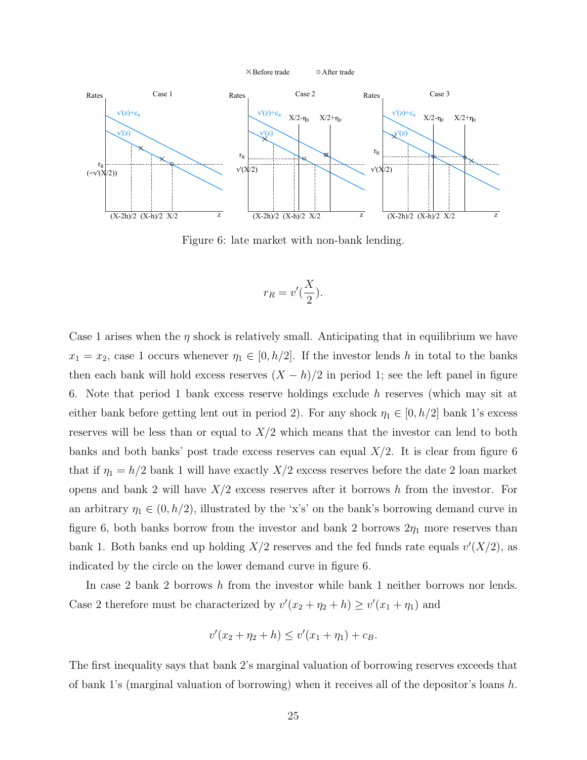Figure 6: late market with non-bank lending.

$$r_R = v'(\frac{X}{2}).$$

Case 1 arises when the $\eta$ shock is relatively small. Anticipating that in equilibrium we have $x_1 = x_2$, case 1 occurs whenever $\eta_1 \in [0, h/2]$. If the investor lends $h$ in total to the banks then each bank will hold excess reserves $(X-h)/2$ in period 1; see the left panel in figure 6. Note that period 1 bank excess reserve holdings exclude $h$ reserves (which may sit at either bank before getting lent out in period 2). For any shock $\eta_1 \in [0, h/2]$ bank 1's excess reserves will be less than or equal to $X/2$ which means that the investor can lend to both banks and both banks' post trade excess reserves can equal $X/2$. It is clear from figure 6 that if $\eta_1 = h/2$ bank 1 will have exactly $X/2$ excess reserves before the date 2 loan market opens and bank 2 will have $X/2$ excess reserves after it borrows $h$ from the investor. For an arbitrary $\eta_1 \in (0, h/2)$, illustrated by the 'x's' on the bank's borrowing demand curve in figure 6, both banks borrow from the investor and bank 2 borrows $2\eta_1$ more reserves than bank 1. Both banks end up holding $X/2$ reserves and the fed funds rate equals $v'(X/2)$, as indicated by the circle on the lower demand curve in figure 6.

In case 2 bank 2 borrows $h$ from the investor while bank 1 neither borrows nor lends. Case 2 therefore must be characterized by $v'(x_2 + \eta_2 + h) \geq v'(x_1 + \eta_1)$ and

$$v'(x_2 + \eta_2 + h) \leq v'(x_1 + \eta_1) + c_B.$$

The first inequality says that bank 2's marginal valuation of borrowing reserves exceeds that of bank 1's (marginal valuation of borrowing) when it receives all of the depositor's loans $h$.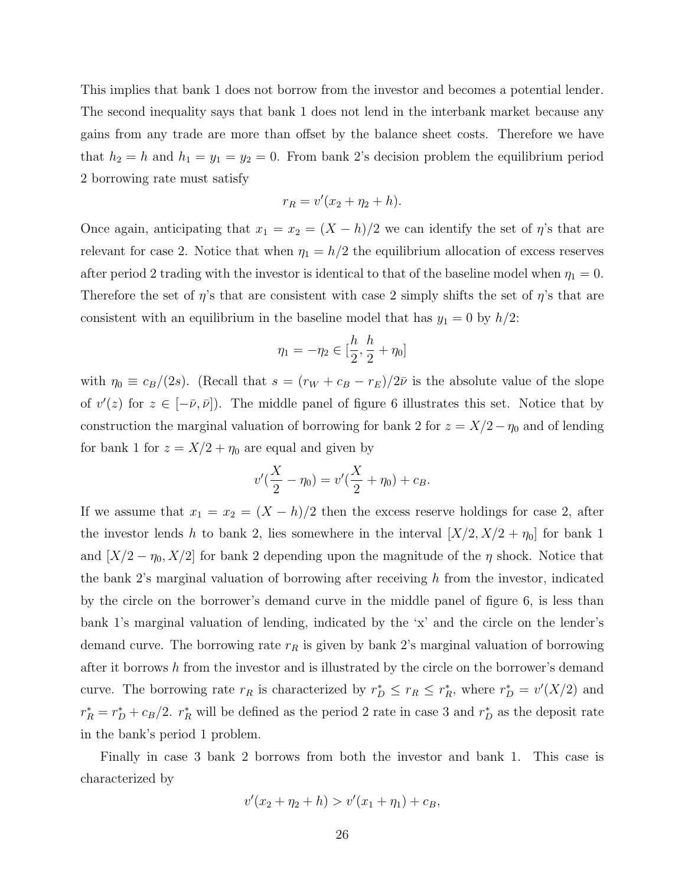This implies that bank 1 does not borrow from the investor and becomes a potential lender. The second inequality says that bank 1 does not lend in the interbank market because any gains from any trade are more than offset by the balance sheet costs. Therefore we have that $h_2 = h$ and $h_1 = y_1 = y_2 = 0$. From bank 2's decision problem the equilibrium period 2 borrowing rate must satisfy

$$r_R = v'(x_2 + \eta_2 + h).$$

Once again, anticipating that $x_1 = x_2 = (X - h)/2$ we can identify the set of $\eta$'s that are relevant for case 2. Notice that when $\eta_1 = h/2$ the equilibrium allocation of excess reserves after period 2 trading with the investor is identical to that of the baseline model when $\eta_1 = 0$. Therefore the set of $\eta$'s that are consistent with case 2 simply shifts the set of $\eta$'s that are consistent with an equilibrium in the baseline model that has $y_1 = 0$ by $h/2$:

$$\eta_1 = -\eta_2 \in [\frac{h}{2}, \frac{h}{2} + \eta_0]$$

with $\eta_0 \equiv c_B/(2s)$. (Recall that $s = (r_W + c_B - r_E)/2\bar{\nu}$ is the absolute value of the slope of $v'(z)$ for $z \in [-\bar{\nu}, \bar{\nu}]$). The middle panel of figure 6 illustrates this set. Notice that by construction the marginal valuation of borrowing for bank 2 for $z = X/2 - \eta_0$ and of lending for bank 1 for $z = X/2 + \eta_0$ are equal and given by

$$v'(\frac{X}{2} - \eta_0) = v'(\frac{X}{2} + \eta_0) + c_B.$$

If we assume that $x_1 = x_2 = (X - h)/2$ then the excess reserve holdings for case 2, after the investor lends $h$ to bank 2, lies somewhere in the interval $[X/2, X/2 + \eta_0]$ for bank 1 and $[X/2 - \eta_0, X/2]$ for bank 2 depending upon the magnitude of the $\eta$ shock. Notice that the bank 2's marginal valuation of borrowing after receiving $h$ from the investor, indicated by the circle on the borrower's demand curve in the middle panel of figure 6, is less than bank 1's marginal valuation of lending, indicated by the 'x' and the circle on the lender's demand curve. The borrowing rate $r_R$ is given by bank 2's marginal valuation of borrowing after it borrows $h$ from the investor and is illustrated by the circle on the borrower's demand curve. The borrowing rate $r_R$ is characterized by $r_D^* \leq r_R \leq r_R^*$, where $r_D^* = v'(X/2)$ and $r_R^* = r_D^* + c_B/2$. $r_R^*$ will be defined as the period 2 rate in case 3 and $r_D^*$ as the deposit rate in the bank's period 1 problem.

Finally in case 3 bank 2 borrows from both the investor and bank 1. This case is characterized by

$$v'(x_2 + \eta_2 + h) > v'(x_1 + \eta_1) + c_B,$$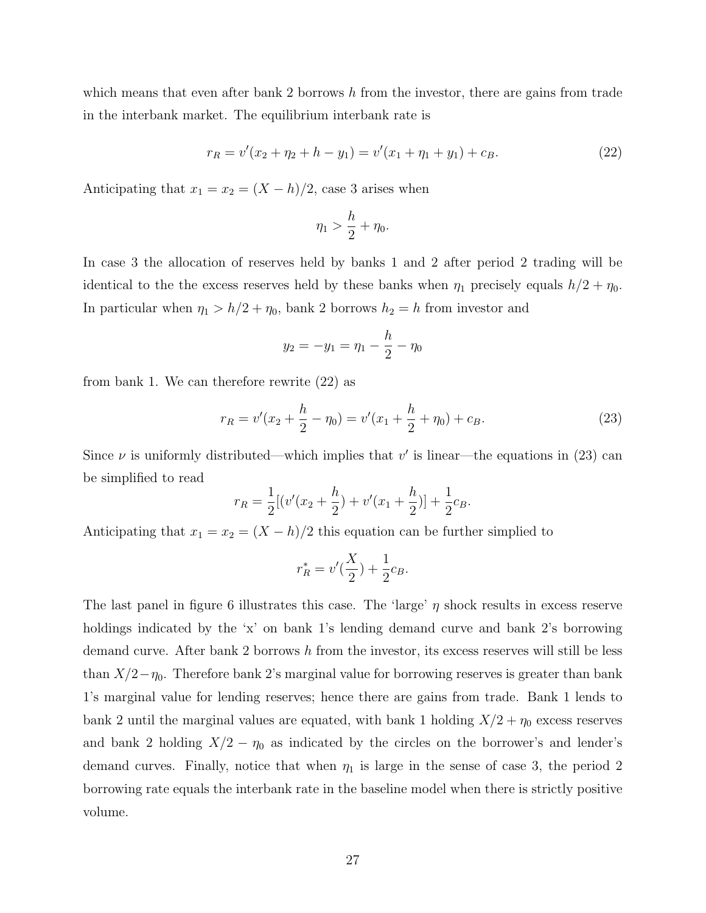which means that even after bank 2 borrows $h$ from the investor, there are gains from trade in the interbank market. The equilibrium interbank rate is

$$r_R = v'(x_2 + \eta_2 + h - y_1) = v'(x_1 + \eta_1 + y_1) + c_B. \tag{22}$$

Anticipating that $x_1 = x_2 = (X - h)/2$, case 3 arises when

$$\eta_1 > \frac{h}{2} + \eta_0.$$

In case 3 the allocation of reserves held by banks 1 and 2 after period 2 trading will be identical to the the excess reserves held by these banks when $\eta_1$ precisely equals $h/2 + \eta_0$. In particular when $\eta_1 > h/2 + \eta_0$, bank 2 borrows $h_2 = h$ from investor and

$$y_2 = -y_1 = \eta_1 - \frac{h}{2} - \eta_0$$

from bank 1. We can therefore rewrite (22) as

$$r_R = v'(x_2 + \frac{h}{2} - \eta_0) = v'(x_1 + \frac{h}{2} + \eta_0) + c_B. \tag{23}$$

Since $\nu$ is uniformly distributed—which implies that $v'$ is linear—the equations in (23) can be simplified to read

$$r_R = \frac{1}{2}[(v'(x_2 + \frac{h}{2}) + v'(x_1 + \frac{h}{2})] + \frac{1}{2}c_B.$$

Anticipating that $x_1 = x_2 = (X - h)/2$ this equation can be further simplied to

$$r_R^* = v'(\frac{X}{2}) + \frac{1}{2}c_B.$$

The last panel in figure 6 illustrates this case. The 'large' $\eta$ shock results in excess reserve holdings indicated by the 'x' on bank 1's lending demand curve and bank 2's borrowing demand curve. After bank 2 borrows $h$ from the investor, its excess reserves will still be less than $X/2 - \eta_0$. Therefore bank 2's marginal value for borrowing reserves is greater than bank 1's marginal value for lending reserves; hence there are gains from trade. Bank 1 lends to bank 2 until the marginal values are equated, with bank 1 holding $X/2 + \eta_0$ excess reserves and bank 2 holding $X/2 - \eta_0$ as indicated by the circles on the borrower's and lender's demand curves. Finally, notice that when $\eta_1$ is large in the sense of case 3, the period 2 borrowing rate equals the interbank rate in the baseline model when there is strictly positive volume.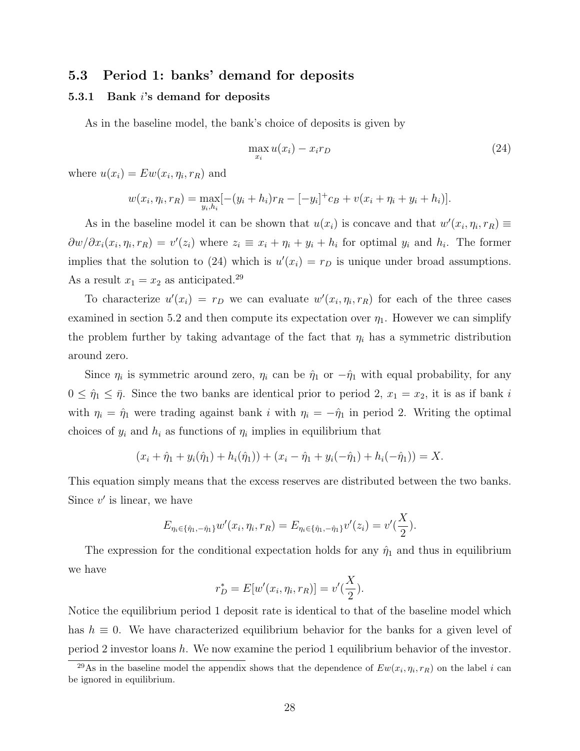## 5.3 Period 1: banks' demand for deposits

### 5.3.1 Bank $i$'s demand for deposits

As in the baseline model, the bank's choice of deposits is given by

$$\max_{x_i} u(x_i) - x_i r_D \tag{24}$$

where $u(x_i) = Ew(x_i, \eta_i, r_R)$ and

$$w(x_i, \eta_i, r_R) = \max_{y_i, h_i}[-(y_i + h_i)r_R - [-y_i]^+ c_B + v(x_i + \eta_i + y_i + h_i)].$$

As in the baseline model it can be shown that $u(x_i)$ is concave and that $w'(x_i, \eta_i, r_R) \equiv \partial w / \partial x_i(x_i, \eta_i, r_R) = v'(z_i)$ where $z_i \equiv x_i + \eta_i + y_i + h_i$ for optimal $y_i$ and $h_i$. The former implies that the solution to (24) which is $u'(x_i) = r_D$ is unique under broad assumptions. As a result $x_1 = x_2$ as anticipated.[29]

To characterize $u'(x_i) = r_D$ we can evaluate $w'(x_i, \eta_i, r_R)$ for each of the three cases examined in section 5.2 and then compute its expectation over $\eta_1$. However we can simplify the problem further by taking advantage of the fact that $\eta_i$ has a symmetric distribution around zero.

Since $\eta_i$ is symmetric around zero, $\eta_i$ can be $\hat{\eta}_1$ or $-\hat{\eta}_1$ with equal probability, for any $0 \leq \hat{\eta}_1 \leq \bar{\eta}$. Since the two banks are identical prior to period 2, $x_1 = x_2$, it is as if bank $i$ with $\eta_i = \hat{\eta}_1$ were trading against bank $i$ with $\eta_i = -\hat{\eta}_1$ in period 2. Writing the optimal choices of $y_i$ and $h_i$ as functions of $\eta_i$ implies in equilibrium that

$$(x_i + \hat{\eta}_1 + y_i(\hat{\eta}_1) + h_i(\hat{\eta}_1)) + (x_i - \hat{\eta}_1 + y_i(-\hat{\eta}_1) + h_i(-\hat{\eta}_1)) = X.$$

This equation simply means that the excess reserves are distributed between the two banks. Since $v'$ is linear, we have

$$E_{\eta_i \in \{\hat{\eta}_1, -\hat{\eta}_1\}} w'(x_i, \eta_i, r_R) = E_{\eta_i \in \{\hat{\eta}_1, -\hat{\eta}_1\}} v'(z_i) = v'(\frac{X}{2}).$$

The expression for the conditional expectation holds for any $\hat{\eta}_1$ and thus in equilibrium we have

$$r_D^* = E[w'(x_i, \eta_i, r_R)] = v'(\frac{X}{2}).$$

Notice the equilibrium period 1 deposit rate is identical to that of the baseline model which has $h \equiv 0$. We have characterized equilibrium behavior for the banks for a given level of period 2 investor loans $h$. We now examine the period 1 equilibrium behavior of the investor.

[29] As in the baseline model the appendix shows that the dependence of $Ew(x_i, \eta_i, r_R)$ on the label $i$ can be ignored in equilibrium.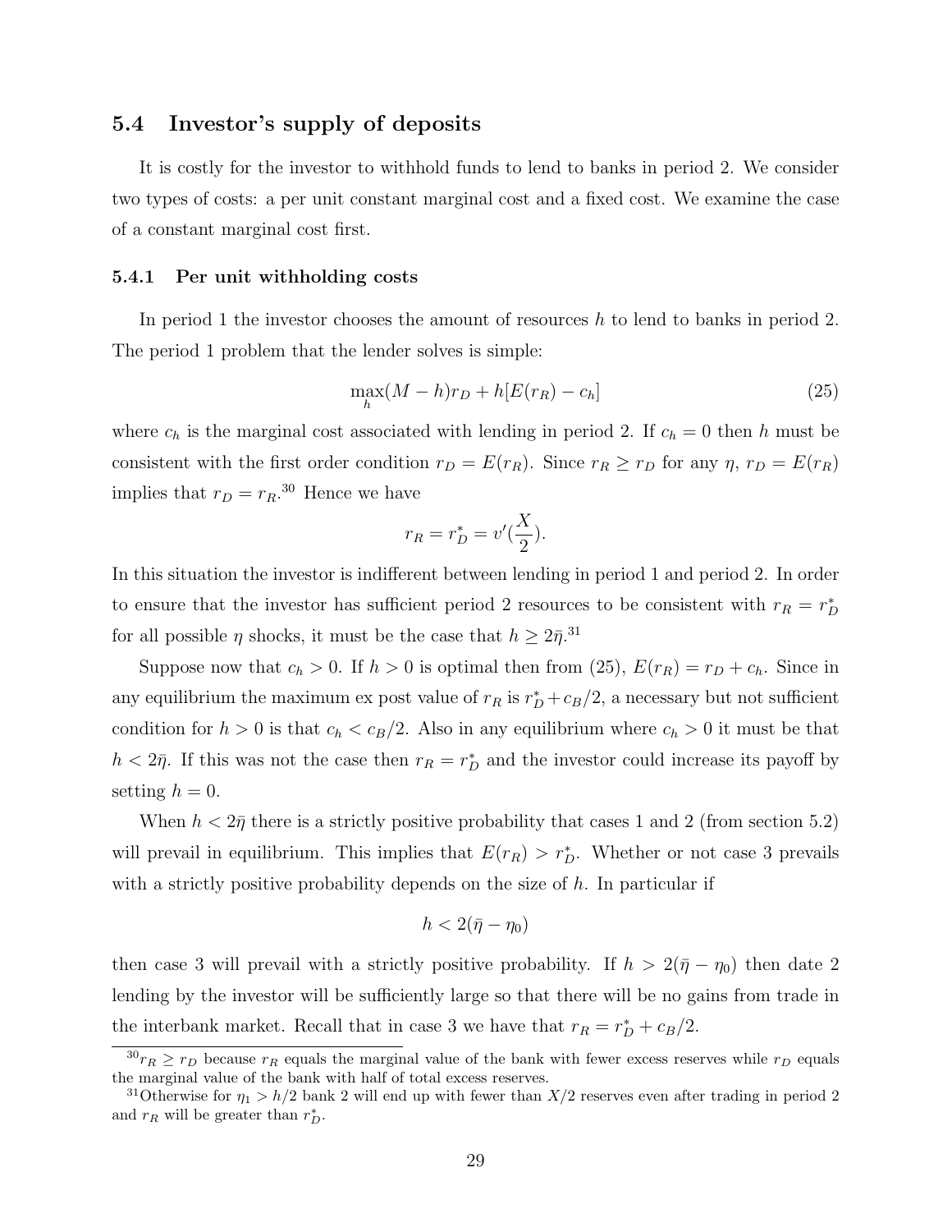## 5.4 Investor's supply of deposits

It is costly for the investor to withhold funds to lend to banks in period 2. We consider two types of costs: a per unit constant marginal cost and a fixed cost. We examine the case of a constant marginal cost first.

### 5.4.1 Per unit withholding costs

In period 1 the investor chooses the amount of resources $h$ to lend to banks in period 2. The period 1 problem that the lender solves is simple:

$$\max_h (M - h)r_D + h[E(r_R) - c_h] \tag{25}$$

where $c_h$ is the marginal cost associated with lending in period 2. If $c_h = 0$ then $h$ must be consistent with the first order condition $r_D = E(r_R)$. Since $r_R \geq r_D$ for any $\eta$, $r_D = E(r_R)$ implies that $r_D = r_R$.[30] Hence we have

$$r_R = r_D^* = v'(\frac{X}{2}).$$

In this situation the investor is indifferent between lending in period 1 and period 2. In order to ensure that the investor has sufficient period 2 resources to be consistent with $r_R = r_D^*$ for all possible $\eta$ shocks, it must be the case that $h \geq 2\bar{\eta}$.[31]

Suppose now that $c_h > 0$. If $h > 0$ is optimal then from (25), $E(r_R) = r_D + c_h$. Since in any equilibrium the maximum ex post value of $r_R$ is $r_D^* + c_B/2$, a necessary but not sufficient condition for $h > 0$ is that $c_h < c_B/2$. Also in any equilibrium where $c_h > 0$ it must be that $h < 2\bar{\eta}$. If this was not the case then $r_R = r_D^*$ and the investor could increase its payoff by setting $h = 0$.

When $h < 2\bar{\eta}$ there is a strictly positive probability that cases 1 and 2 (from section 5.2) will prevail in equilibrium. This implies that $E(r_R) > r_D^*$. Whether or not case 3 prevails with a strictly positive probability depends on the size of $h$. In particular if

$$h < 2(\bar{\eta} - \eta_0)$$

then case 3 will prevail with a strictly positive probability. If $h > 2(\bar{\eta} - \eta_0)$ then date 2 lending by the investor will be sufficiently large so that there will be no gains from trade in the interbank market. Recall that in case 3 we have that $r_R = r_D^* + c_B/2$.

---

[30] $r_R \geq r_D$ because $r_R$ equals the marginal value of the bank with fewer excess reserves while $r_D$ equals the marginal value of the bank with half of total excess reserves.

[31] Otherwise for $\eta_1 > h/2$ bank 2 will end up with fewer than $X/2$ reserves even after trading in period 2 and $r_R$ will be greater than $r_D^*$.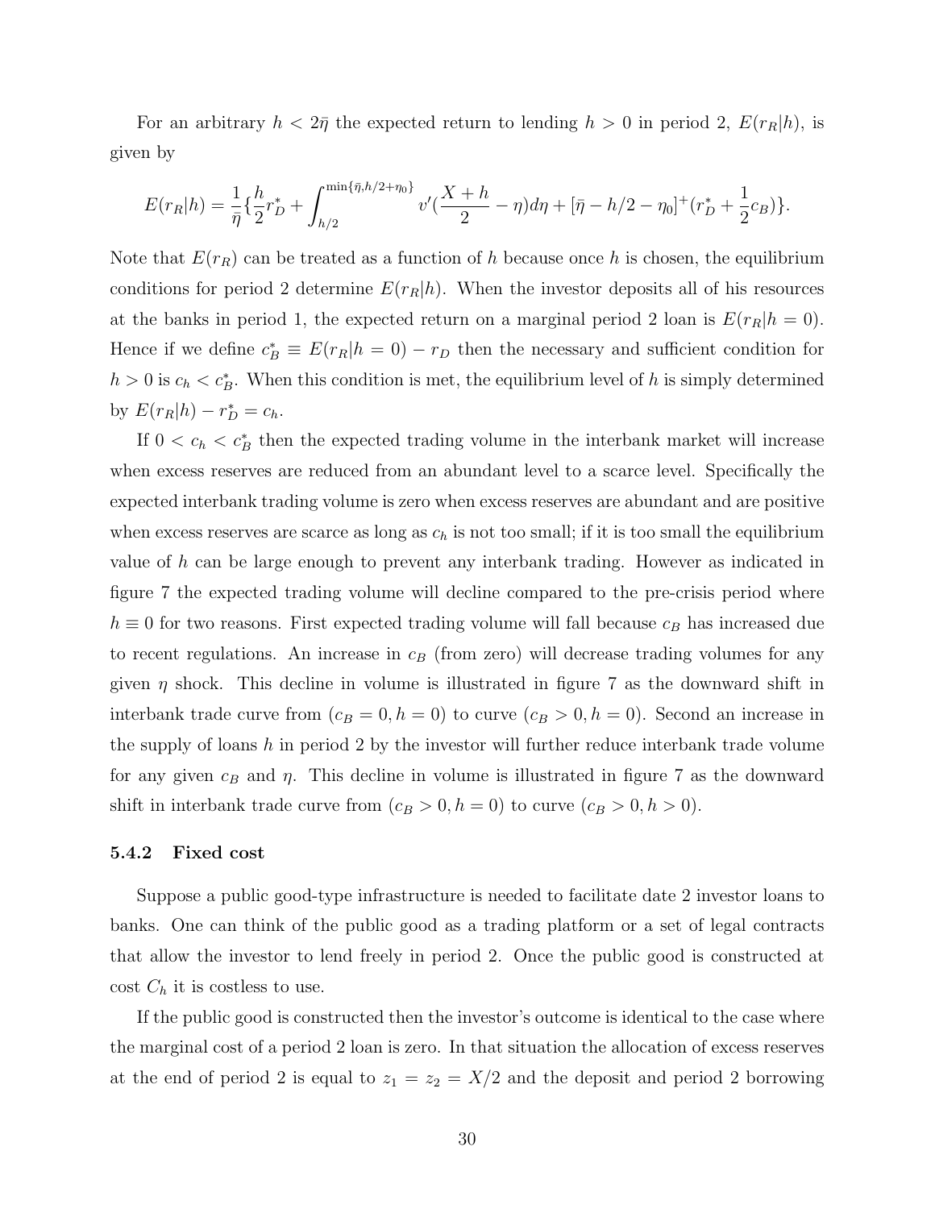For an arbitrary $h < 2\bar{\eta}$ the expected return to lending $h > 0$ in period 2, $E(r_R|h)$, is given by

$$E(r_R|h) = \frac{1}{\bar{\eta}}\{\frac{h}{2}r_D^* + \int_{h/2}^{\min\{\bar{\eta}, h/2+\eta_0\}} v'(\frac{X+h}{2} - \eta)d\eta + [\bar{\eta} - h/2 - \eta_0]^+(r_D^* + \frac{1}{2}c_B)\}.$$

Note that $E(r_R)$ can be treated as a function of $h$ because once $h$ is chosen, the equilibrium conditions for period 2 determine $E(r_R|h)$. When the investor deposits all of his resources at the banks in period 1, the expected return on a marginal period 2 loan is $E(r_R|h = 0)$. Hence if we define $c_B^* \equiv E(r_R|h = 0) - r_D$ then the necessary and sufficient condition for $h > 0$ is $c_h < c_B^*$. When this condition is met, the equilibrium level of $h$ is simply determined by $E(r_R|h) - r_D^* = c_h$.

If $0 < c_h < c_B^*$ then the expected trading volume in the interbank market will increase when excess reserves are reduced from an abundant level to a scarce level. Specifically the expected interbank trading volume is zero when excess reserves are abundant and are positive when excess reserves are scarce as long as $c_h$ is not too small; if it is too small the equilibrium value of $h$ can be large enough to prevent any interbank trading. However as indicated in figure 7 the expected trading volume will decline compared to the pre-crisis period where $h \equiv 0$ for two reasons. First expected trading volume will fall because $c_B$ has increased due to recent regulations. An increase in $c_B$ (from zero) will decrease trading volumes for any given $\eta$ shock. This decline in volume is illustrated in figure 7 as the downward shift in interbank trade curve from $(c_B = 0, h = 0)$ to curve $(c_B > 0, h = 0)$. Second an increase in the supply of loans $h$ in period 2 by the investor will further reduce interbank trade volume for any given $c_B$ and $\eta$. This decline in volume is illustrated in figure 7 as the downward shift in interbank trade curve from $(c_B > 0, h = 0)$ to curve $(c_B > 0, h > 0)$.

### 5.4.2 Fixed cost

Suppose a public good-type infrastructure is needed to facilitate date 2 investor loans to banks. One can think of the public good as a trading platform or a set of legal contracts that allow the investor to lend freely in period 2. Once the public good is constructed at cost $C_h$ it is costless to use.

If the public good is constructed then the investor's outcome is identical to the case where the marginal cost of a period 2 loan is zero. In that situation the allocation of excess reserves at the end of period 2 is equal to $z_1 = z_2 = X/2$ and the deposit and period 2 borrowing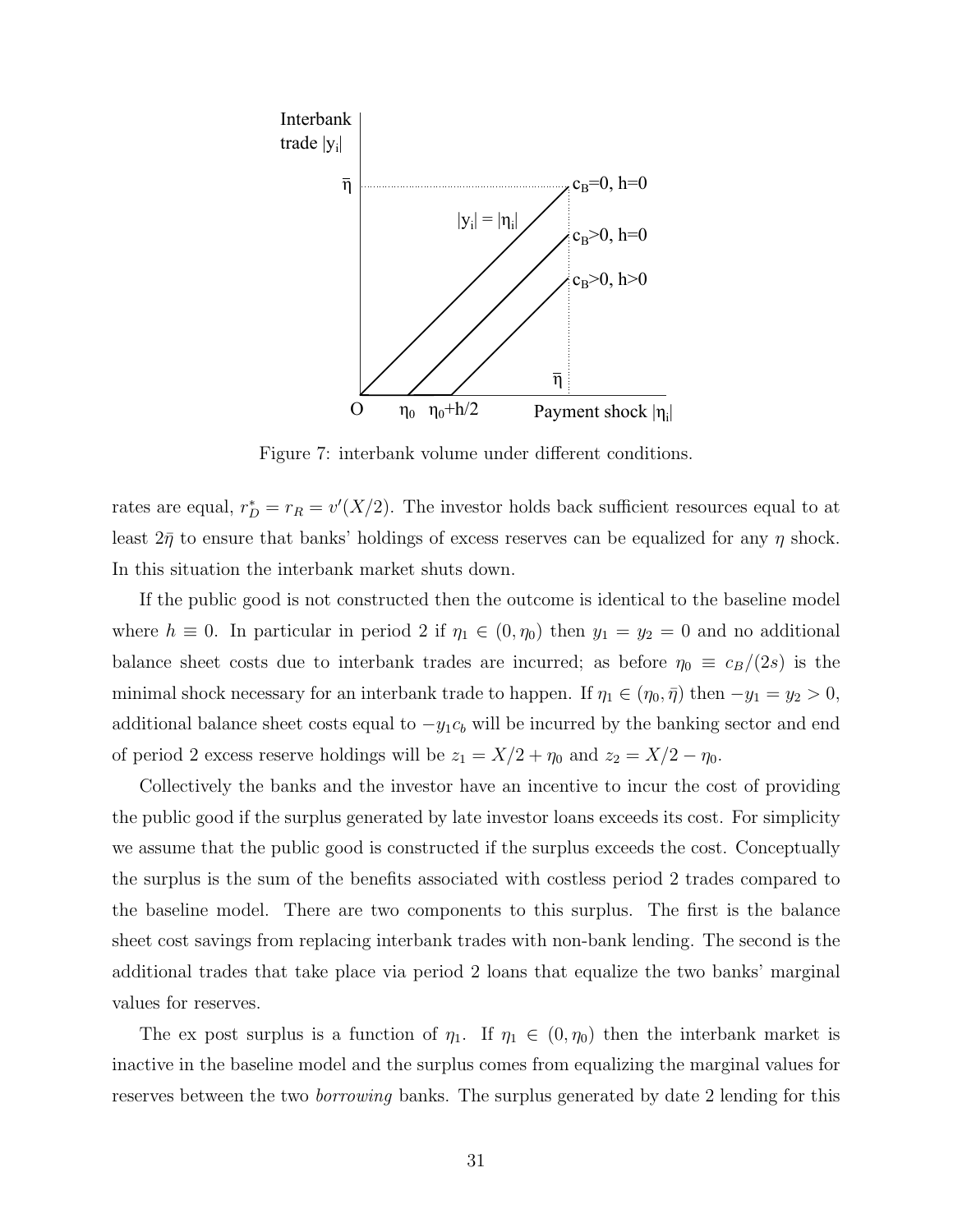Figure 7: interbank volume under different conditions.

rates are equal, $r_D^* = r_R = v'(X/2)$. The investor holds back sufficient resources equal to at least $2\bar{\eta}$ to ensure that banks' holdings of excess reserves can be equalized for any $\eta$ shock. In this situation the interbank market shuts down.

If the public good is not constructed then the outcome is identical to the baseline model where $h \equiv 0$. In particular in period 2 if $\eta_1 \in (0, \eta_0)$ then $y_1 = y_2 = 0$ and no additional balance sheet costs due to interbank trades are incurred; as before $\eta_0 \equiv c_B/(2s)$ is the minimal shock necessary for an interbank trade to happen. If $\eta_1 \in (\eta_0, \bar{\eta})$ then $-y_1 = y_2 > 0$, additional balance sheet costs equal to $-y_1 c_b$ will be incurred by the banking sector and end of period 2 excess reserve holdings will be $z_1 = X/2 + \eta_0$ and $z_2 = X/2 - \eta_0$.

Collectively the banks and the investor have an incentive to incur the cost of providing the public good if the surplus generated by late investor loans exceeds its cost. For simplicity we assume that the public good is constructed if the surplus exceeds the cost. Conceptually the surplus is the sum of the benefits associated with costless period 2 trades compared to the baseline model. There are two components to this surplus. The first is the balance sheet cost savings from replacing interbank trades with non-bank lending. The second is the additional trades that take place via period 2 loans that equalize the two banks' marginal values for reserves.

The ex post surplus is a function of $\eta_1$. If $\eta_1 \in (0, \eta_0)$ then the interbank market is inactive in the baseline model and the surplus comes from equalizing the marginal values for reserves between the two *borrowing* banks. The surplus generated by date 2 lending for this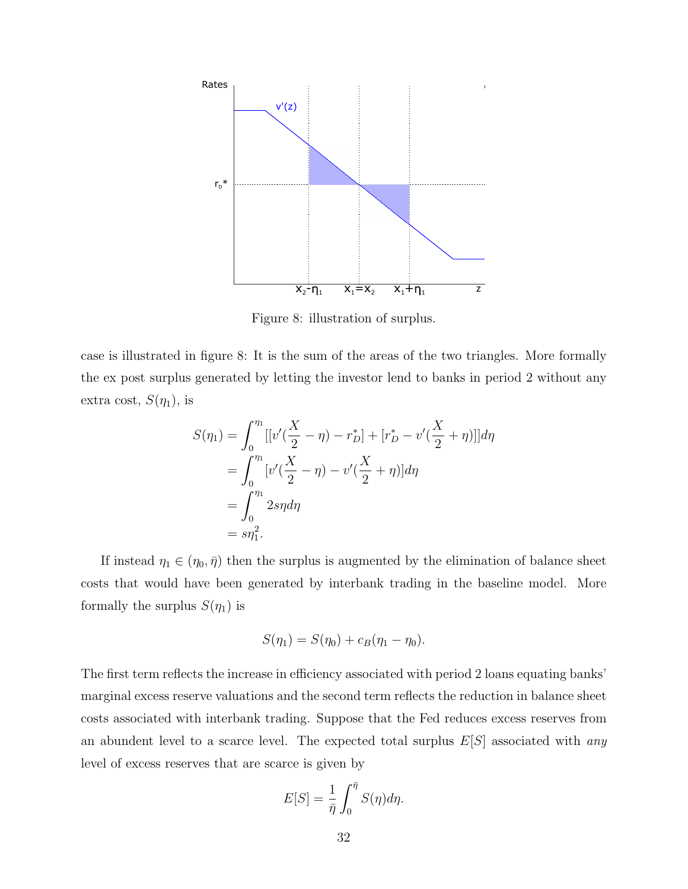Figure 8: illustration of surplus.

case is illustrated in figure 8: It is the sum of the areas of the two triangles. More formally the ex post surplus generated by letting the investor lend to banks in period 2 without any extra cost, $S(\eta_1)$, is

$$
\begin{aligned}
S(\eta_1) &= \int_0^{\eta_1} [[v'(\frac{X}{2} - \eta) - r_D^*] + [r_D^* - v'(\frac{X}{2} + \eta)]]d\eta \\
&= \int_0^{\eta_1} [v'(\frac{X}{2} - \eta) - v'(\frac{X}{2} + \eta)]d\eta \\
&= \int_0^{\eta_1} 2s\eta d\eta \\
&= s\eta_1^2.
\end{aligned}
$$

If instead $\eta_1 \in (\eta_0, \bar{\eta})$ then the surplus is augmented by the elimination of balance sheet costs that would have been generated by interbank trading in the baseline model. More formally the surplus $S(\eta_1)$ is

$$
S(\eta_1) = S(\eta_0) + c_B(\eta_1 - \eta_0).
$$

The first term reflects the increase in efficiency associated with period 2 loans equating banks' marginal excess reserve valuations and the second term reflects the reduction in balance sheet costs associated with interbank trading. Suppose that the Fed reduces excess reserves from an abundent level to a scarce level. The expected total surplus $E[S]$ associated with *any* level of excess reserves that are scarce is given by

$$
E[S] = \frac{1}{\bar{\eta}} \int_0^{\bar{\eta}} S(\eta)d\eta.
$$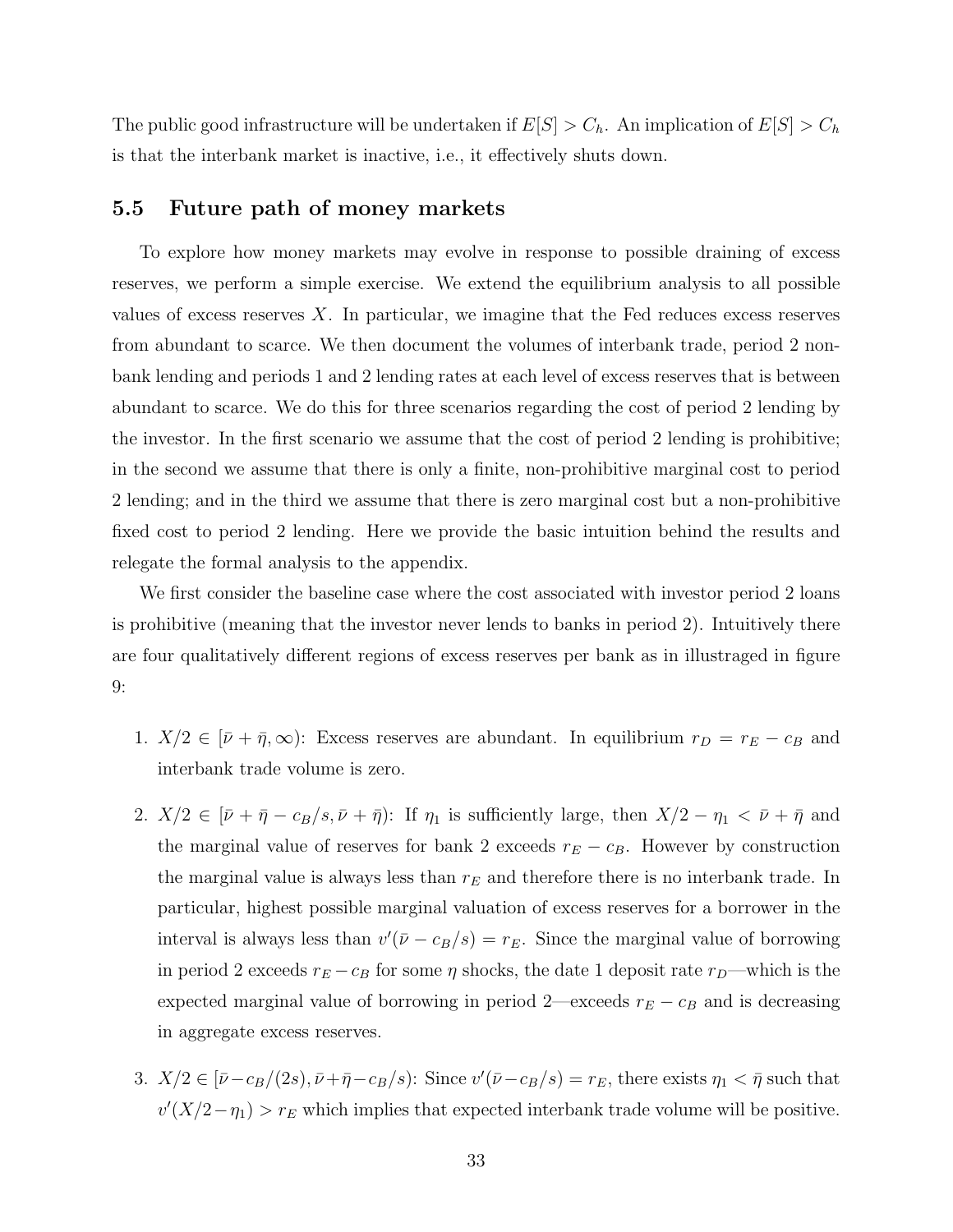The public good infrastructure will be undertaken if $E[S] > C_h$. An implication of $E[S] > C_h$ is that the interbank market is inactive, i.e., it effectively shuts down.

### 5.5 Future path of money markets

To explore how money markets may evolve in response to possible draining of excess reserves, we perform a simple exercise. We extend the equilibrium analysis to all possible values of excess reserves $X$. In particular, we imagine that the Fed reduces excess reserves from abundant to scarce. We then document the volumes of interbank trade, period 2 non-bank lending and periods 1 and 2 lending rates at each level of excess reserves that is between abundant to scarce. We do this for three scenarios regarding the cost of period 2 lending by the investor. In the first scenario we assume that the cost of period 2 lending is prohibitive; in the second we assume that there is only a finite, non-prohibitive marginal cost to period 2 lending; and in the third we assume that there is zero marginal cost but a non-prohibitive fixed cost to period 2 lending. Here we provide the basic intuition behind the results and relegate the formal analysis to the appendix.

We first consider the baseline case where the cost associated with investor period 2 loans is prohibitive (meaning that the investor never lends to banks in period 2). Intuitively there are four qualitatively different regions of excess reserves per bank as in illustraged in figure 9:

1. $X/2 \in [\bar{\nu} + \bar{\eta}, \infty)$: Excess reserves are abundant. In equilibrium $r_D = r_E - c_B$ and interbank trade volume is zero.

2. $X/2 \in [\bar{\nu} + \bar{\eta} - c_B/s, \bar{\nu} + \bar{\eta})$: If $\eta_1$ is sufficiently large, then $X/2 - \eta_1 < \bar{\nu} + \bar{\eta}$ and the marginal value of reserves for bank 2 exceeds $r_E - c_B$. However by construction the marginal value is always less than $r_E$ and therefore there is no interbank trade. In particular, highest possible marginal valuation of excess reserves for a borrower in the interval is always less than $v'(\bar{\nu} - c_B/s) = r_E$. Since the marginal value of borrowing in period 2 exceeds $r_E - c_B$ for some $\eta$ shocks, the date 1 deposit rate $r_D$—which is the expected marginal value of borrowing in period 2—exceeds $r_E - c_B$ and is decreasing in aggregate excess reserves.

3. $X/2 \in [\bar{\nu} - c_B/(2s), \bar{\nu} + \bar{\eta} - c_B/s)$: Since $v'(\bar{\nu} - c_B/s) = r_E$, there exists $\eta_1 < \bar{\eta}$ such that $v'(X/2 - \eta_1) > r_E$ which implies that expected interbank trade volume will be positive.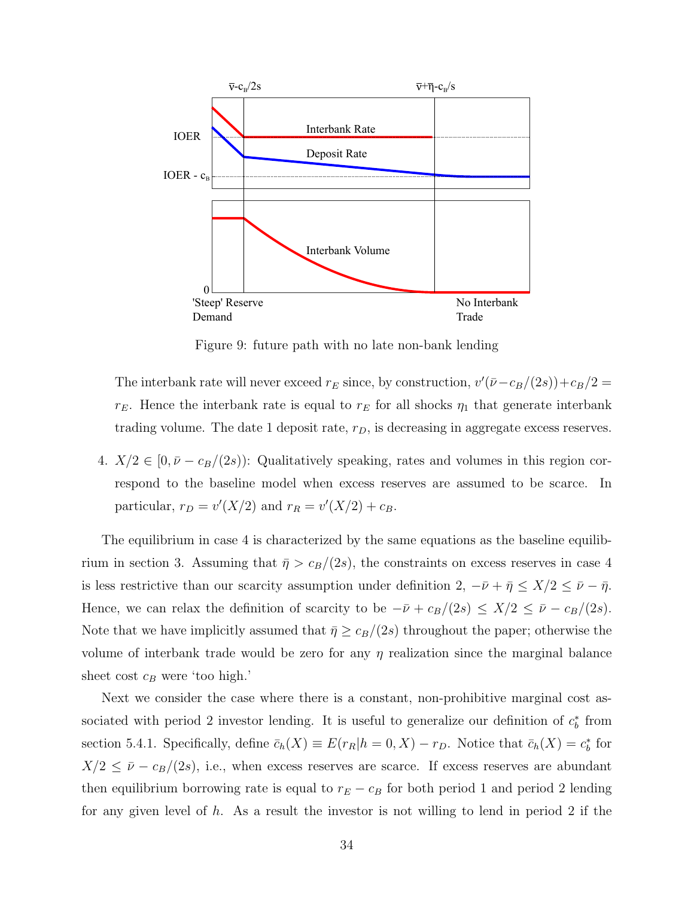Figure 9: future path with no late non-bank lending

The interbank rate will never exceed $r_E$ since, by construction, $v'(\bar{\nu} - c_B/(2s)) + c_B/2 = r_E$. Hence the interbank rate is equal to $r_E$ for all shocks $\eta_1$ that generate interbank trading volume. The date 1 deposit rate, $r_D$, is decreasing in aggregate excess reserves.

4. $X/2 \in [0, \bar{\nu} - c_B/(2s))$: Qualitatively speaking, rates and volumes in this region correspond to the baseline model when excess reserves are assumed to be scarce. In particular, $r_D = v'(X/2)$ and $r_R = v'(X/2) + c_B$.

The equilibrium in case 4 is characterized by the same equations as the baseline equilibrium in section 3. Assuming that $\bar{\eta} > c_B/(2s)$, the constraints on excess reserves in case 4 is less restrictive than our scarcity assumption under definition 2, $-\bar{\nu} + \bar{\eta} \leq X/2 \leq \bar{\nu} - \bar{\eta}$. Hence, we can relax the definition of scarcity to be $-\bar{\nu} + c_B/(2s) \leq X/2 \leq \bar{\nu} - c_B/(2s)$. Note that we have implicitly assumed that $\bar{\eta} \geq c_B/(2s)$ throughout the paper; otherwise the volume of interbank trade would be zero for any $\eta$ realization since the marginal balance sheet cost $c_B$ were 'too high.'

Next we consider the case where there is a constant, non-prohibitive marginal cost associated with period 2 investor lending. It is useful to generalize our definition of $c_b^*$ from section 5.4.1. Specifically, define $\bar{c}_h(X) \equiv E(r_R|h = 0, X) - r_D$. Notice that $\bar{c}_h(X) = c_b^*$ for $X/2 \leq \bar{\nu} - c_B/(2s)$, i.e., when excess reserves are scarce. If excess reserves are abundant then equilibrium borrowing rate is equal to $r_E - c_B$ for both period 1 and period 2 lending for any given level of $h$. As a result the investor is not willing to lend in period 2 if the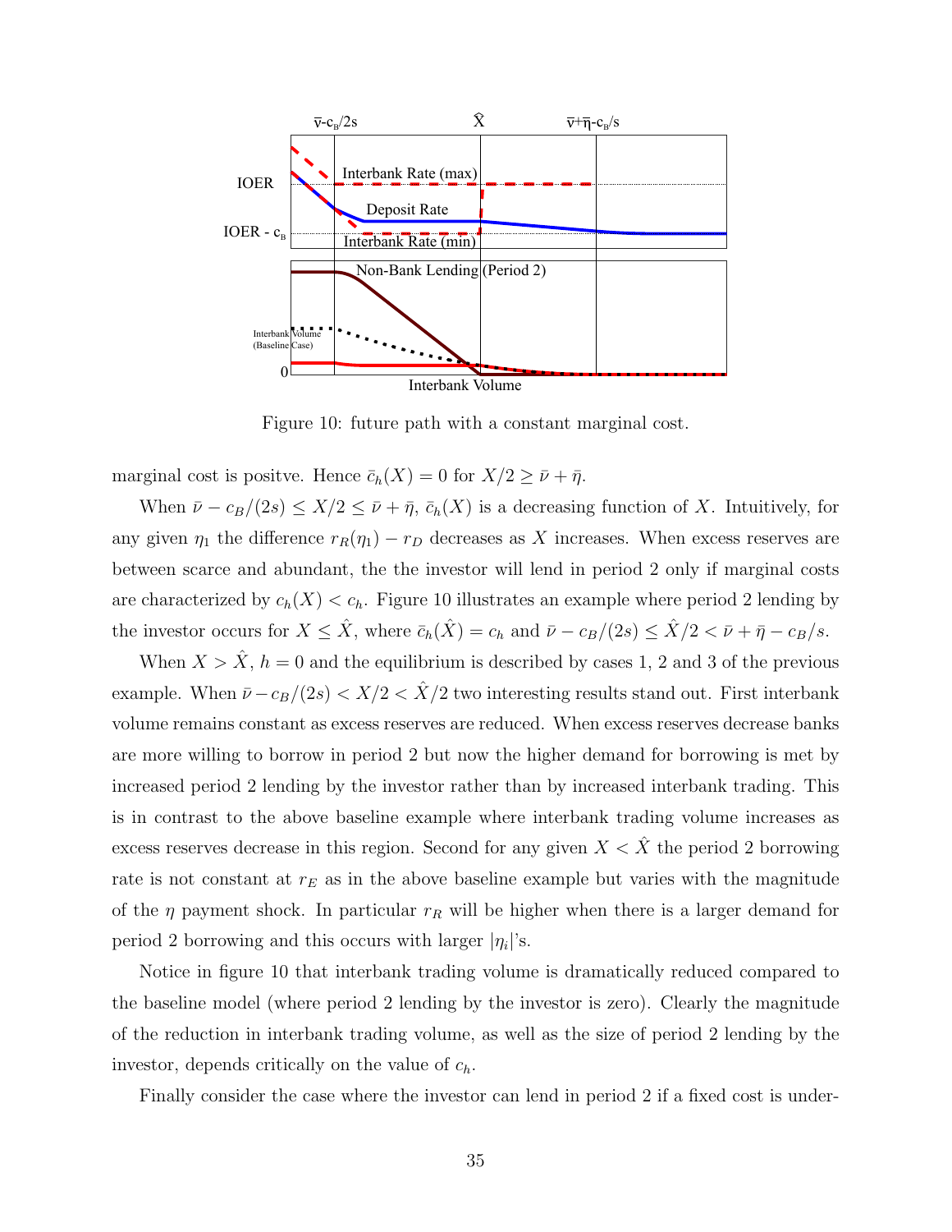Figure 10: future path with a constant marginal cost.

marginal cost is positve. Hence $\bar{c}_h(X) = 0$ for $X/2 \geq \bar{\nu} + \bar{\eta}$.

When $\bar{\nu} - c_B/(2s) \leq X/2 \leq \bar{\nu} + \bar{\eta}$, $\bar{c}_h(X)$ is a decreasing function of $X$. Intuitively, for any given $\eta_1$ the difference $r_R(\eta_1) - r_D$ decreases as $X$ increases. When excess reserves are between scarce and abundant, the the investor will lend in period 2 only if marginal costs are characterized by $c_h(X) < c_h$. Figure 10 illustrates an example where period 2 lending by the investor occurs for $X \leq \hat{X}$, where $\bar{c}_h(\hat{X}) = c_h$ and $\bar{\nu} - c_B/(2s) \leq \hat{X}/2 < \bar{\nu} + \bar{\eta} - c_B/s$.

When $X > \hat{X}$, $h = 0$ and the equilibrium is described by cases 1, 2 and 3 of the previous example. When $\bar{\nu} - c_B/(2s) < X/2 < \hat{X}/2$ two interesting results stand out. First interbank volume remains constant as excess reserves are reduced. When excess reserves decrease banks are more willing to borrow in period 2 but now the higher demand for borrowing is met by increased period 2 lending by the investor rather than by increased interbank trading. This is in contrast to the above baseline example where interbank trading volume increases as excess reserves decrease in this region. Second for any given $X < \hat{X}$ the period 2 borrowing rate is not constant at $r_E$ as in the above baseline example but varies with the magnitude of the $\eta$ payment shock. In particular $r_R$ will be higher when there is a larger demand for period 2 borrowing and this occurs with larger $|\eta_i|$'s.

Notice in figure 10 that interbank trading volume is dramatically reduced compared to the baseline model (where period 2 lending by the investor is zero). Clearly the magnitude of the reduction in interbank trading volume, as well as the size of period 2 lending by the investor, depends critically on the value of $c_h$.

Finally consider the case where the investor can lend in period 2 if a fixed cost is under-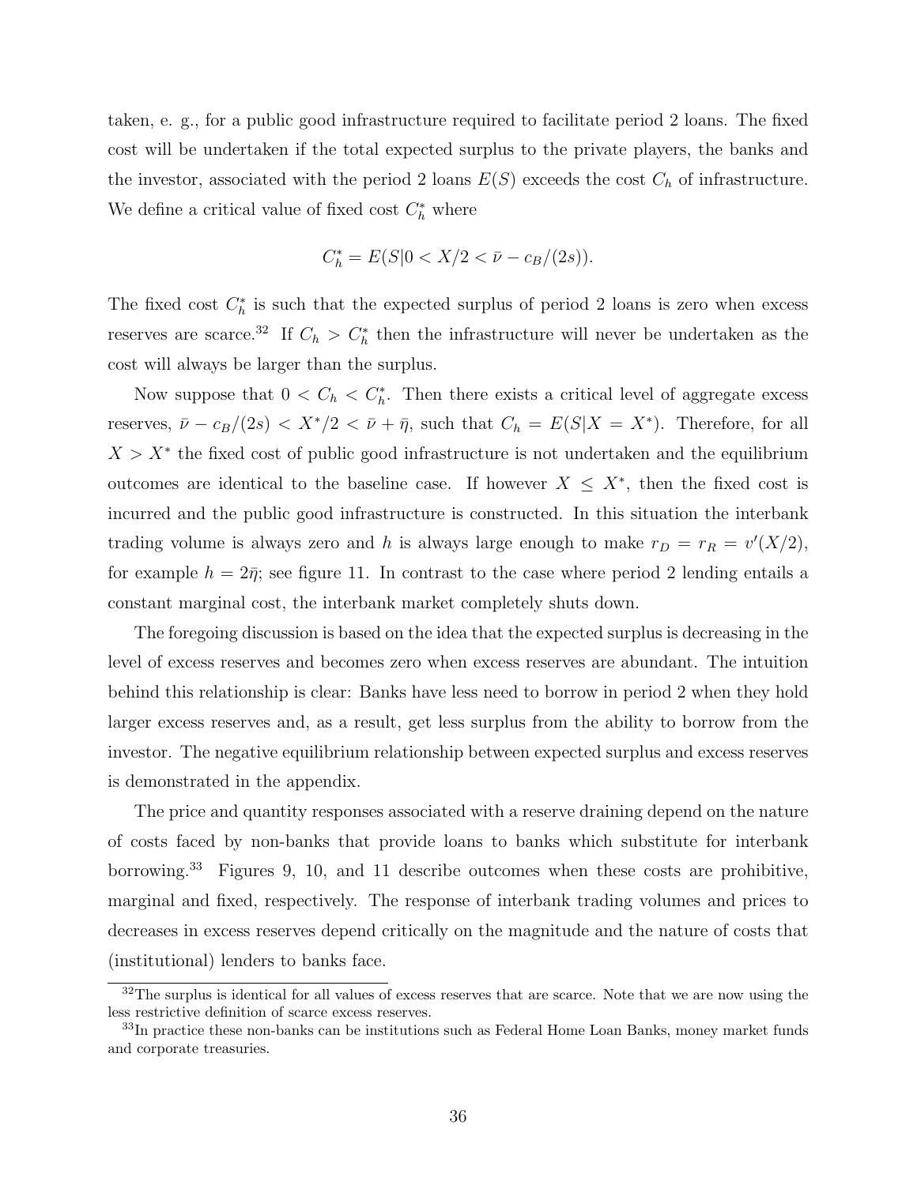taken, e. g., for a public good infrastructure required to facilitate period 2 loans. The fixed cost will be undertaken if the total expected surplus to the private players, the banks and the investor, associated with the period 2 loans $E(S)$ exceeds the cost $C_h$ of infrastructure. We define a critical value of fixed cost $C_h^*$ where

$$C_h^* = E(S|0 < X/2 < \bar{\nu} - c_B/(2s)).$$

The fixed cost $C_h^*$ is such that the expected surplus of period 2 loans is zero when excess reserves are scarce.[32] If $C_h > C_h^*$ then the infrastructure will never be undertaken as the cost will always be larger than the surplus.

Now suppose that $0 < C_h < C_h^*$. Then there exists a critical level of aggregate excess reserves, $\bar{\nu} - c_B/(2s) < X^*/2 < \bar{\nu} + \bar{\eta}$, such that $C_h = E(S|X = X^*)$. Therefore, for all $X > X^*$ the fixed cost of public good infrastructure is not undertaken and the equilibrium outcomes are identical to the baseline case. If however $X \leq X^*$, then the fixed cost is incurred and the public good infrastructure is constructed. In this situation the interbank trading volume is always zero and $h$ is always large enough to make $r_D = r_R = v'(X/2)$, for example $h = 2\bar{\eta}$; see figure 11. In contrast to the case where period 2 lending entails a constant marginal cost, the interbank market completely shuts down.

The foregoing discussion is based on the idea that the expected surplus is decreasing in the level of excess reserves and becomes zero when excess reserves are abundant. The intuition behind this relationship is clear: Banks have less need to borrow in period 2 when they hold larger excess reserves and, as a result, get less surplus from the ability to borrow from the investor. The negative equilibrium relationship between expected surplus and excess reserves is demonstrated in the appendix.

The price and quantity responses associated with a reserve draining depend on the nature of costs faced by non-banks that provide loans to banks which substitute for interbank borrowing.[33] Figures 9, 10, and 11 describe outcomes when these costs are prohibitive, marginal and fixed, respectively. The response of interbank trading volumes and prices to decreases in excess reserves depend critically on the magnitude and the nature of costs that (institutional) lenders to banks face.

[32] The surplus is identical for all values of excess reserves that are scarce. Note that we are now using the less restrictive definition of scarce excess reserves.

[33] In practice these non-banks can be institutions such as Federal Home Loan Banks, money market funds and corporate treasuries.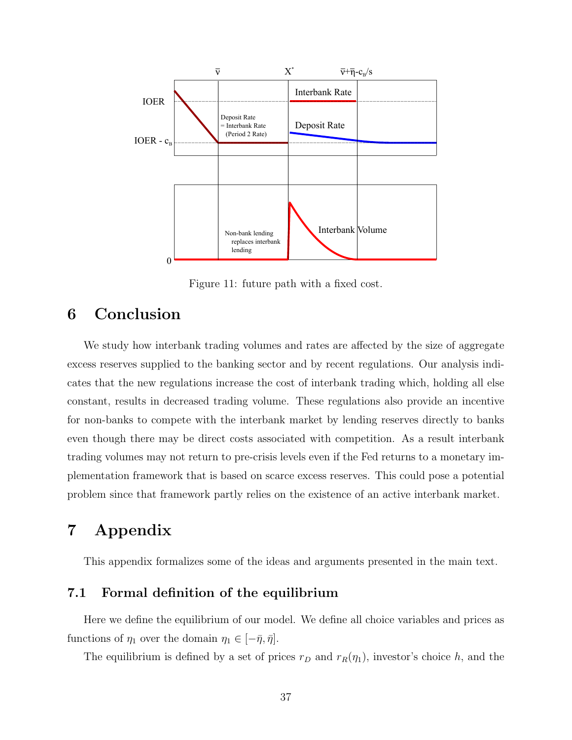Figure 11: future path with a fixed cost.

# 6 Conclusion

We study how interbank trading volumes and rates are affected by the size of aggregate excess reserves supplied to the banking sector and by recent regulations. Our analysis indicates that the new regulations increase the cost of interbank trading which, holding all else constant, results in decreased trading volume. These regulations also provide an incentive for non-banks to compete with the interbank market by lending reserves directly to banks even though there may be direct costs associated with competition. As a result interbank trading volumes may not return to pre-crisis levels even if the Fed returns to a monetary implementation framework that is based on scarce excess reserves. This could pose a potential problem since that framework partly relies on the existence of an active interbank market.

# 7 Appendix

This appendix formalizes some of the ideas and arguments presented in the main text.

## 7.1 Formal definition of the equilibrium

Here we define the equilibrium of our model. We define all choice variables and prices as functions of $\eta_1$ over the domain $\eta_1 \in [-\bar{\eta}, \bar{\eta}]$.

The equilibrium is defined by a set of prices $r_D$ and $r_R(\eta_1)$, investor's choice $h$, and the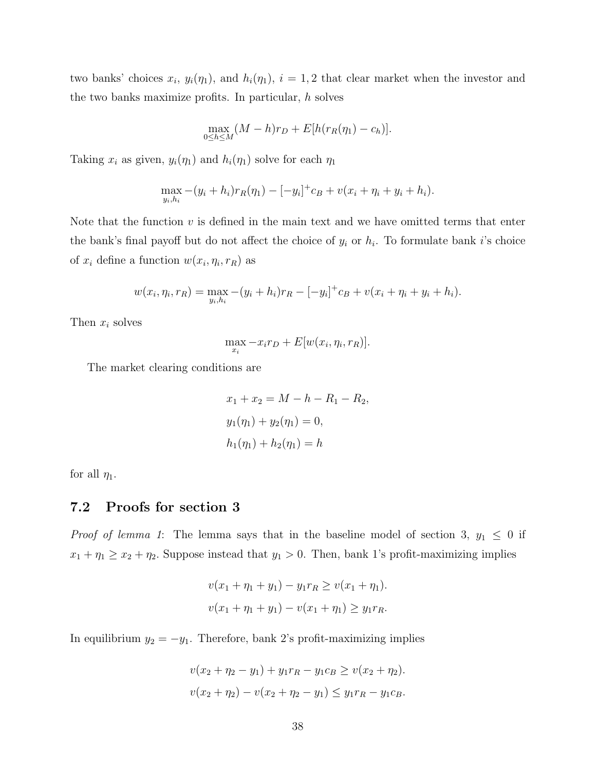two banks' choices $x_i$, $y_i(\eta_1)$, and $h_i(\eta_1)$, $i = 1, 2$ that clear market when the investor and the two banks maximize profits. In particular, $h$ solves

$$\max_{0 \leq h \leq M} (M - h)r_D + E[h(r_R(\eta_1) - c_h)].$$

Taking $x_i$ as given, $y_i(\eta_1)$ and $h_i(\eta_1)$ solve for each $\eta_1$

$$\max_{y_i, h_i} -(y_i + h_i)r_R(\eta_1) - [-y_i]^+ c_B + v(x_i + \eta_i + y_i + h_i).$$

Note that the function $v$ is defined in the main text and we have omitted terms that enter the bank's final payoff but do not affect the choice of $y_i$ or $h_i$. To formulate bank $i$'s choice of $x_i$ define a function $w(x_i, \eta_i, r_R)$ as

$$w(x_i, \eta_i, r_R) = \max_{y_i, h_i} -(y_i + h_i)r_R - [-y_i]^+ c_B + v(x_i + \eta_i + y_i + h_i).$$

Then $x_i$ solves

$$\max_{x_i} -x_i r_D + E[w(x_i, \eta_i, r_R)].$$

The market clearing conditions are

$$x_1 + x_2 = M - h - R_1 - R_2,$$
$$y_1(\eta_1) + y_2(\eta_1) = 0,$$
$$h_1(\eta_1) + h_2(\eta_1) = h$$

for all $\eta_1$.

## 7.2 Proofs for section 3

*Proof of lemma 1*: The lemma says that in the baseline model of section 3, $y_1 \leq 0$ if $x_1 + \eta_1 \geq x_2 + \eta_2$. Suppose instead that $y_1 > 0$. Then, bank 1's profit-maximizing implies

$$v(x_1 + \eta_1 + y_1) - y_1 r_R \geq v(x_1 + \eta_1).$$
$$v(x_1 + \eta_1 + y_1) - v(x_1 + \eta_1) \geq y_1 r_R.$$

In equilibrium $y_2 = -y_1$. Therefore, bank 2's profit-maximizing implies

$$v(x_2 + \eta_2 - y_1) + y_1 r_R - y_1 c_B \geq v(x_2 + \eta_2).$$
$$v(x_2 + \eta_2) - v(x_2 + \eta_2 - y_1) \leq y_1 r_R - y_1 c_B.$$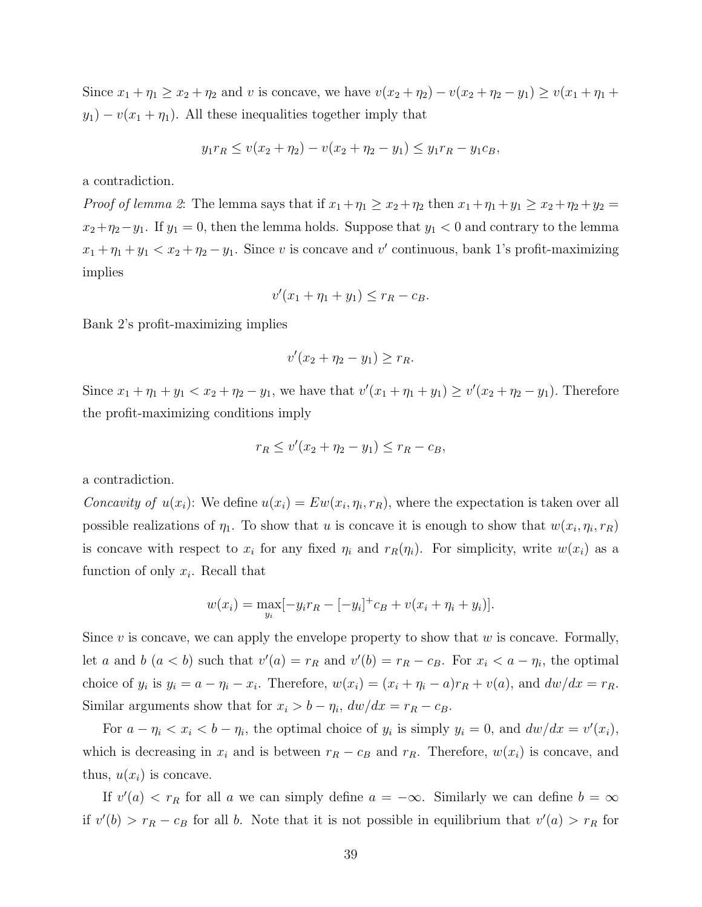Since $x_1 + \eta_1 \geq x_2 + \eta_2$ and $v$ is concave, we have $v(x_2 + \eta_2) - v(x_2 + \eta_2 - y_1) \geq v(x_1 + \eta_1 + y_1) - v(x_1 + \eta_1)$. All these inequalities together imply that

$$y_1 r_R \leq v(x_2 + \eta_2) - v(x_2 + \eta_2 - y_1) \leq y_1 r_R - y_1 c_B,$$

a contradiction.

*Proof of lemma 2*: The lemma says that if $x_1 + \eta_1 \geq x_2 + \eta_2$ then $x_1 + \eta_1 + y_1 \geq x_2 + \eta_2 + y_2 = x_2 + \eta_2 - y_1$. If $y_1 = 0$, then the lemma holds. Suppose that $y_1 < 0$ and contrary to the lemma $x_1 + \eta_1 + y_1 < x_2 + \eta_2 - y_1$. Since $v$ is concave and $v'$ continuous, bank 1's profit-maximizing implies

$$v'(x_1 + \eta_1 + y_1) \leq r_R - c_B.$$

Bank 2's profit-maximizing implies

$$v'(x_2 + \eta_2 - y_1) \geq r_R.$$

Since $x_1 + \eta_1 + y_1 < x_2 + \eta_2 - y_1$, we have that $v'(x_1 + \eta_1 + y_1) \geq v'(x_2 + \eta_2 - y_1)$. Therefore the profit-maximizing conditions imply

$$r_R \leq v'(x_2 + \eta_2 - y_1) \leq r_R - c_B,$$

a contradiction.

*Concavity of* $u(x_i)$: We define $u(x_i) = Ew(x_i, \eta_i, r_R)$, where the expectation is taken over all possible realizations of $\eta_1$. To show that $u$ is concave it is enough to show that $w(x_i, \eta_i, r_R)$ is concave with respect to $x_i$ for any fixed $\eta_i$ and $r_R(\eta_i)$. For simplicity, write $w(x_i)$ as a function of only $x_i$. Recall that

$$w(x_i) = \max_{y_i}[-y_i r_R - [-y_i]^+ c_B + v(x_i + \eta_i + y_i)].$$

Since $v$ is concave, we can apply the envelope property to show that $w$ is concave. Formally, let $a$ and $b$ ($a < b$) such that $v'(a) = r_R$ and $v'(b) = r_R - c_B$. For $x_i < a - \eta_i$, the optimal choice of $y_i$ is $y_i = a - \eta_i - x_i$. Therefore, $w(x_i) = (x_i + \eta_i - a)r_R + v(a)$, and $dw/dx = r_R$. Similar arguments show that for $x_i > b - \eta_i$, $dw/dx = r_R - c_B$.

For $a - \eta_i < x_i < b - \eta_i$, the optimal choice of $y_i$ is simply $y_i = 0$, and $dw/dx = v'(x_i)$, which is decreasing in $x_i$ and is between $r_R - c_B$ and $r_R$. Therefore, $w(x_i)$ is concave, and thus, $u(x_i)$ is concave.

If $v'(a) < r_R$ for all $a$ we can simply define $a = -\infty$. Similarly we can define $b = \infty$ if $v'(b) > r_R - c_B$ for all $b$. Note that it is not possible in equilibrium that $v'(a) > r_R$ for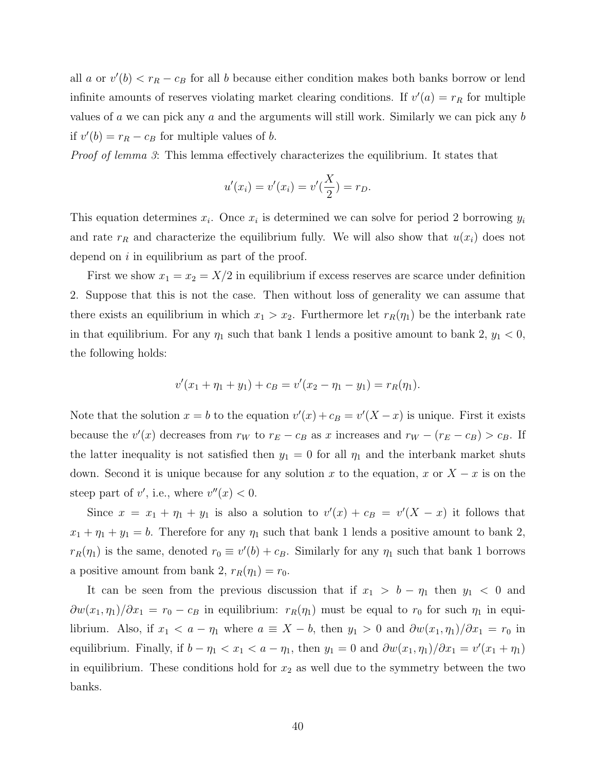all $a$ or $v'(b) < r_R - c_B$ for all $b$ because either condition makes both banks borrow or lend infinite amounts of reserves violating market clearing conditions. If $v'(a) = r_R$ for multiple values of $a$ we can pick any $a$ and the arguments will still work. Similarly we can pick any $b$ if $v'(b) = r_R - c_B$ for multiple values of $b$.

*Proof of lemma 3*: This lemma effectively characterizes the equilibrium. It states that

$$u'(x_i) = v'(x_i) = v'(\frac{X}{2}) = r_D.$$

This equation determines $x_i$. Once $x_i$ is determined we can solve for period 2 borrowing $y_i$ and rate $r_R$ and characterize the equilibrium fully. We will also show that $u(x_i)$ does not depend on $i$ in equilibrium as part of the proof.

First we show $x_1 = x_2 = X/2$ in equilibrium if excess reserves are scarce under definition 2. Suppose that this is not the case. Then without loss of generality we can assume that there exists an equilibrium in which $x_1 > x_2$. Furthermore let $r_R(\eta_1)$ be the interbank rate in that equilibrium. For any $\eta_1$ such that bank 1 lends a positive amount to bank 2, $y_1 < 0$, the following holds:

$$v'(x_1 + \eta_1 + y_1) + c_B = v'(x_2 - \eta_1 - y_1) = r_R(\eta_1).$$

Note that the solution $x = b$ to the equation $v'(x) + c_B = v'(X - x)$ is unique. First it exists because the $v'(x)$ decreases from $r_W$ to $r_E - c_B$ as $x$ increases and $r_W - (r_E - c_B) > c_B$. If the latter inequality is not satisfied then $y_1 = 0$ for all $\eta_1$ and the interbank market shuts down. Second it is unique because for any solution $x$ to the equation, $x$ or $X - x$ is on the steep part of $v'$, i.e., where $v''(x) < 0$.

Since $x = x_1 + \eta_1 + y_1$ is also a solution to $v'(x) + c_B = v'(X - x)$ it follows that $x_1 + \eta_1 + y_1 = b$. Therefore for any $\eta_1$ such that bank 1 lends a positive amount to bank 2, $r_R(\eta_1)$ is the same, denoted $r_0 \equiv v'(b) + c_B$. Similarly for any $\eta_1$ such that bank 1 borrows a positive amount from bank 2, $r_R(\eta_1) = r_0$.

It can be seen from the previous discussion that if $x_1 > b - \eta_1$ then $y_1 < 0$ and $\partial w(x_1, \eta_1)/\partial x_1 = r_0 - c_B$ in equilibrium: $r_R(\eta_1)$ must be equal to $r_0$ for such $\eta_1$ in equilibrium. Also, if $x_1 < a - \eta_1$ where $a \equiv X - b$, then $y_1 > 0$ and $\partial w(x_1, \eta_1)/\partial x_1 = r_0$ in equilibrium. Finally, if $b - \eta_1 < x_1 < a - \eta_1$, then $y_1 = 0$ and $\partial w(x_1, \eta_1)/\partial x_1 = v'(x_1 + \eta_1)$ in equilibrium. These conditions hold for $x_2$ as well due to the symmetry between the two banks.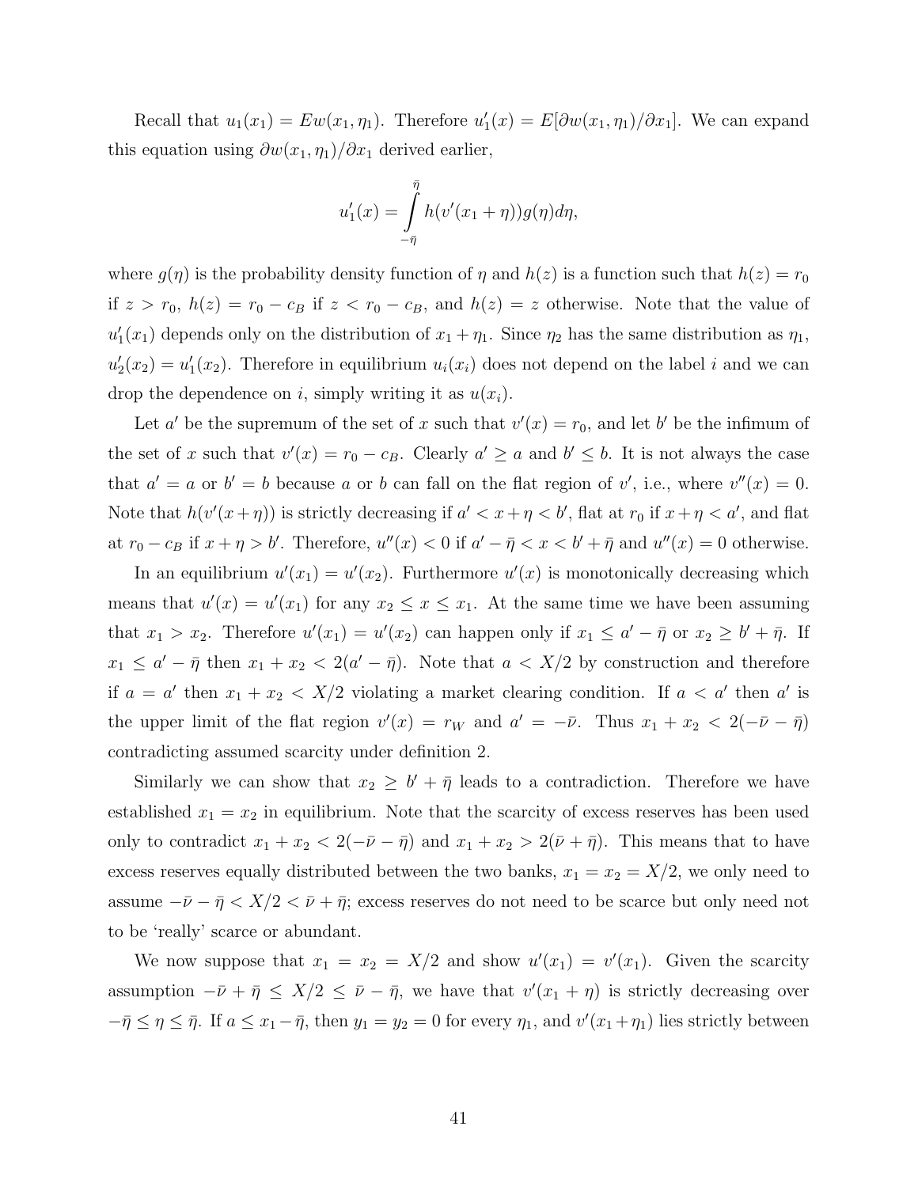Recall that $u_1(x_1) = Ew(x_1, \eta_1)$. Therefore $u_1'(x) = E[\partial w(x_1, \eta_1)/\partial x_1]$. We can expand this equation using $\partial w(x_1, \eta_1)/\partial x_1$ derived earlier,

$$u_1'(x) = \int_{-\bar{\eta}}^{\bar{\eta}} h(v'(x_1 + \eta))g(\eta)d\eta,$$

where $g(\eta)$ is the probability density function of $\eta$ and $h(z)$ is a function such that $h(z) = r_0$ if $z > r_0$, $h(z) = r_0 - c_B$ if $z < r_0 - c_B$, and $h(z) = z$ otherwise. Note that the value of $u_1'(x_1)$ depends only on the distribution of $x_1 + \eta_1$. Since $\eta_2$ has the same distribution as $\eta_1$, $u_2'(x_2) = u_1'(x_2)$. Therefore in equilibrium $u_i(x_i)$ does not depend on the label $i$ and we can drop the dependence on $i$, simply writing it as $u(x_i)$.

Let $a'$ be the supremum of the set of $x$ such that $v'(x) = r_0$, and let $b'$ be the infimum of the set of $x$ such that $v'(x) = r_0 - c_B$. Clearly $a' \geq a$ and $b' \leq b$. It is not always the case that $a' = a$ or $b' = b$ because $a$ or $b$ can fall on the flat region of $v'$, i.e., where $v''(x) = 0$. Note that $h(v'(x + \eta))$ is strictly decreasing if $a' < x + \eta < b'$, flat at $r_0$ if $x + \eta < a'$, and flat at $r_0 - c_B$ if $x + \eta > b'$. Therefore, $u''(x) < 0$ if $a' - \bar{\eta} < x < b' + \bar{\eta}$ and $u''(x) = 0$ otherwise.

In an equilibrium $u'(x_1) = u'(x_2)$. Furthermore $u'(x)$ is monotonically decreasing which means that $u'(x) = u'(x_1)$ for any $x_2 \leq x \leq x_1$. At the same time we have been assuming that $x_1 > x_2$. Therefore $u'(x_1) = u'(x_2)$ can happen only if $x_1 \leq a' - \bar{\eta}$ or $x_2 \geq b' + \bar{\eta}$. If $x_1 \leq a' - \bar{\eta}$ then $x_1 + x_2 < 2(a' - \bar{\eta})$. Note that $a < X/2$ by construction and therefore if $a = a'$ then $x_1 + x_2 < X/2$ violating a market clearing condition. If $a < a'$ then $a'$ is the upper limit of the flat region $v'(x) = r_W$ and $a' = -\bar{\nu}$. Thus $x_1 + x_2 < 2(-\bar{\nu} - \bar{\eta})$ contradicting assumed scarcity under definition 2.

Similarly we can show that $x_2 \geq b' + \bar{\eta}$ leads to a contradiction. Therefore we have established $x_1 = x_2$ in equilibrium. Note that the scarcity of excess reserves has been used only to contradict $x_1 + x_2 < 2(-\bar{\nu} - \bar{\eta})$ and $x_1 + x_2 > 2(\bar{\nu} + \bar{\eta})$. This means that to have excess reserves equally distributed between the two banks, $x_1 = x_2 = X/2$, we only need to assume $-\bar{\nu} - \bar{\eta} < X/2 < \bar{\nu} + \bar{\eta}$; excess reserves do not need to be scarce but only need not to be 'really' scarce or abundant.

We now suppose that $x_1 = x_2 = X/2$ and show $u'(x_1) = v'(x_1)$. Given the scarcity assumption $-\bar{\nu} + \bar{\eta} \leq X/2 \leq \bar{\nu} - \bar{\eta}$, we have that $v'(x_1 + \eta)$ is strictly decreasing over $-\bar{\eta} \leq \eta \leq \bar{\eta}$. If $a \leq x_1 - \bar{\eta}$, then $y_1 = y_2 = 0$ for every $\eta_1$, and $v'(x_1 + \eta_1)$ lies strictly between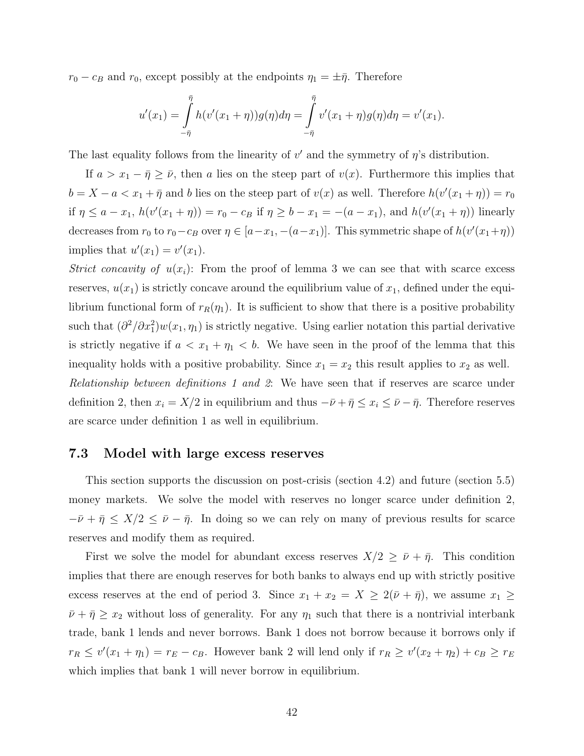$r_0 - c_B$ and $r_0$, except possibly at the endpoints $\eta_1 = \pm\bar{\eta}$. Therefore

$$u'(x_1) = \int_{-\bar{\eta}}^{\bar{\eta}} h(v'(x_1 + \eta))g(\eta)d\eta = \int_{-\bar{\eta}}^{\bar{\eta}} v'(x_1 + \eta)g(\eta)d\eta = v'(x_1).$$

The last equality follows from the linearity of $v'$ and the symmetry of $\eta$'s distribution.

If $a > x_1 - \bar{\eta} \geq \bar{\nu}$, then $a$ lies on the steep part of $v(x)$. Furthermore this implies that $b = X - a < x_1 + \bar{\eta}$ and $b$ lies on the steep part of $v(x)$ as well. Therefore $h(v'(x_1 + \eta)) = r_0$ if $\eta \leq a - x_1$, $h(v'(x_1 + \eta)) = r_0 - c_B$ if $\eta \geq b - x_1 = -(a - x_1)$, and $h(v'(x_1 + \eta))$ linearly decreases from $r_0$ to $r_0 - c_B$ over $\eta \in [a - x_1, -(a - x_1)]$. This symmetric shape of $h(v'(x_1 + \eta))$ implies that $u'(x_1) = v'(x_1)$.

*Strict concavity of* $u(x_i)$: From the proof of lemma 3 we can see that with scarce excess reserves, $u(x_1)$ is strictly concave around the equilibrium value of $x_1$, defined under the equilibrium functional form of $r_R(\eta_1)$. It is sufficient to show that there is a positive probability such that $(\partial^2/\partial x_1^2)w(x_1, \eta_1)$ is strictly negative. Using earlier notation this partial derivative is strictly negative if $a < x_1 + \eta_1 < b$. We have seen in the proof of the lemma that this inequality holds with a positive probability. Since $x_1 = x_2$ this result applies to $x_2$ as well.

*Relationship between definitions 1 and 2*: We have seen that if reserves are scarce under definition 2, then $x_i = X/2$ in equilibrium and thus $-\bar{\nu} + \bar{\eta} \leq x_i \leq \bar{\nu} - \bar{\eta}$. Therefore reserves are scarce under definition 1 as well in equilibrium.

### 7.3 Model with large excess reserves

This section supports the discussion on post-crisis (section 4.2) and future (section 5.5) money markets. We solve the model with reserves no longer scarce under definition 2, $-\bar{\nu} + \bar{\eta} \leq X/2 \leq \bar{\nu} - \bar{\eta}$. In doing so we can rely on many of previous results for scarce reserves and modify them as required.

First we solve the model for abundant excess reserves $X/2 \geq \bar{\nu} + \bar{\eta}$. This condition implies that there are enough reserves for both banks to always end up with strictly positive excess reserves at the end of period 3. Since $x_1 + x_2 = X \geq 2(\bar{\nu} + \bar{\eta})$, we assume $x_1 \geq \bar{\nu} + \bar{\eta} \geq x_2$ without loss of generality. For any $\eta_1$ such that there is a nontrivial interbank trade, bank 1 lends and never borrows. Bank 1 does not borrow because it borrows only if $r_R \leq v'(x_1 + \eta_1) = r_E - c_B$. However bank 2 will lend only if $r_R \geq v'(x_2 + \eta_2) + c_B \geq r_E$ which implies that bank 1 will never borrow in equilibrium.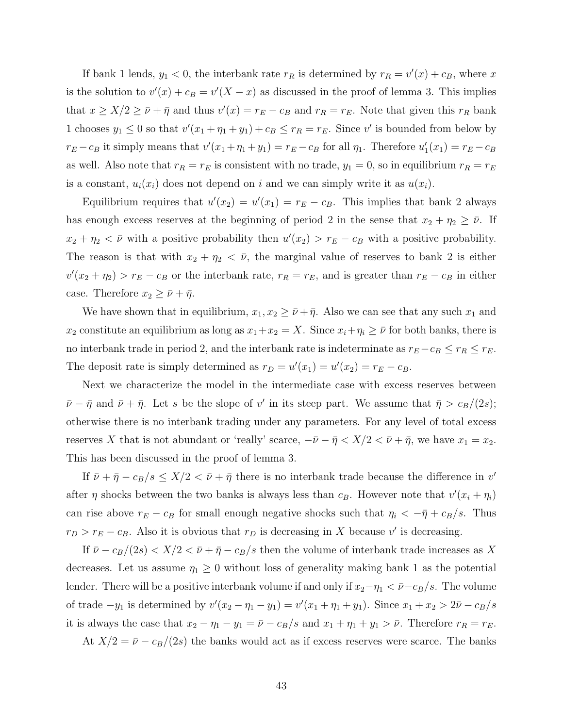If bank 1 lends, $y_1 < 0$, the interbank rate $r_R$ is determined by $r_R = v'(x) + c_B$, where $x$ is the solution to $v'(x) + c_B = v'(X - x)$ as discussed in the proof of lemma 3. This implies that $x \geq X/2 \geq \bar{\nu} + \bar{\eta}$ and thus $v'(x) = r_E - c_B$ and $r_R = r_E$. Note that given this $r_R$ bank 1 chooses $y_1 \leq 0$ so that $v'(x_1 + \eta_1 + y_1) + c_B \leq r_R = r_E$. Since $v'$ is bounded from below by $r_E - c_B$ it simply means that $v'(x_1 + \eta_1 + y_1) = r_E - c_B$ for all $\eta_1$. Therefore $u_1'(x_1) = r_E - c_B$ as well. Also note that $r_R = r_E$ is consistent with no trade, $y_1 = 0$, so in equilibrium $r_R = r_E$ is a constant, $u_i(x_i)$ does not depend on $i$ and we can simply write it as $u(x_i)$.

Equilibrium requires that $u'(x_2) = u'(x_1) = r_E - c_B$. This implies that bank 2 always has enough excess reserves at the beginning of period 2 in the sense that $x_2 + \eta_2 \geq \bar{\nu}$. If $x_2 + \eta_2 < \bar{\nu}$ with a positive probability then $u'(x_2) > r_E - c_B$ with a positive probability. The reason is that with $x_2 + \eta_2 < \bar{\nu}$, the marginal value of reserves to bank 2 is either $v'(x_2 + \eta_2) > r_E - c_B$ or the interbank rate, $r_R = r_E$, and is greater than $r_E - c_B$ in either case. Therefore $x_2 \geq \bar{\nu} + \bar{\eta}$.

We have shown that in equilibrium, $x_1, x_2 \geq \bar{\nu} + \bar{\eta}$. Also we can see that any such $x_1$ and $x_2$ constitute an equilibrium as long as $x_1 + x_2 = X$. Since $x_i + \eta_i \geq \bar{\nu}$ for both banks, there is no interbank trade in period 2, and the interbank rate is indeterminate as $r_E - c_B \leq r_R \leq r_E$. The deposit rate is simply determined as $r_D = u'(x_1) = u'(x_2) = r_E - c_B$.

Next we characterize the model in the intermediate case with excess reserves between $\bar{\nu} - \bar{\eta}$ and $\bar{\nu} + \bar{\eta}$. Let $s$ be the slope of $v'$ in its steep part. We assume that $\bar{\eta} > c_B/(2s)$; otherwise there is no interbank trading under any parameters. For any level of total excess reserves $X$ that is not abundant or 'really' scarce, $-\bar{\nu} - \bar{\eta} < X/2 < \bar{\nu} + \bar{\eta}$, we have $x_1 = x_2$. This has been discussed in the proof of lemma 3.

If $\bar{\nu} + \bar{\eta} - c_B/s \leq X/2 < \bar{\nu} + \bar{\eta}$ there is no interbank trade because the difference in $v'$ after $\eta$ shocks between the two banks is always less than $c_B$. However note that $v'(x_i + \eta_i)$ can rise above $r_E - c_B$ for small enough negative shocks such that $\eta_i < -\bar{\eta} + c_B/s$. Thus $r_D > r_E - c_B$. Also it is obvious that $r_D$ is decreasing in $X$ because $v'$ is decreasing.

If $\bar{\nu} - c_B/(2s) < X/2 < \bar{\nu} + \bar{\eta} - c_B/s$ then the volume of interbank trade increases as $X$ decreases. Let us assume $\eta_1 \geq 0$ without loss of generality making bank 1 as the potential lender. There will be a positive interbank volume if and only if $x_2 - \eta_1 < \bar{\nu} - c_B/s$. The volume of trade $-y_1$ is determined by $v'(x_2 - \eta_1 - y_1) = v'(x_1 + \eta_1 + y_1)$. Since $x_1 + x_2 > 2\bar{\nu} - c_B/s$ it is always the case that $x_2 - \eta_1 - y_1 = \bar{\nu} - c_B/s$ and $x_1 + \eta_1 + y_1 > \bar{\nu}$. Therefore $r_R = r_E$.

At $X/2 = \bar{\nu} - c_B/(2s)$ the banks would act as if excess reserves were scarce. The banks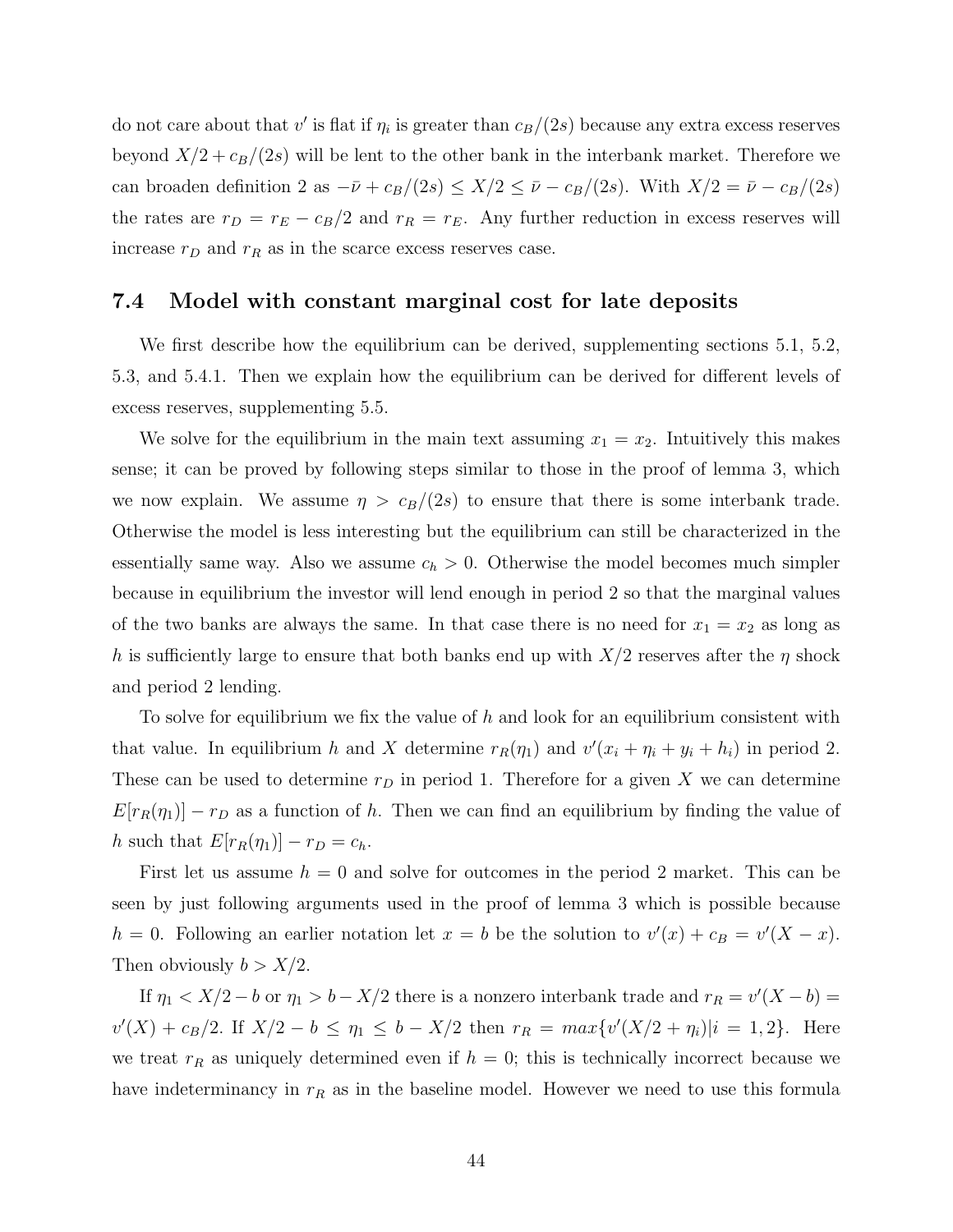do not care about that $v'$ is flat if $\eta_i$ is greater than $c_B/(2s)$ because any extra excess reserves beyond $X/2 + c_B/(2s)$ will be lent to the other bank in the interbank market. Therefore we can broaden definition 2 as $-\bar{\nu} + c_B/(2s) \leq X/2 \leq \bar{\nu} - c_B/(2s)$. With $X/2 = \bar{\nu} - c_B/(2s)$ the rates are $r_D = r_E - c_B/2$ and $r_R = r_E$. Any further reduction in excess reserves will increase $r_D$ and $r_R$ as in the scarce excess reserves case.

## 7.4 Model with constant marginal cost for late deposits

We first describe how the equilibrium can be derived, supplementing sections 5.1, 5.2, 5.3, and 5.4.1. Then we explain how the equilibrium can be derived for different levels of excess reserves, supplementing 5.5.

We solve for the equilibrium in the main text assuming $x_1 = x_2$. Intuitively this makes sense; it can be proved by following steps similar to those in the proof of lemma 3, which we now explain. We assume $\eta > c_B/(2s)$ to ensure that there is some interbank trade. Otherwise the model is less interesting but the equilibrium can still be characterized in the essentially same way. Also we assume $c_h > 0$. Otherwise the model becomes much simpler because in equilibrium the investor will lend enough in period 2 so that the marginal values of the two banks are always the same. In that case there is no need for $x_1 = x_2$ as long as $h$ is sufficiently large to ensure that both banks end up with $X/2$ reserves after the $\eta$ shock and period 2 lending.

To solve for equilibrium we fix the value of $h$ and look for an equilibrium consistent with that value. In equilibrium $h$ and $X$ determine $r_R(\eta_1)$ and $v'(x_i + \eta_i + y_i + h_i)$ in period 2. These can be used to determine $r_D$ in period 1. Therefore for a given $X$ we can determine $E[r_R(\eta_1)] - r_D$ as a function of $h$. Then we can find an equilibrium by finding the value of $h$ such that $E[r_R(\eta_1)] - r_D = c_h$.

First let us assume $h = 0$ and solve for outcomes in the period 2 market. This can be seen by just following arguments used in the proof of lemma 3 which is possible because $h = 0$. Following an earlier notation let $x = b$ be the solution to $v'(x) + c_B = v'(X - x)$. Then obviously $b > X/2$.

If $\eta_1 < X/2 - b$ or $\eta_1 > b - X/2$ there is a nonzero interbank trade and $r_R = v'(X - b) = v'(X) + c_B/2$. If $X/2 - b \leq \eta_1 \leq b - X/2$ then $r_R = max\{v'(X/2 + \eta_i) | i = 1, 2\}$. Here we treat $r_R$ as uniquely determined even if $h = 0$; this is technically incorrect because we have indeterminancy in $r_R$ as in the baseline model. However we need to use this formula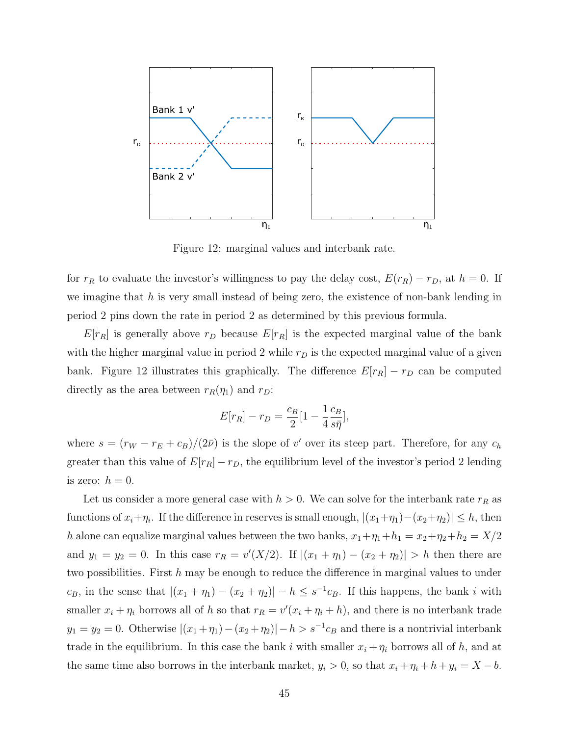Figure 12: marginal values and interbank rate.

for $r_R$ to evaluate the investor's willingness to pay the delay cost, $E(r_R) - r_D$, at $h = 0$. If we imagine that $h$ is very small instead of being zero, the existence of non-bank lending in period 2 pins down the rate in period 2 as determined by this previous formula.

$E[r_R]$ is generally above $r_D$ because $E[r_R]$ is the expected marginal value of the bank with the higher marginal value in period 2 while $r_D$ is the expected marginal value of a given bank. Figure 12 illustrates this graphically. The difference $E[r_R] - r_D$ can be computed directly as the area between $r_R(\eta_1)$ and $r_D$:

$$E[r_R] - r_D = \frac{c_B}{2}[1 - \frac{1}{4}\frac{c_B}{s\bar{\eta}}],$$

where $s = (r_W - r_E + c_B)/(2\bar{\nu})$ is the slope of $v'$ over its steep part. Therefore, for any $c_h$ greater than this value of $E[r_R] - r_D$, the equilibrium level of the investor's period 2 lending is zero: $h = 0$.

Let us consider a more general case with $h > 0$. We can solve for the interbank rate $r_R$ as functions of $x_i + \eta_i$. If the difference in reserves is small enough, $|(x_1+\eta_1)-(x_2+\eta_2)| \leq h$, then $h$ alone can equalize marginal values between the two banks, $x_1+\eta_1+h_1 = x_2+\eta_2+h_2 = X/2$ and $y_1 = y_2 = 0$. In this case $r_R = v'(X/2)$. If $|(x_1 + \eta_1) - (x_2 + \eta_2)| > h$ then there are two possibilities. First $h$ may be enough to reduce the difference in marginal values to under $c_B$, in the sense that $|(x_1 + \eta_1) - (x_2 + \eta_2)| - h \leq s^{-1}c_B$. If this happens, the bank $i$ with smaller $x_i + \eta_i$ borrows all of $h$ so that $r_R = v'(x_i + \eta_i + h)$, and there is no interbank trade $y_1 = y_2 = 0$. Otherwise $|(x_1+\eta_1)-(x_2+\eta_2)|-h > s^{-1}c_B$ and there is a nontrivial interbank trade in the equilibrium. In this case the bank $i$ with smaller $x_i + \eta_i$ borrows all of $h$, and at the same time also borrows in the interbank market, $y_i > 0$, so that $x_i + \eta_i + h + y_i = X - b$.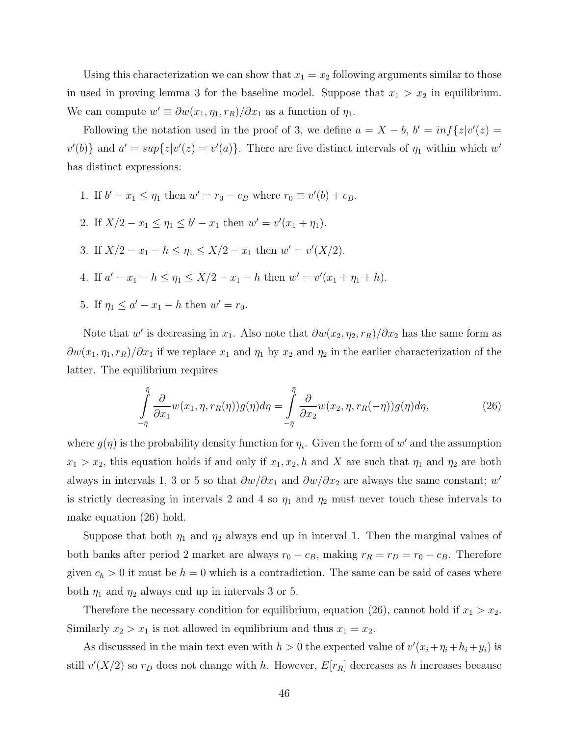Using this characterization we can show that $x_1 = x_2$ following arguments similar to those in used in proving lemma 3 for the baseline model. Suppose that $x_1 > x_2$ in equilibrium. We can compute $w' \equiv \partial w(x_1, \eta_1, r_R)/\partial x_1$ as a function of $\eta_1$.

Following the notation used in the proof of 3, we define $a = X - b$, $b' = inf\{z|v'(z) = v'(b)\}$ and $a' = sup\{z|v'(z) = v'(a)\}$. There are five distinct intervals of $\eta_1$ within which $w'$ has distinct expressions:

1. If $b' - x_1 \leq \eta_1$ then $w' = r_0 - c_B$ where $r_0 \equiv v'(b) + c_B$.
2. If $X/2 - x_1 \leq \eta_1 \leq b' - x_1$ then $w' = v'(x_1 + \eta_1)$.
3. If $X/2 - x_1 - h \leq \eta_1 \leq X/2 - x_1$ then $w' = v'(X/2)$.
4. If $a' - x_1 - h \leq \eta_1 \leq X/2 - x_1 - h$ then $w' = v'(x_1 + \eta_1 + h)$.
5. If $\eta_1 \leq a' - x_1 - h$ then $w' = r_0$.

Note that $w'$ is decreasing in $x_1$. Also note that $\partial w(x_2, \eta_2, r_R)/\partial x_2$ has the same form as $\partial w(x_1, \eta_1, r_R)/\partial x_1$ if we replace $x_1$ and $\eta_1$ by $x_2$ and $\eta_2$ in the earlier characterization of the latter. The equilibrium requires

$$\int_{-\bar{\eta}}^{\bar{\eta}} \frac{\partial}{\partial x_1} w(x_1, \eta, r_R(\eta)) g(\eta) d\eta = \int_{-\bar{\eta}}^{\bar{\eta}} \frac{\partial}{\partial x_2} w(x_2, \eta, r_R(-\eta)) g(\eta) d\eta, \tag{26}$$

where $g(\eta)$ is the probability density function for $\eta_i$. Given the form of $w'$ and the assumption $x_1 > x_2$, this equation holds if and only if $x_1, x_2, h$ and $X$ are such that $\eta_1$ and $\eta_2$ are both always in intervals 1, 3 or 5 so that $\partial w/\partial x_1$ and $\partial w/\partial x_2$ are always the same constant; $w'$ is strictly decreasing in intervals 2 and 4 so $\eta_1$ and $\eta_2$ must never touch these intervals to make equation (26) hold.

Suppose that both $\eta_1$ and $\eta_2$ always end up in interval 1. Then the marginal values of both banks after period 2 market are always $r_0 - c_B$, making $r_R = r_D = r_0 - c_B$. Therefore given $c_h > 0$ it must be $h = 0$ which is a contradiction. The same can be said of cases where both $\eta_1$ and $\eta_2$ always end up in intervals 3 or 5.

Therefore the necessary condition for equilibrium, equation (26), cannot hold if $x_1 > x_2$. Similarly $x_2 > x_1$ is not allowed in equilibrium and thus $x_1 = x_2$.

As discusssed in the main text even with $h > 0$ the expected value of $v'(x_i + \eta_i + h_i + y_i)$ is still $v'(X/2)$ so $r_D$ does not change with $h$. However, $E[r_R]$ decreases as $h$ increases because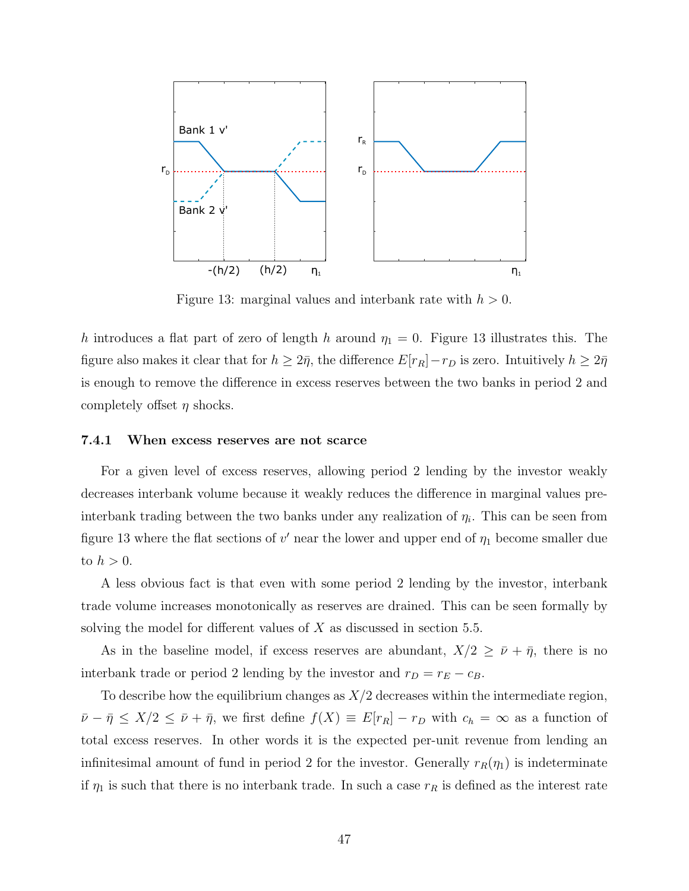Figure 13: marginal values and interbank rate with $h > 0$.

$h$ introduces a flat part of zero of length $h$ around $\eta_1 = 0$. Figure 13 illustrates this. The figure also makes it clear that for $h \geq 2\bar{\eta}$, the difference $E[r_R] - r_D$ is zero. Intuitively $h \geq 2\bar{\eta}$ is enough to remove the difference in excess reserves between the two banks in period 2 and completely offset $\eta$ shocks.

### 7.4.1 When excess reserves are not scarce

For a given level of excess reserves, allowing period 2 lending by the investor weakly decreases interbank volume because it weakly reduces the difference in marginal values pre-interbank trading between the two banks under any realization of $\eta_i$. This can be seen from figure 13 where the flat sections of $v'$ near the lower and upper end of $\eta_1$ become smaller due to $h > 0$.

A less obvious fact is that even with some period 2 lending by the investor, interbank trade volume increases monotonically as reserves are drained. This can be seen formally by solving the model for different values of $X$ as discussed in section 5.5.

As in the baseline model, if excess reserves are abundant, $X/2 \geq \bar{\nu} + \bar{\eta}$, there is no interbank trade or period 2 lending by the investor and $r_D = r_E - c_B$.

To describe how the equilibrium changes as $X/2$ decreases within the intermediate region, $\bar{\nu} - \bar{\eta} \leq X/2 \leq \bar{\nu} + \bar{\eta}$, we first define $f(X) \equiv E[r_R] - r_D$ with $c_h = \infty$ as a function of total excess reserves. In other words it is the expected per-unit revenue from lending an infinitesimal amount of fund in period 2 for the investor. Generally $r_R(\eta_1)$ is indeterminate if $\eta_1$ is such that there is no interbank trade. In such a case $r_R$ is defined as the interest rate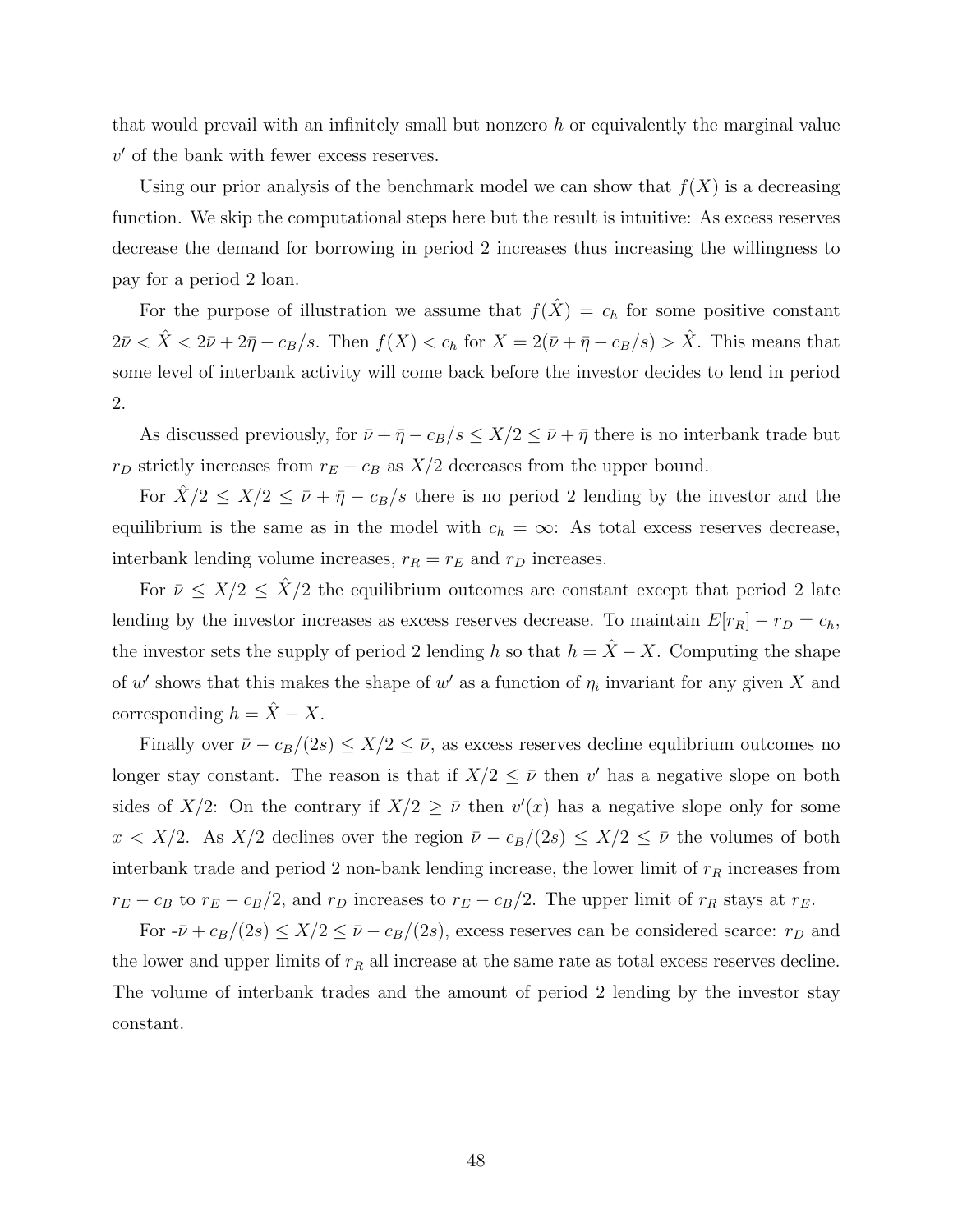that would prevail with an infinitely small but nonzero $h$ or equivalently the marginal value $v'$ of the bank with fewer excess reserves.

Using our prior analysis of the benchmark model we can show that $f(X)$ is a decreasing function. We skip the computational steps here but the result is intuitive: As excess reserves decrease the demand for borrowing in period 2 increases thus increasing the willingness to pay for a period 2 loan.

For the purpose of illustration we assume that $f(\hat{X}) = c_h$ for some positive constant $2\bar{\nu} < \hat{X} < 2\bar{\nu} + 2\bar{\eta} - c_B/s$. Then $f(X) < c_h$ for $X = 2(\bar{\nu} + \bar{\eta} - c_B/s) > \hat{X}$. This means that some level of interbank activity will come back before the investor decides to lend in period 2.

As discussed previously, for $\bar{\nu} + \bar{\eta} - c_B/s \leq X/2 \leq \bar{\nu} + \bar{\eta}$ there is no interbank trade but $r_D$ strictly increases from $r_E - c_B$ as $X/2$ decreases from the upper bound.

For $\hat{X}/2 \leq X/2 \leq \bar{\nu} + \bar{\eta} - c_B/s$ there is no period 2 lending by the investor and the equilibrium is the same as in the model with $c_h = \infty$: As total excess reserves decrease, interbank lending volume increases, $r_R = r_E$ and $r_D$ increases.

For $\bar{\nu} \leq X/2 \leq \hat{X}/2$ the equilibrium outcomes are constant except that period 2 late lending by the investor increases as excess reserves decrease. To maintain $E[r_R] - r_D = c_h$, the investor sets the supply of period 2 lending $h$ so that $h = \hat{X} - X$. Computing the shape of $w'$ shows that this makes the shape of $w'$ as a function of $\eta_i$ invariant for any given $X$ and corresponding $h = \hat{X} - X$.

Finally over $\bar{\nu} - c_B/(2s) \leq X/2 \leq \bar{\nu}$, as excess reserves decline equlibrium outcomes no longer stay constant. The reason is that if $X/2 \leq \bar{\nu}$ then $v'$ has a negative slope on both sides of $X/2$: On the contrary if $X/2 \geq \bar{\nu}$ then $v'(x)$ has a negative slope only for some $x < X/2$. As $X/2$ declines over the region $\bar{\nu} - c_B/(2s) \leq X/2 \leq \bar{\nu}$ the volumes of both interbank trade and period 2 non-bank lending increase, the lower limit of $r_R$ increases from $r_E - c_B$ to $r_E - c_B/2$, and $r_D$ increases to $r_E - c_B/2$. The upper limit of $r_R$ stays at $r_E$.

For $-\bar{\nu} + c_B/(2s) \leq X/2 \leq \bar{\nu} - c_B/(2s)$, excess reserves can be considered scarce: $r_D$ and the lower and upper limits of $r_R$ all increase at the same rate as total excess reserves decline. The volume of interbank trades and the amount of period 2 lending by the investor stay constant.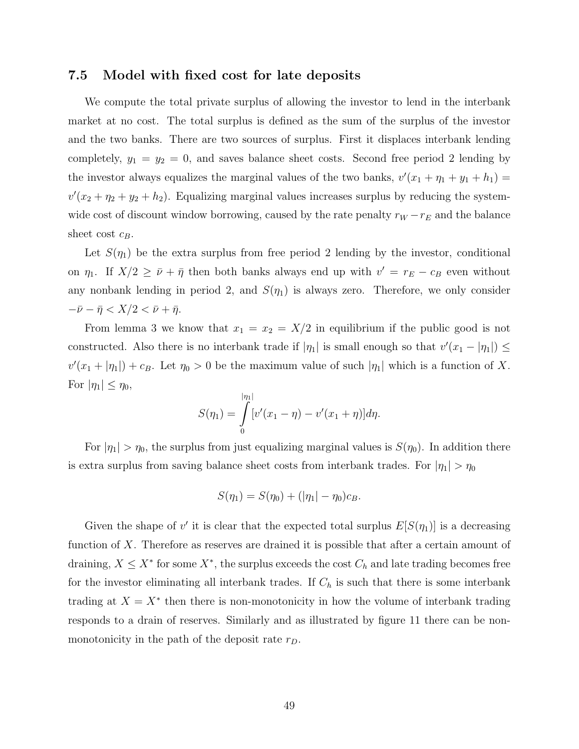### 7.5 Model with fixed cost for late deposits

We compute the total private surplus of allowing the investor to lend in the interbank market at no cost. The total surplus is defined as the sum of the surplus of the investor and the two banks. There are two sources of surplus. First it displaces interbank lending completely, $y_1 = y_2 = 0$, and saves balance sheet costs. Second free period 2 lending by the investor always equalizes the marginal values of the two banks, $v'(x_1 + \eta_1 + y_1 + h_1) = v'(x_2 + \eta_2 + y_2 + h_2)$. Equalizing marginal values increases surplus by reducing the system-wide cost of discount window borrowing, caused by the rate penalty $r_W - r_E$ and the balance sheet cost $c_B$.

Let $S(\eta_1)$ be the extra surplus from free period 2 lending by the investor, conditional on $\eta_1$. If $X/2 \geq \bar{\nu} + \bar{\eta}$ then both banks always end up with $v' = r_E - c_B$ even without any nonbank lending in period 2, and $S(\eta_1)$ is always zero. Therefore, we only consider $-\bar{\nu} - \bar{\eta} < X/2 < \bar{\nu} + \bar{\eta}$.

From lemma 3 we know that $x_1 = x_2 = X/2$ in equilibrium if the public good is not constructed. Also there is no interbank trade if $|\eta_1|$ is small enough so that $v'(x_1 - |\eta_1|) \leq v'(x_1 + |\eta_1|) + c_B$. Let $\eta_0 > 0$ be the maximum value of such $|\eta_1|$ which is a function of $X$. For $|\eta_1| \leq \eta_0$,

$$S(\eta_1) = \int_0^{|\eta_1|} [v'(x_1 - \eta) - v'(x_1 + \eta)] d\eta.$$

For $|\eta_1| > \eta_0$, the surplus from just equalizing marginal values is $S(\eta_0)$. In addition there is extra surplus from saving balance sheet costs from interbank trades. For $|\eta_1| > \eta_0$

$$S(\eta_1) = S(\eta_0) + (|\eta_1| - \eta_0)c_B.$$

Given the shape of $v'$ it is clear that the expected total surplus $E[S(\eta_1)]$ is a decreasing function of $X$. Therefore as reserves are drained it is possible that after a certain amount of draining, $X \leq X^*$ for some $X^*$, the surplus exceeds the cost $C_h$ and late trading becomes free for the investor eliminating all interbank trades. If $C_h$ is such that there is some interbank trading at $X = X^*$ then there is non-monotonicity in how the volume of interbank trading responds to a drain of reserves. Similarly and as illustrated by figure 11 there can be non-monotonicity in the path of the deposit rate $r_D$.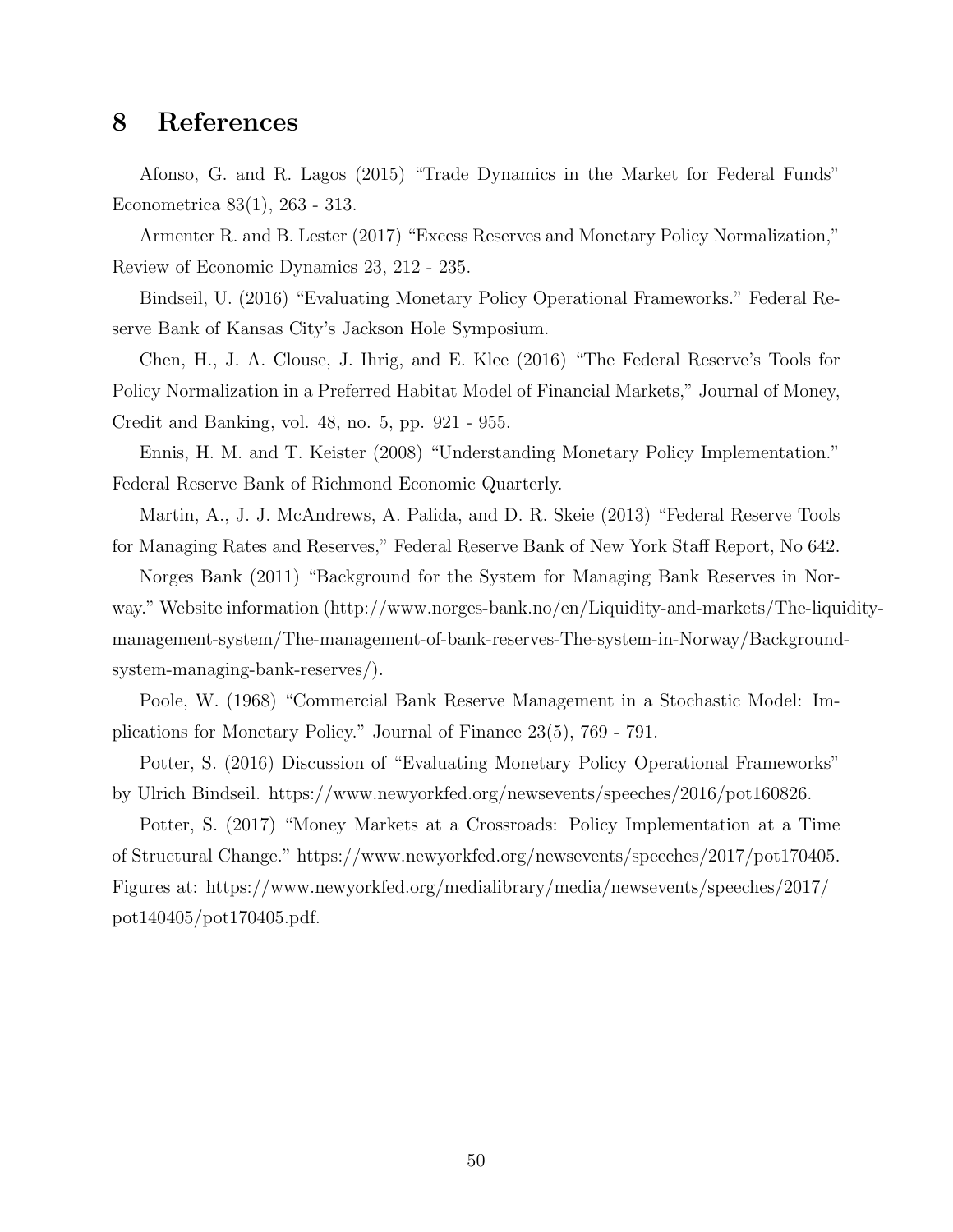# 8 References

Afonso, G. and R. Lagos (2015) "Trade Dynamics in the Market for Federal Funds" Econometrica 83(1), 263 - 313.

Armenter R. and B. Lester (2017) "Excess Reserves and Monetary Policy Normalization," Review of Economic Dynamics 23, 212 - 235.

Bindseil, U. (2016) "Evaluating Monetary Policy Operational Frameworks." Federal Reserve Bank of Kansas City's Jackson Hole Symposium.

Chen, H., J. A. Clouse, J. Ihrig, and E. Klee (2016) "The Federal Reserve's Tools for Policy Normalization in a Preferred Habitat Model of Financial Markets," Journal of Money, Credit and Banking, vol. 48, no. 5, pp. 921 - 955.

Ennis, H. M. and T. Keister (2008) "Understanding Monetary Policy Implementation." Federal Reserve Bank of Richmond Economic Quarterly.

Martin, A., J. J. McAndrews, A. Palida, and D. R. Skeie (2013) "Federal Reserve Tools for Managing Rates and Reserves," Federal Reserve Bank of New York Staff Report, No 642.

Norges Bank (2011) "Background for the System for Managing Bank Reserves in Norway." Website information (http://www.norges-bank.no/en/Liquidity-and-markets/The-liquidity-management-system/The-management-of-bank-reserves-The-system-in-Norway/Background-system-managing-bank-reserves/).

Poole, W. (1968) "Commercial Bank Reserve Management in a Stochastic Model: Implications for Monetary Policy." Journal of Finance 23(5), 769 - 791.

Potter, S. (2016) Discussion of "Evaluating Monetary Policy Operational Frameworks" by Ulrich Bindseil. https://www.newyorkfed.org/newsevents/speeches/2016/pot160826.

Potter, S. (2017) "Money Markets at a Crossroads: Policy Implementation at a Time of Structural Change." https://www.newyorkfed.org/newsevents/speeches/2017/pot170405. Figures at: https://www.newyorkfed.org/medialibrary/media/newsevents/speeches/2017/pot140405/pot170405.pdf.